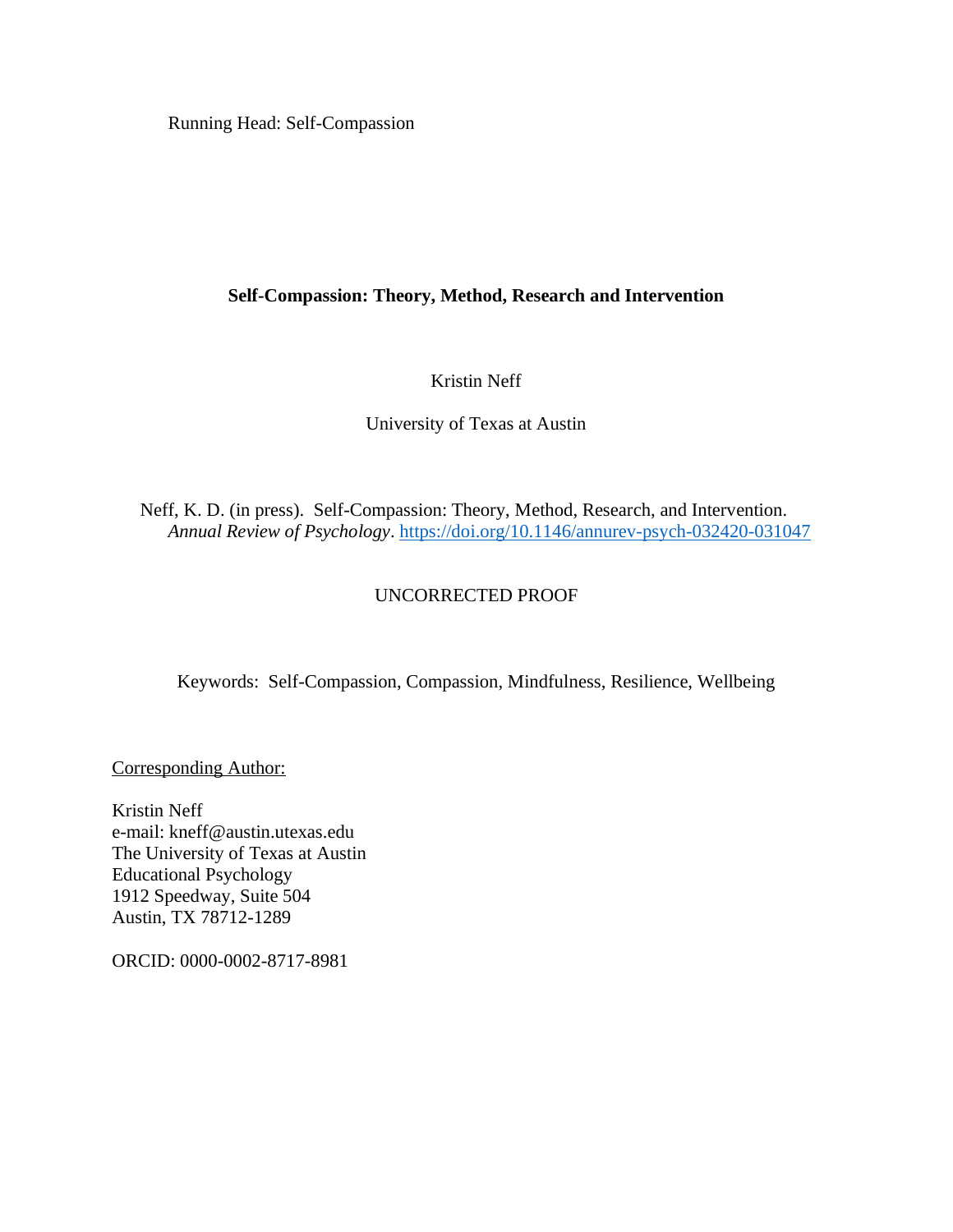Running Head: Self-Compassion

# Self-Compassion: Theory, Method, Research and Intervention

Kristin Neff

University of Texas at Austin

Neff, K. D. (in press). Self-Compassion: Theory, Method, Research, and Intervention. *Annual Review of Psychology*. https://doi.org/10.1146/annurev-psych-032420-031047

UNCORRECTED PROOF

Keywords: Self-Compassion, Compassion, Mindfulness, Resilience, Wellbeing

Corresponding Author:

Kristin Neff
e-mail: kneff@austin.utexas.edu
The University of Texas at Austin
Educational Psychology
1912 Speedway, Suite 504
Austin, TX 78712-1289

ORCID: 0000-0002-8717-8981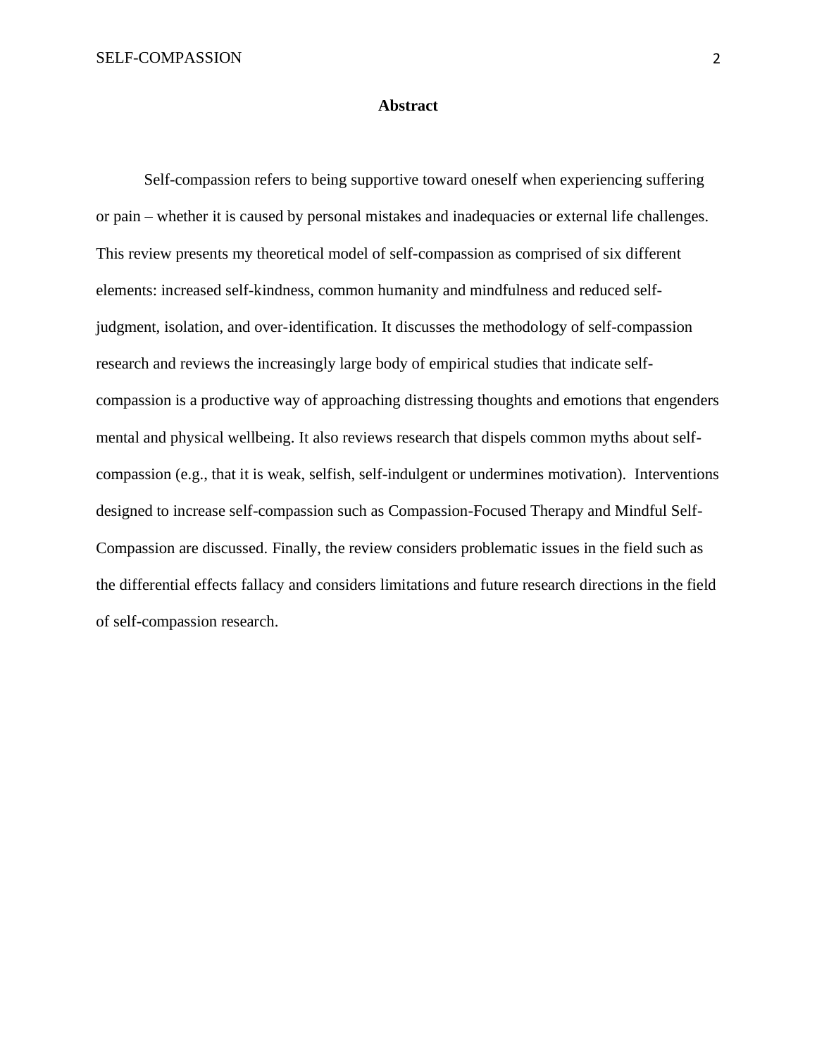## Abstract

Self-compassion refers to being supportive toward oneself when experiencing suffering or pain – whether it is caused by personal mistakes and inadequacies or external life challenges. This review presents my theoretical model of self-compassion as comprised of six different elements: increased self-kindness, common humanity and mindfulness and reduced self-judgment, isolation, and over-identification. It discusses the methodology of self-compassion research and reviews the increasingly large body of empirical studies that indicate self-compassion is a productive way of approaching distressing thoughts and emotions that engenders mental and physical wellbeing. It also reviews research that dispels common myths about self-compassion (e.g., that it is weak, selfish, self-indulgent or undermines motivation). Interventions designed to increase self-compassion such as Compassion-Focused Therapy and Mindful Self-Compassion are discussed. Finally, the review considers problematic issues in the field such as the differential effects fallacy and considers limitations and future research directions in the field of self-compassion research.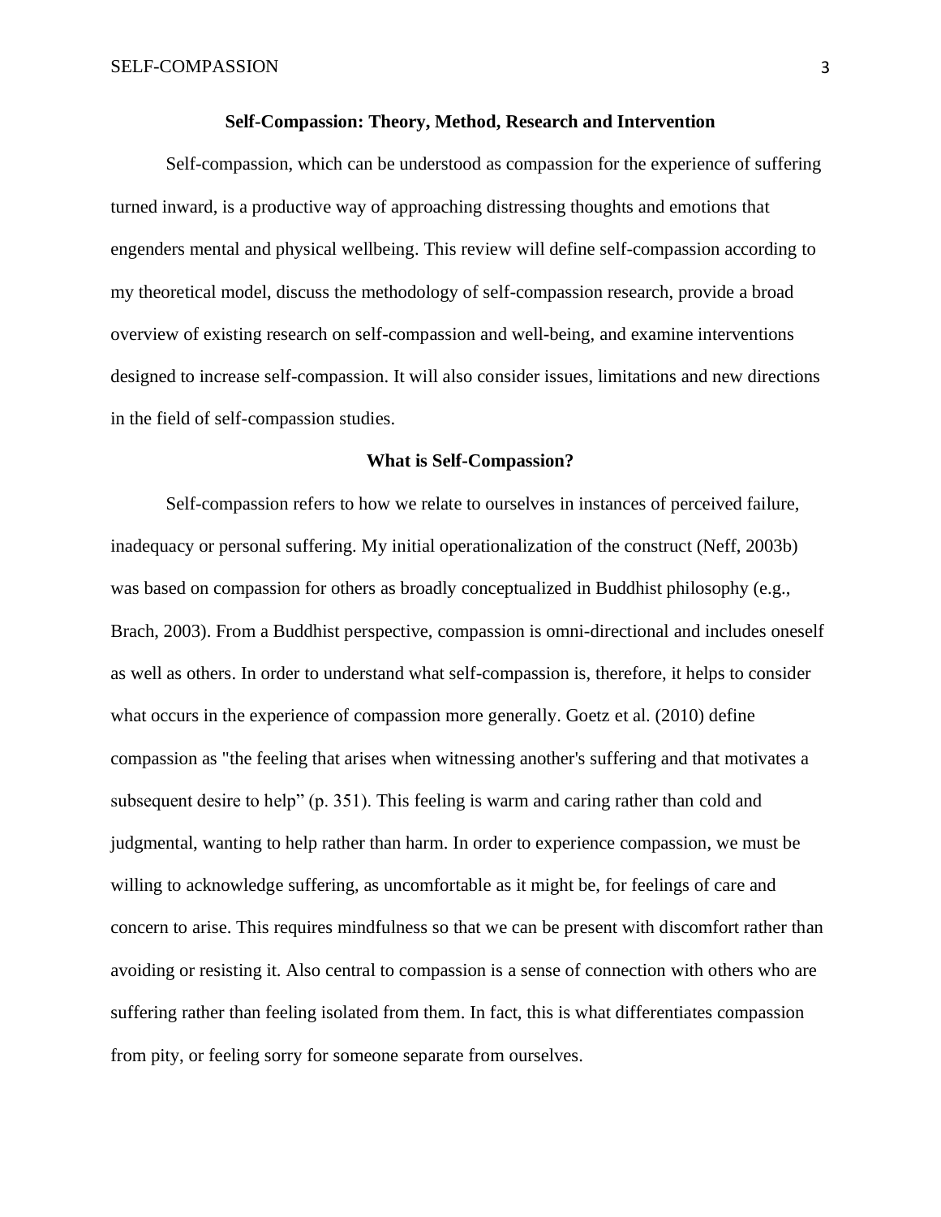## Self-Compassion: Theory, Method, Research and Intervention

Self-compassion, which can be understood as compassion for the experience of suffering turned inward, is a productive way of approaching distressing thoughts and emotions that engenders mental and physical wellbeing. This review will define self-compassion according to my theoretical model, discuss the methodology of self-compassion research, provide a broad overview of existing research on self-compassion and well-being, and examine interventions designed to increase self-compassion. It will also consider issues, limitations and new directions in the field of self-compassion studies.

### What is Self-Compassion?

Self-compassion refers to how we relate to ourselves in instances of perceived failure, inadequacy or personal suffering. My initial operationalization of the construct (Neff, 2003b) was based on compassion for others as broadly conceptualized in Buddhist philosophy (e.g., Brach, 2003). From a Buddhist perspective, compassion is omni-directional and includes oneself as well as others. In order to understand what self-compassion is, therefore, it helps to consider what occurs in the experience of compassion more generally. Goetz et al. (2010) define compassion as "the feeling that arises when witnessing another's suffering and that motivates a subsequent desire to help" (p. 351). This feeling is warm and caring rather than cold and judgmental, wanting to help rather than harm. In order to experience compassion, we must be willing to acknowledge suffering, as uncomfortable as it might be, for feelings of care and concern to arise. This requires mindfulness so that we can be present with discomfort rather than avoiding or resisting it. Also central to compassion is a sense of connection with others who are suffering rather than feeling isolated from them. In fact, this is what differentiates compassion from pity, or feeling sorry for someone separate from ourselves.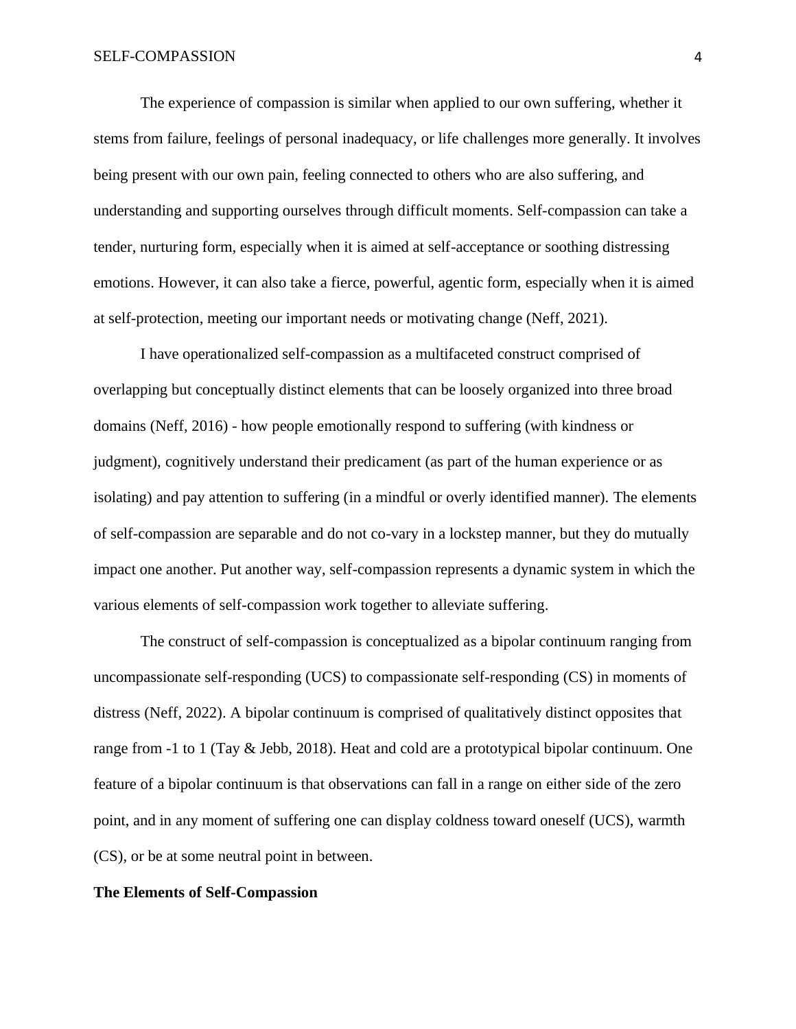The experience of compassion is similar when applied to our own suffering, whether it stems from failure, feelings of personal inadequacy, or life challenges more generally. It involves being present with our own pain, feeling connected to others who are also suffering, and understanding and supporting ourselves through difficult moments. Self-compassion can take a tender, nurturing form, especially when it is aimed at self-acceptance or soothing distressing emotions. However, it can also take a fierce, powerful, agentic form, especially when it is aimed at self-protection, meeting our important needs or motivating change (Neff, 2021).

I have operationalized self-compassion as a multifaceted construct comprised of overlapping but conceptually distinct elements that can be loosely organized into three broad domains (Neff, 2016) - how people emotionally respond to suffering (with kindness or judgment), cognitively understand their predicament (as part of the human experience or as isolating) and pay attention to suffering (in a mindful or overly identified manner). The elements of self-compassion are separable and do not co-vary in a lockstep manner, but they do mutually impact one another. Put another way, self-compassion represents a dynamic system in which the various elements of self-compassion work together to alleviate suffering.

The construct of self-compassion is conceptualized as a bipolar continuum ranging from uncompassionate self-responding (UCS) to compassionate self-responding (CS) in moments of distress (Neff, 2022). A bipolar continuum is comprised of qualitatively distinct opposites that range from -1 to 1 (Tay & Jebb, 2018). Heat and cold are a prototypical bipolar continuum. One feature of a bipolar continuum is that observations can fall in a range on either side of the zero point, and in any moment of suffering one can display coldness toward oneself (UCS), warmth (CS), or be at some neutral point in between.

**The Elements of Self-Compassion**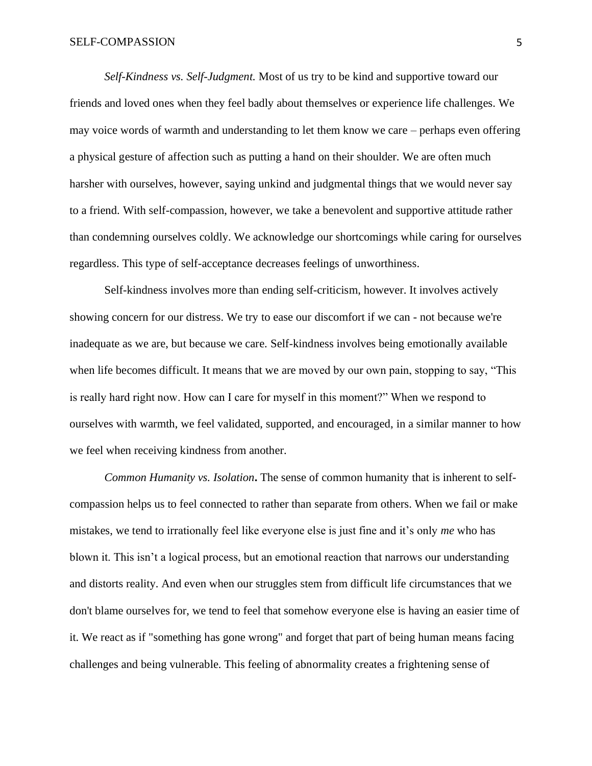*Self-Kindness vs. Self-Judgment.* Most of us try to be kind and supportive toward our friends and loved ones when they feel badly about themselves or experience life challenges. We may voice words of warmth and understanding to let them know we care – perhaps even offering a physical gesture of affection such as putting a hand on their shoulder. We are often much harsher with ourselves, however, saying unkind and judgmental things that we would never say to a friend. With self-compassion, however, we take a benevolent and supportive attitude rather than condemning ourselves coldly. We acknowledge our shortcomings while caring for ourselves regardless. This type of self-acceptance decreases feelings of unworthiness.

Self-kindness involves more than ending self-criticism, however. It involves actively showing concern for our distress. We try to ease our discomfort if we can - not because we're inadequate as we are, but because we care. Self-kindness involves being emotionally available when life becomes difficult. It means that we are moved by our own pain, stopping to say, "This is really hard right now. How can I care for myself in this moment?" When we respond to ourselves with warmth, we feel validated, supported, and encouraged, in a similar manner to how we feel when receiving kindness from another.

***Common Humanity vs. Isolation*.** The sense of common humanity that is inherent to self-compassion helps us to feel connected to rather than separate from others. When we fail or make mistakes, we tend to irrationally feel like everyone else is just fine and it's only *me* who has blown it. This isn't a logical process, but an emotional reaction that narrows our understanding and distorts reality. And even when our struggles stem from difficult life circumstances that we don't blame ourselves for, we tend to feel that somehow everyone else is having an easier time of it. We react as if "something has gone wrong" and forget that part of being human means facing challenges and being vulnerable. This feeling of abnormality creates a frightening sense of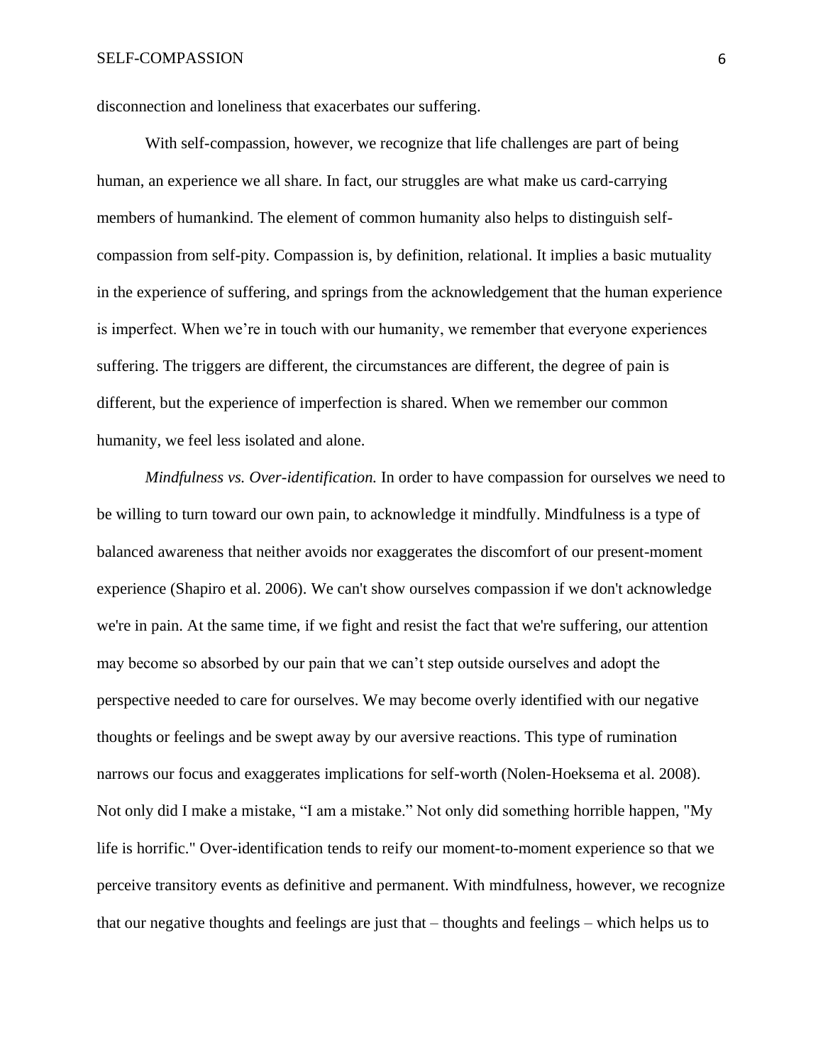disconnection and loneliness that exacerbates our suffering.

With self-compassion, however, we recognize that life challenges are part of being human, an experience we all share. In fact, our struggles are what make us card-carrying members of humankind. The element of common humanity also helps to distinguish self-compassion from self-pity. Compassion is, by definition, relational. It implies a basic mutuality in the experience of suffering, and springs from the acknowledgement that the human experience is imperfect. When we're in touch with our humanity, we remember that everyone experiences suffering. The triggers are different, the circumstances are different, the degree of pain is different, but the experience of imperfection is shared. When we remember our common humanity, we feel less isolated and alone.

*Mindfulness vs. Over-identification.* In order to have compassion for ourselves we need to be willing to turn toward our own pain, to acknowledge it mindfully. Mindfulness is a type of balanced awareness that neither avoids nor exaggerates the discomfort of our present-moment experience (Shapiro et al. 2006). We can't show ourselves compassion if we don't acknowledge we're in pain. At the same time, if we fight and resist the fact that we're suffering, our attention may become so absorbed by our pain that we can't step outside ourselves and adopt the perspective needed to care for ourselves. We may become overly identified with our negative thoughts or feelings and be swept away by our aversive reactions. This type of rumination narrows our focus and exaggerates implications for self-worth (Nolen-Hoeksema et al. 2008). Not only did I make a mistake, "I am a mistake." Not only did something horrible happen, "My life is horrific." Over-identification tends to reify our moment-to-moment experience so that we perceive transitory events as definitive and permanent. With mindfulness, however, we recognize that our negative thoughts and feelings are just that – thoughts and feelings – which helps us to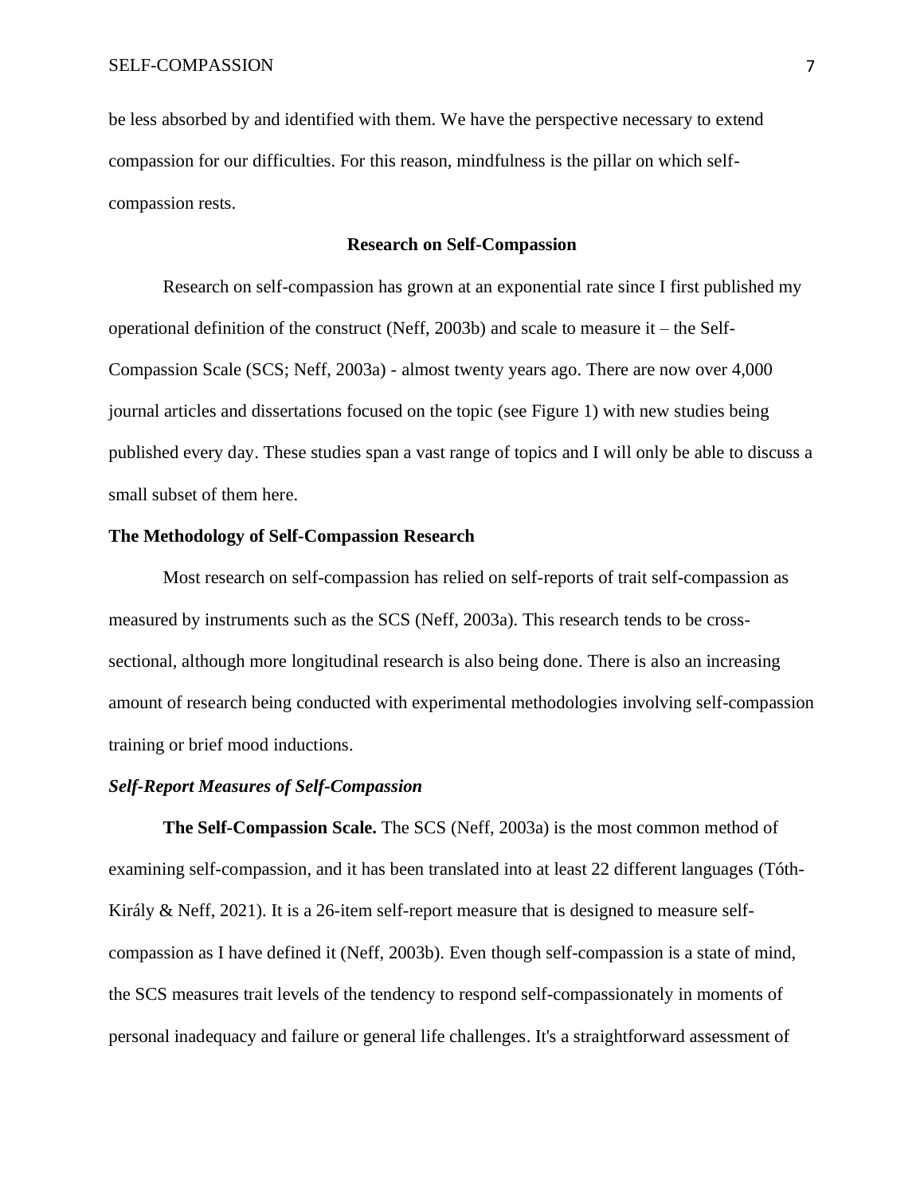be less absorbed by and identified with them. We have the perspective necessary to extend compassion for our difficulties. For this reason, mindfulness is the pillar on which self-compassion rests.

## Research on Self-Compassion

Research on self-compassion has grown at an exponential rate since I first published my operational definition of the construct (Neff, 2003b) and scale to measure it – the Self-Compassion Scale (SCS; Neff, 2003a) - almost twenty years ago. There are now over 4,000 journal articles and dissertations focused on the topic (see Figure 1) with new studies being published every day. These studies span a vast range of topics and I will only be able to discuss a small subset of them here.

### The Methodology of Self-Compassion Research

Most research on self-compassion has relied on self-reports of trait self-compassion as measured by instruments such as the SCS (Neff, 2003a). This research tends to be cross-sectional, although more longitudinal research is also being done. There is also an increasing amount of research being conducted with experimental methodologies involving self-compassion training or brief mood inductions.

#### *Self-Report Measures of Self-Compassion*

**The Self-Compassion Scale.** The SCS (Neff, 2003a) is the most common method of examining self-compassion, and it has been translated into at least 22 different languages (Tóth-Király & Neff, 2021). It is a 26-item self-report measure that is designed to measure self-compassion as I have defined it (Neff, 2003b). Even though self-compassion is a state of mind, the SCS measures trait levels of the tendency to respond self-compassionately in moments of personal inadequacy and failure or general life challenges. It's a straightforward assessment of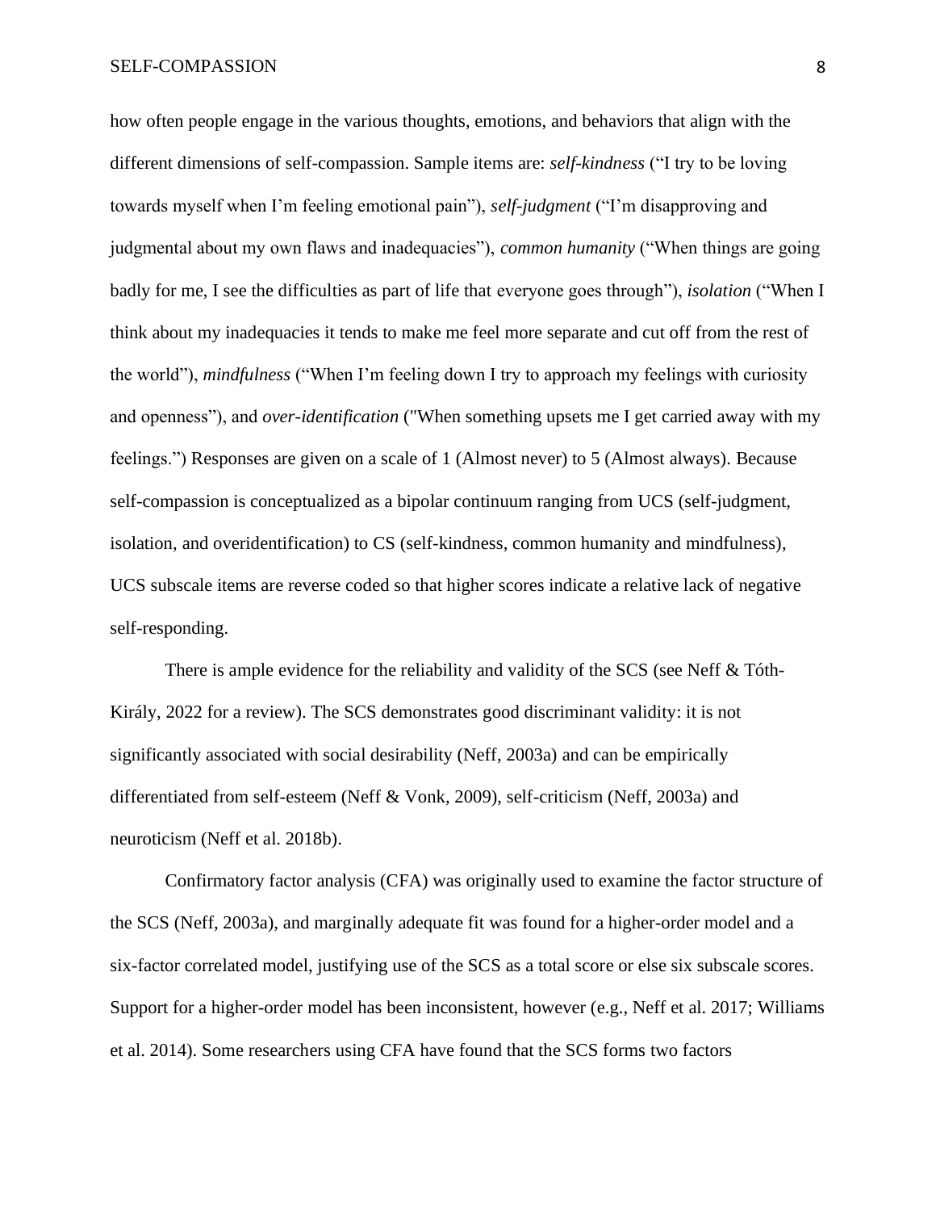how often people engage in the various thoughts, emotions, and behaviors that align with the different dimensions of self-compassion. Sample items are: *self-kindness* ("I try to be loving towards myself when I'm feeling emotional pain"), *self-judgment* ("I'm disapproving and judgmental about my own flaws and inadequacies"), *common humanity* ("When things are going badly for me, I see the difficulties as part of life that everyone goes through"), *isolation* ("When I think about my inadequacies it tends to make me feel more separate and cut off from the rest of the world"), *mindfulness* ("When I'm feeling down I try to approach my feelings with curiosity and openness"), and *over-identification* ("When something upsets me I get carried away with my feelings.") Responses are given on a scale of 1 (Almost never) to 5 (Almost always). Because self-compassion is conceptualized as a bipolar continuum ranging from UCS (self-judgment, isolation, and overidentification) to CS (self-kindness, common humanity and mindfulness), UCS subscale items are reverse coded so that higher scores indicate a relative lack of negative self-responding.

There is ample evidence for the reliability and validity of the SCS (see Neff & Tóth-Király, 2022 for a review). The SCS demonstrates good discriminant validity: it is not significantly associated with social desirability (Neff, 2003a) and can be empirically differentiated from self-esteem (Neff & Vonk, 2009), self-criticism (Neff, 2003a) and neuroticism (Neff et al. 2018b).

Confirmatory factor analysis (CFA) was originally used to examine the factor structure of the SCS (Neff, 2003a), and marginally adequate fit was found for a higher-order model and a six-factor correlated model, justifying use of the SCS as a total score or else six subscale scores. Support for a higher-order model has been inconsistent, however (e.g., Neff et al. 2017; Williams et al. 2014). Some researchers using CFA have found that the SCS forms two factors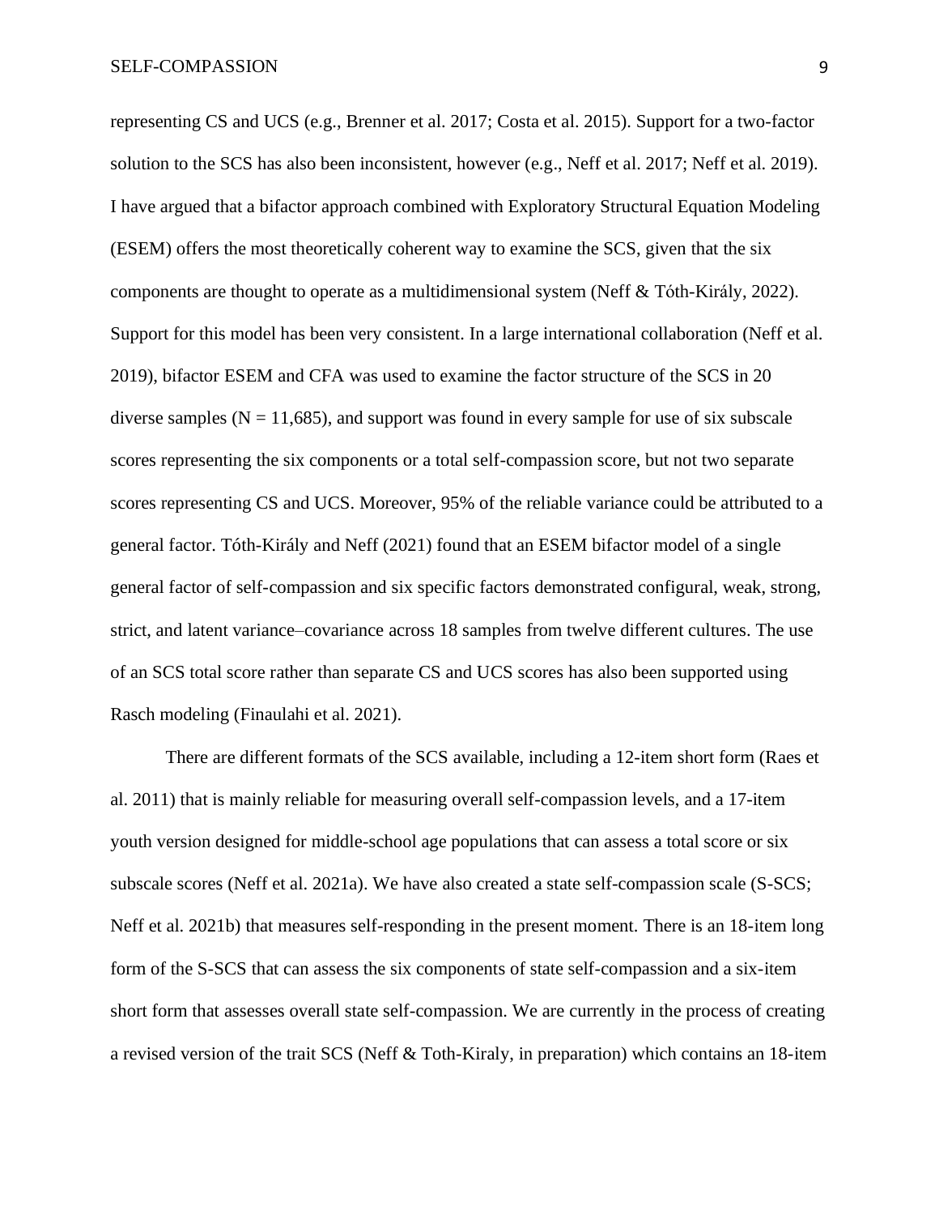representing CS and UCS (e.g., Brenner et al. 2017; Costa et al. 2015). Support for a two-factor solution to the SCS has also been inconsistent, however (e.g., Neff et al. 2017; Neff et al. 2019). I have argued that a bifactor approach combined with Exploratory Structural Equation Modeling (ESEM) offers the most theoretically coherent way to examine the SCS, given that the six components are thought to operate as a multidimensional system (Neff & Tóth-Király, 2022). Support for this model has been very consistent. In a large international collaboration (Neff et al. 2019), bifactor ESEM and CFA was used to examine the factor structure of the SCS in 20 diverse samples ($N = 11,685$), and support was found in every sample for use of six subscale scores representing the six components or a total self-compassion score, but not two separate scores representing CS and UCS. Moreover, 95% of the reliable variance could be attributed to a general factor. Tóth-Király and Neff (2021) found that an ESEM bifactor model of a single general factor of self-compassion and six specific factors demonstrated configural, weak, strong, strict, and latent variance–covariance across 18 samples from twelve different cultures. The use of an SCS total score rather than separate CS and UCS scores has also been supported using Rasch modeling (Finaulahi et al. 2021).

There are different formats of the SCS available, including a 12-item short form (Raes et al. 2011) that is mainly reliable for measuring overall self-compassion levels, and a 17-item youth version designed for middle-school age populations that can assess a total score or six subscale scores (Neff et al. 2021a). We have also created a state self-compassion scale (S-SCS; Neff et al. 2021b) that measures self-responding in the present moment. There is an 18-item long form of the S-SCS that can assess the six components of state self-compassion and a six-item short form that assesses overall state self-compassion. We are currently in the process of creating a revised version of the trait SCS (Neff & Toth-Kiraly, in preparation) which contains an 18-item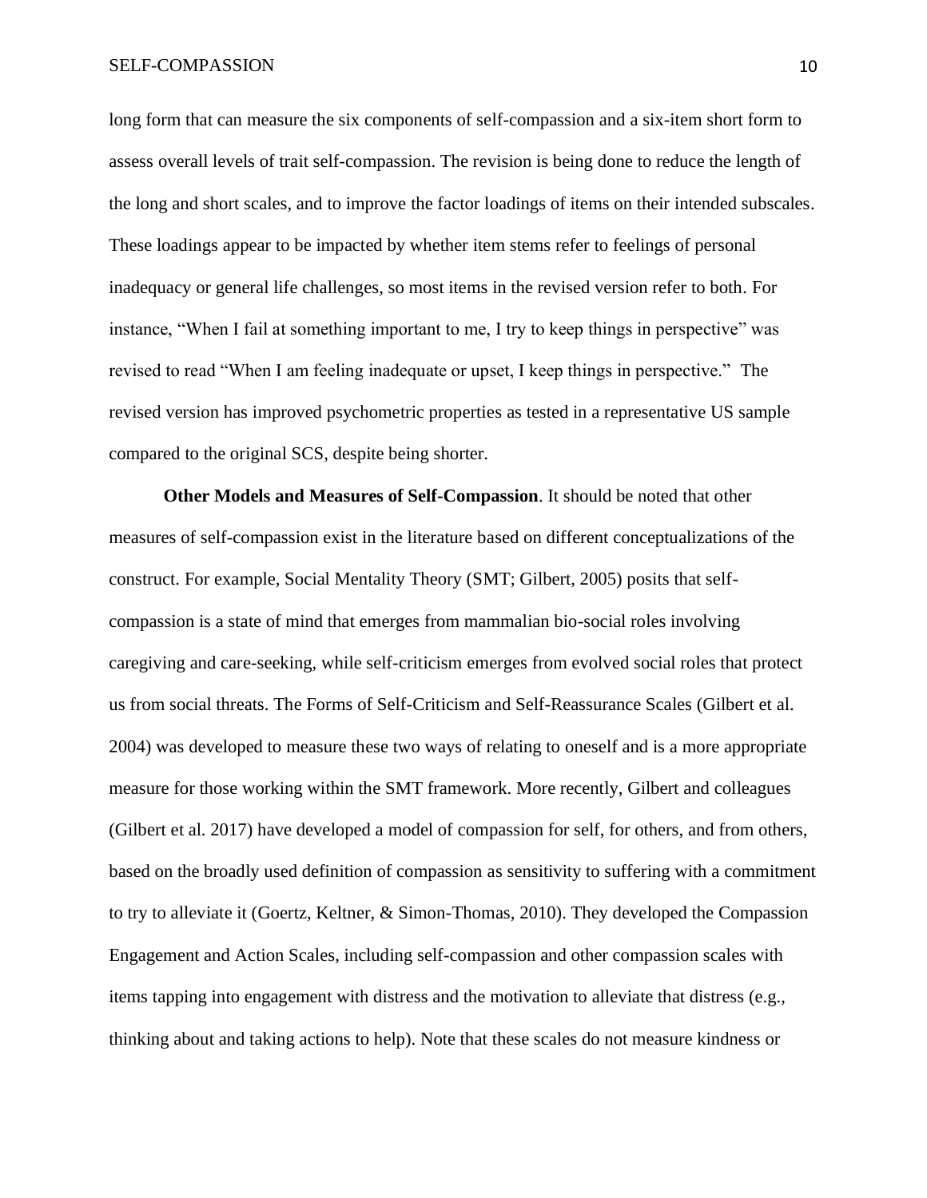long form that can measure the six components of self-compassion and a six-item short form to assess overall levels of trait self-compassion. The revision is being done to reduce the length of the long and short scales, and to improve the factor loadings of items on their intended subscales. These loadings appear to be impacted by whether item stems refer to feelings of personal inadequacy or general life challenges, so most items in the revised version refer to both. For instance, "When I fail at something important to me, I try to keep things in perspective" was revised to read "When I am feeling inadequate or upset, I keep things in perspective." The revised version has improved psychometric properties as tested in a representative US sample compared to the original SCS, despite being shorter.

**Other Models and Measures of Self-Compassion**. It should be noted that other measures of self-compassion exist in the literature based on different conceptualizations of the construct. For example, Social Mentality Theory (SMT; Gilbert, 2005) posits that self-compassion is a state of mind that emerges from mammalian bio-social roles involving caregiving and care-seeking, while self-criticism emerges from evolved social roles that protect us from social threats. The Forms of Self-Criticism and Self-Reassurance Scales (Gilbert et al. 2004) was developed to measure these two ways of relating to oneself and is a more appropriate measure for those working within the SMT framework. More recently, Gilbert and colleagues (Gilbert et al. 2017) have developed a model of compassion for self, for others, and from others, based on the broadly used definition of compassion as sensitivity to suffering with a commitment to try to alleviate it (Goertz, Keltner, & Simon-Thomas, 2010). They developed the Compassion Engagement and Action Scales, including self-compassion and other compassion scales with items tapping into engagement with distress and the motivation to alleviate that distress (e.g., thinking about and taking actions to help). Note that these scales do not measure kindness or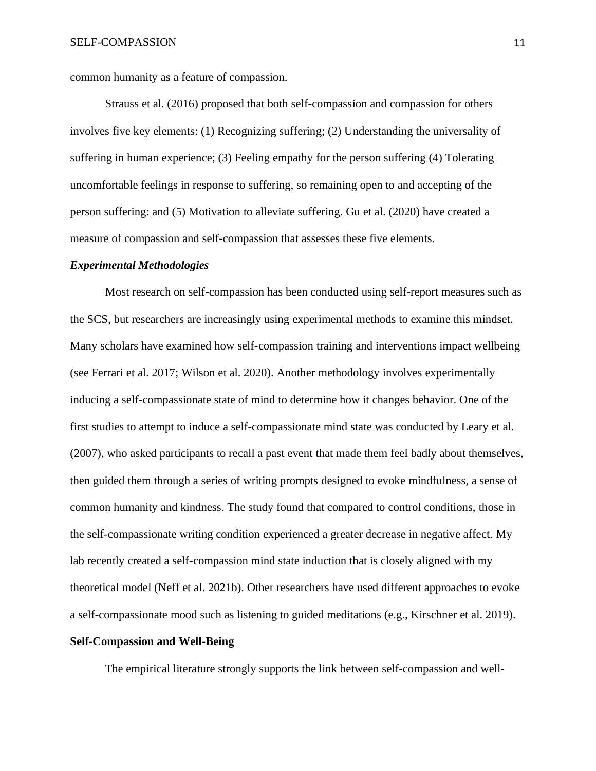common humanity as a feature of compassion.

Strauss et al. (2016) proposed that both self-compassion and compassion for others involves five key elements: (1) Recognizing suffering; (2) Understanding the universality of suffering in human experience; (3) Feeling empathy for the person suffering (4) Tolerating uncomfortable feelings in response to suffering, so remaining open to and accepting of the person suffering: and (5) Motivation to alleviate suffering. Gu et al. (2020) have created a measure of compassion and self-compassion that assesses these five elements.

### *Experimental Methodologies*

Most research on self-compassion has been conducted using self-report measures such as the SCS, but researchers are increasingly using experimental methods to examine this mindset. Many scholars have examined how self-compassion training and interventions impact wellbeing (see Ferrari et al. 2017; Wilson et al. 2020). Another methodology involves experimentally inducing a self-compassionate state of mind to determine how it changes behavior. One of the first studies to attempt to induce a self-compassionate mind state was conducted by Leary et al. (2007), who asked participants to recall a past event that made them feel badly about themselves, then guided them through a series of writing prompts designed to evoke mindfulness, a sense of common humanity and kindness. The study found that compared to control conditions, those in the self-compassionate writing condition experienced a greater decrease in negative affect. My lab recently created a self-compassion mind state induction that is closely aligned with my theoretical model (Neff et al. 2021b). Other researchers have used different approaches to evoke a self-compassionate mood such as listening to guided meditations (e.g., Kirschner et al. 2019).

## Self-Compassion and Well-Being

The empirical literature strongly supports the link between self-compassion and well-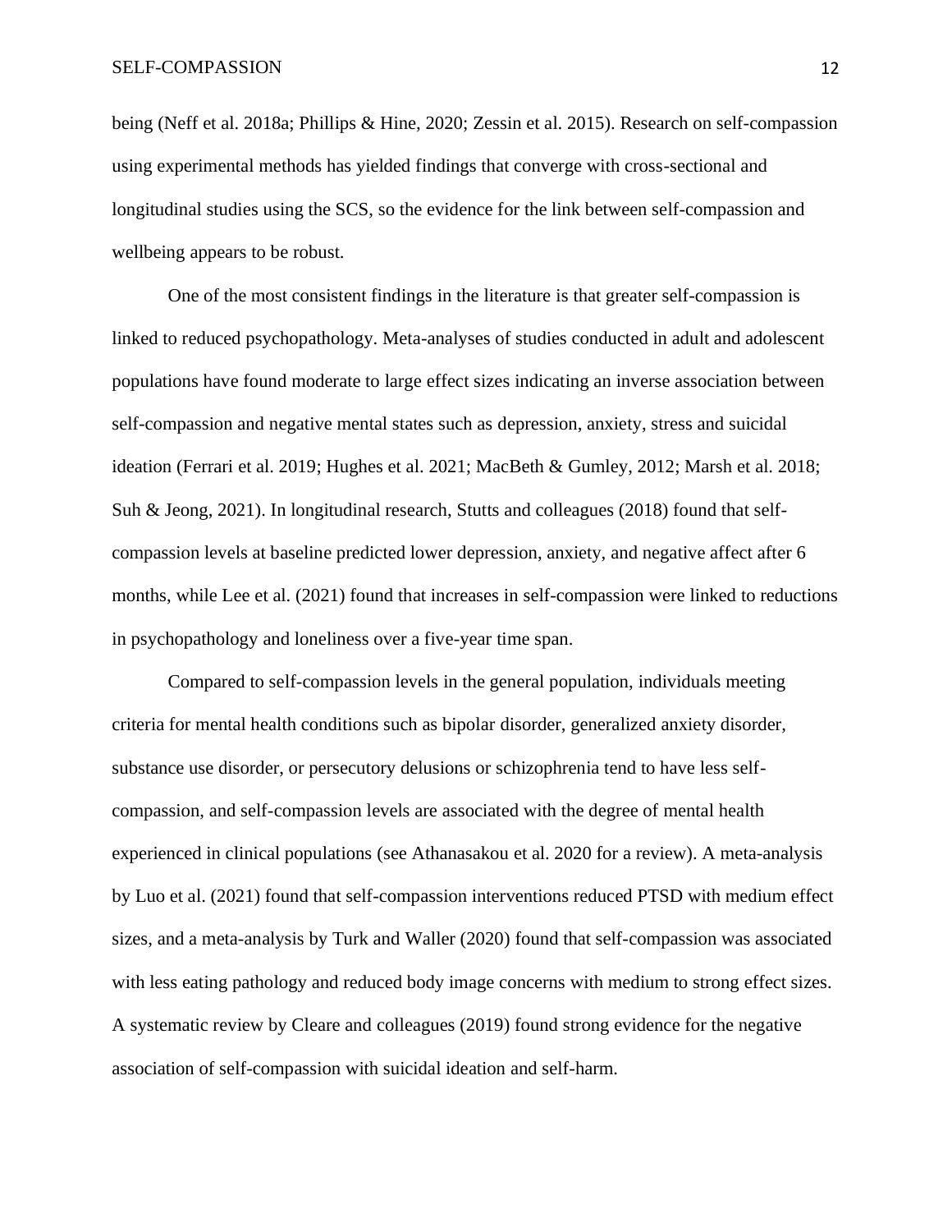being (Neff et al. 2018a; Phillips & Hine, 2020; Zessin et al. 2015). Research on self-compassion using experimental methods has yielded findings that converge with cross-sectional and longitudinal studies using the SCS, so the evidence for the link between self-compassion and wellbeing appears to be robust.

One of the most consistent findings in the literature is that greater self-compassion is linked to reduced psychopathology. Meta-analyses of studies conducted in adult and adolescent populations have found moderate to large effect sizes indicating an inverse association between self-compassion and negative mental states such as depression, anxiety, stress and suicidal ideation (Ferrari et al. 2019; Hughes et al. 2021; MacBeth & Gumley, 2012; Marsh et al. 2018; Suh & Jeong, 2021). In longitudinal research, Stutts and colleagues (2018) found that self-compassion levels at baseline predicted lower depression, anxiety, and negative affect after 6 months, while Lee et al. (2021) found that increases in self-compassion were linked to reductions in psychopathology and loneliness over a five-year time span.

Compared to self-compassion levels in the general population, individuals meeting criteria for mental health conditions such as bipolar disorder, generalized anxiety disorder, substance use disorder, or persecutory delusions or schizophrenia tend to have less self-compassion, and self-compassion levels are associated with the degree of mental health experienced in clinical populations (see Athanasakou et al. 2020 for a review). A meta-analysis by Luo et al. (2021) found that self-compassion interventions reduced PTSD with medium effect sizes, and a meta-analysis by Turk and Waller (2020) found that self-compassion was associated with less eating pathology and reduced body image concerns with medium to strong effect sizes. A systematic review by Cleare and colleagues (2019) found strong evidence for the negative association of self-compassion with suicidal ideation and self-harm.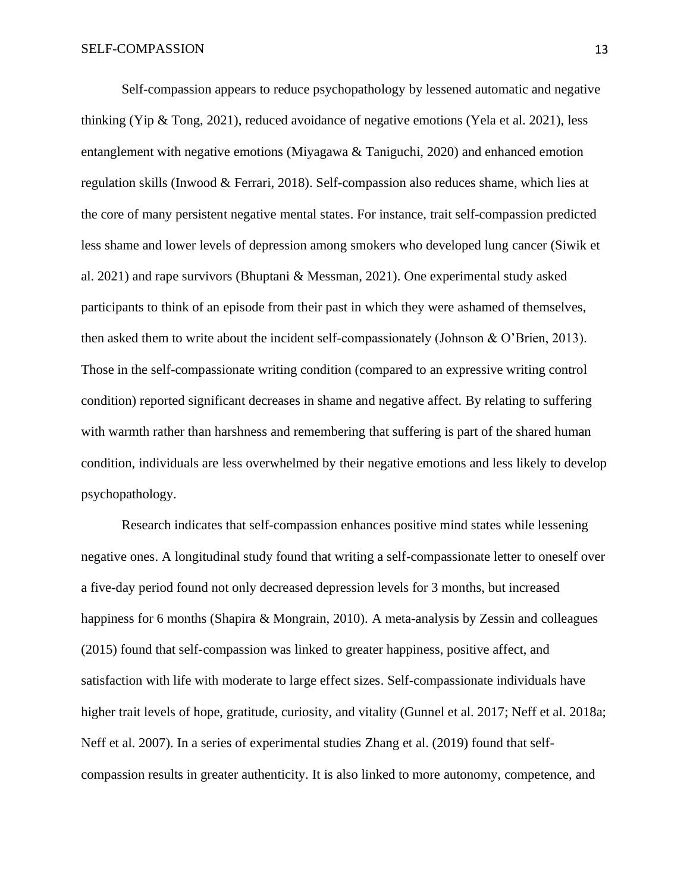Self-compassion appears to reduce psychopathology by lessened automatic and negative thinking (Yip & Tong, 2021), reduced avoidance of negative emotions (Yela et al. 2021), less entanglement with negative emotions (Miyagawa & Taniguchi, 2020) and enhanced emotion regulation skills (Inwood & Ferrari, 2018). Self-compassion also reduces shame, which lies at the core of many persistent negative mental states. For instance, trait self-compassion predicted less shame and lower levels of depression among smokers who developed lung cancer (Siwik et al. 2021) and rape survivors (Bhuptani & Messman, 2021). One experimental study asked participants to think of an episode from their past in which they were ashamed of themselves, then asked them to write about the incident self-compassionately (Johnson & O'Brien, 2013). Those in the self-compassionate writing condition (compared to an expressive writing control condition) reported significant decreases in shame and negative affect. By relating to suffering with warmth rather than harshness and remembering that suffering is part of the shared human condition, individuals are less overwhelmed by their negative emotions and less likely to develop psychopathology.

Research indicates that self-compassion enhances positive mind states while lessening negative ones. A longitudinal study found that writing a self-compassionate letter to oneself over a five-day period found not only decreased depression levels for 3 months, but increased happiness for 6 months (Shapira & Mongrain, 2010). A meta-analysis by Zessin and colleagues (2015) found that self-compassion was linked to greater happiness, positive affect, and satisfaction with life with moderate to large effect sizes. Self-compassionate individuals have higher trait levels of hope, gratitude, curiosity, and vitality (Gunnel et al. 2017; Neff et al. 2018a; Neff et al. 2007). In a series of experimental studies Zhang et al. (2019) found that self-compassion results in greater authenticity. It is also linked to more autonomy, competence, and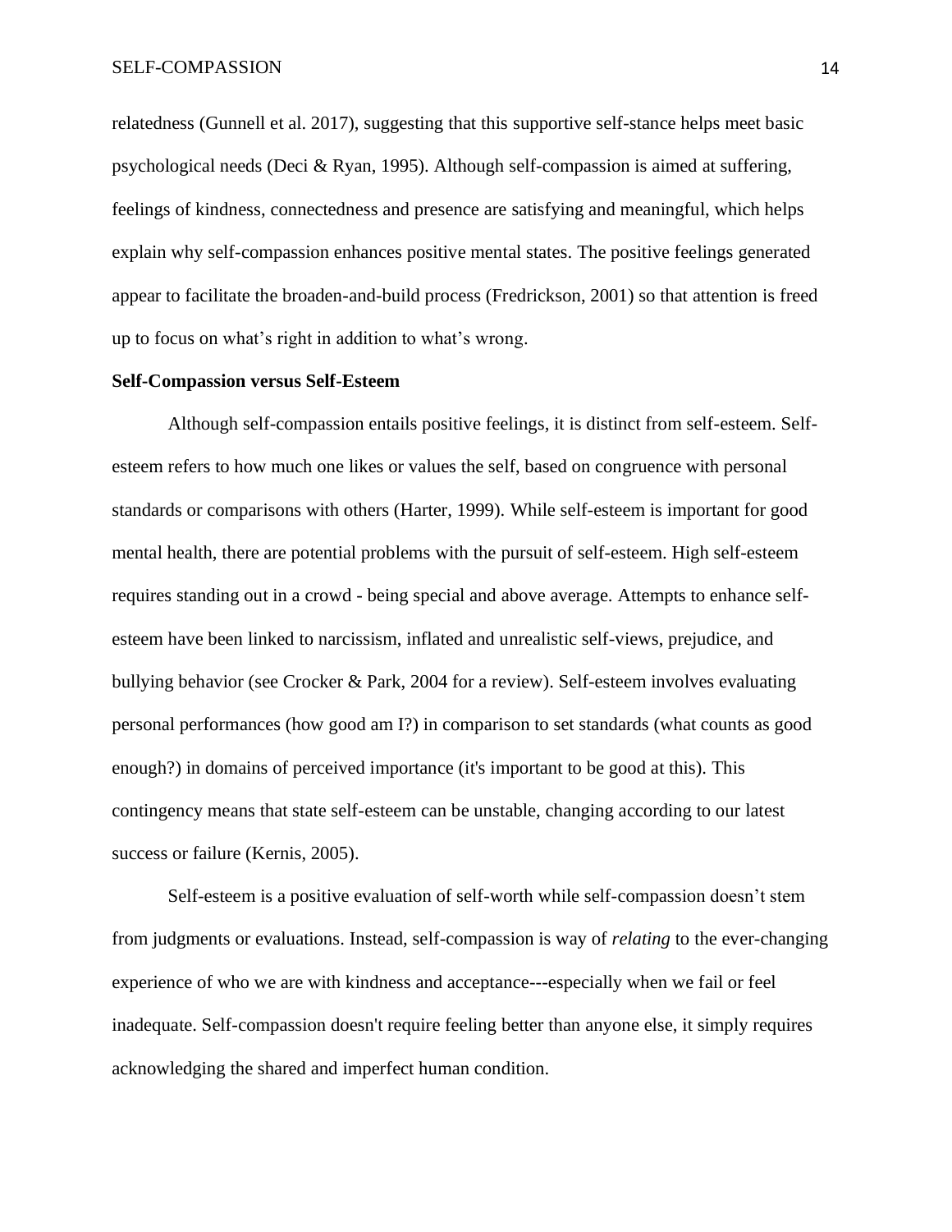relatedness (Gunnell et al. 2017), suggesting that this supportive self-stance helps meet basic psychological needs (Deci & Ryan, 1995). Although self-compassion is aimed at suffering, feelings of kindness, connectedness and presence are satisfying and meaningful, which helps explain why self-compassion enhances positive mental states. The positive feelings generated appear to facilitate the broaden-and-build process (Fredrickson, 2001) so that attention is freed up to focus on what's right in addition to what's wrong.

**Self-Compassion versus Self-Esteem**

Although self-compassion entails positive feelings, it is distinct from self-esteem. Self-esteem refers to how much one likes or values the self, based on congruence with personal standards or comparisons with others (Harter, 1999). While self-esteem is important for good mental health, there are potential problems with the pursuit of self-esteem. High self-esteem requires standing out in a crowd - being special and above average. Attempts to enhance self-esteem have been linked to narcissism, inflated and unrealistic self-views, prejudice, and bullying behavior (see Crocker & Park, 2004 for a review). Self-esteem involves evaluating personal performances (how good am I?) in comparison to set standards (what counts as good enough?) in domains of perceived importance (it's important to be good at this). This contingency means that state self-esteem can be unstable, changing according to our latest success or failure (Kernis, 2005).

Self-esteem is a positive evaluation of self-worth while self-compassion doesn't stem from judgments or evaluations. Instead, self-compassion is way of *relating* to the ever-changing experience of who we are with kindness and acceptance---especially when we fail or feel inadequate. Self-compassion doesn't require feeling better than anyone else, it simply requires acknowledging the shared and imperfect human condition.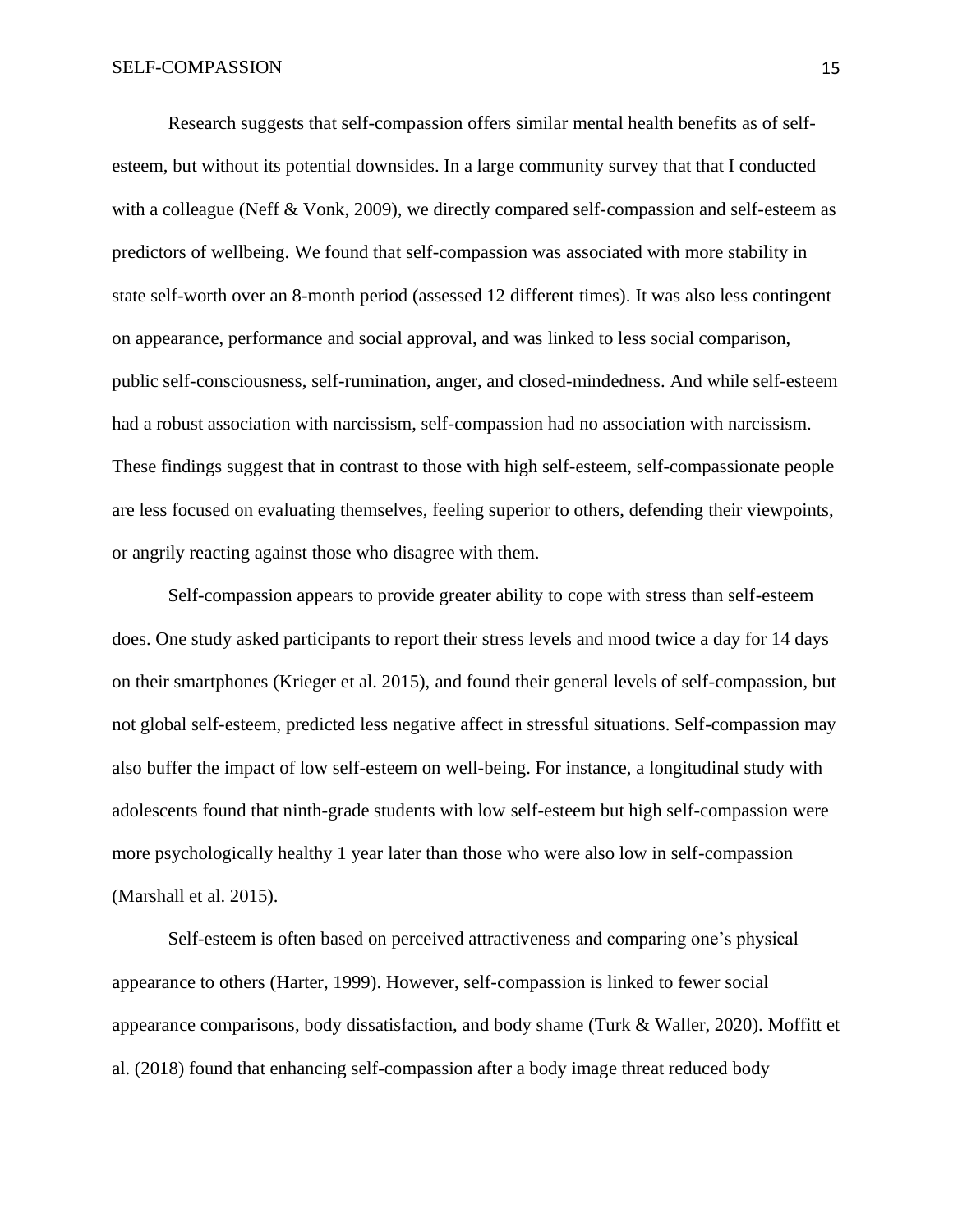Research suggests that self-compassion offers similar mental health benefits as of self-esteem, but without its potential downsides. In a large community survey that that I conducted with a colleague (Neff & Vonk, 2009), we directly compared self-compassion and self-esteem as predictors of wellbeing. We found that self-compassion was associated with more stability in state self-worth over an 8-month period (assessed 12 different times). It was also less contingent on appearance, performance and social approval, and was linked to less social comparison, public self-consciousness, self-rumination, anger, and closed-mindedness. And while self-esteem had a robust association with narcissism, self-compassion had no association with narcissism. These findings suggest that in contrast to those with high self-esteem, self-compassionate people are less focused on evaluating themselves, feeling superior to others, defending their viewpoints, or angrily reacting against those who disagree with them.

Self-compassion appears to provide greater ability to cope with stress than self-esteem does. One study asked participants to report their stress levels and mood twice a day for 14 days on their smartphones (Krieger et al. 2015), and found their general levels of self-compassion, but not global self-esteem, predicted less negative affect in stressful situations. Self-compassion may also buffer the impact of low self-esteem on well-being. For instance, a longitudinal study with adolescents found that ninth-grade students with low self-esteem but high self-compassion were more psychologically healthy 1 year later than those who were also low in self-compassion (Marshall et al. 2015).

Self-esteem is often based on perceived attractiveness and comparing one's physical appearance to others (Harter, 1999). However, self-compassion is linked to fewer social appearance comparisons, body dissatisfaction, and body shame (Turk & Waller, 2020). Moffitt et al. (2018) found that enhancing self-compassion after a body image threat reduced body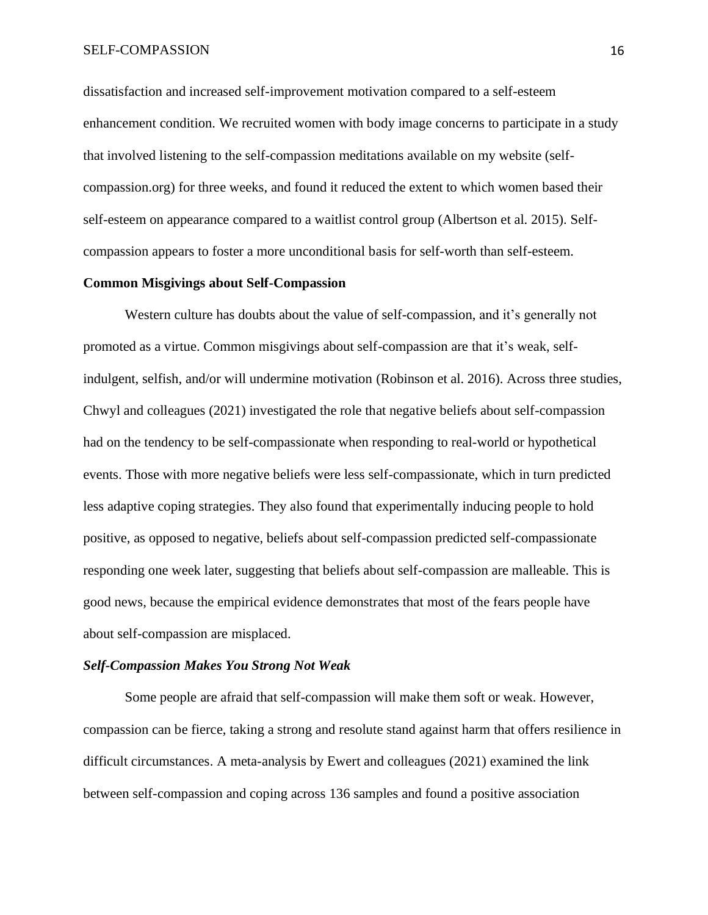dissatisfaction and increased self-improvement motivation compared to a self-esteem enhancement condition. We recruited women with body image concerns to participate in a study that involved listening to the self-compassion meditations available on my website (self-compassion.org) for three weeks, and found it reduced the extent to which women based their self-esteem on appearance compared to a waitlist control group (Albertson et al. 2015). Self-compassion appears to foster a more unconditional basis for self-worth than self-esteem.

**Common Misgivings about Self-Compassion**

Western culture has doubts about the value of self-compassion, and it's generally not promoted as a virtue. Common misgivings about self-compassion are that it's weak, self-indulgent, selfish, and/or will undermine motivation (Robinson et al. 2016). Across three studies, Chwyl and colleagues (2021) investigated the role that negative beliefs about self-compassion had on the tendency to be self-compassionate when responding to real-world or hypothetical events. Those with more negative beliefs were less self-compassionate, which in turn predicted less adaptive coping strategies. They also found that experimentally inducing people to hold positive, as opposed to negative, beliefs about self-compassion predicted self-compassionate responding one week later, suggesting that beliefs about self-compassion are malleable. This is good news, because the empirical evidence demonstrates that most of the fears people have about self-compassion are misplaced.

***Self-Compassion Makes You Strong Not Weak***

Some people are afraid that self-compassion will make them soft or weak. However, compassion can be fierce, taking a strong and resolute stand against harm that offers resilience in difficult circumstances. A meta-analysis by Ewert and colleagues (2021) examined the link between self-compassion and coping across 136 samples and found a positive association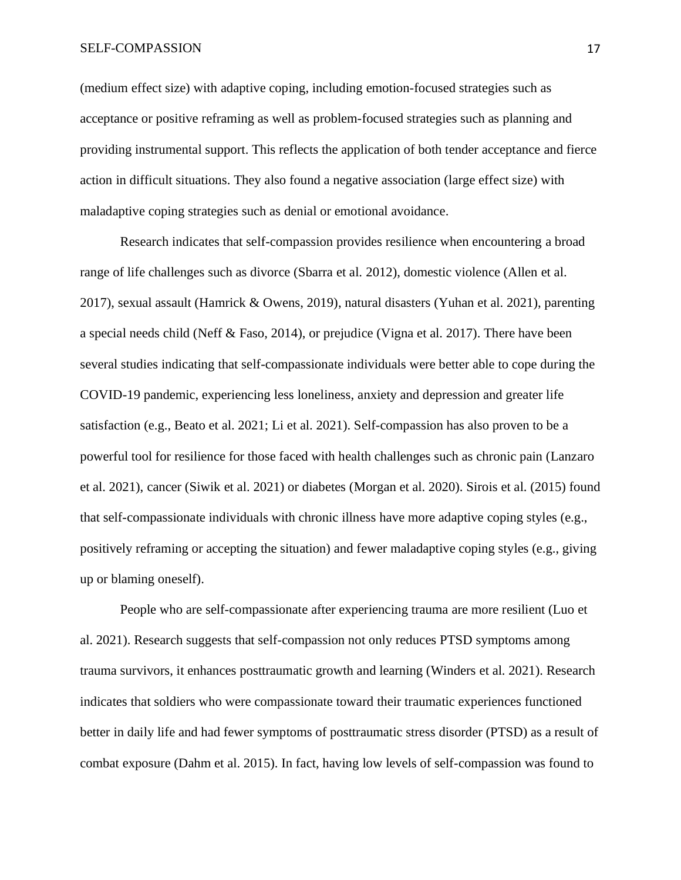(medium effect size) with adaptive coping, including emotion-focused strategies such as acceptance or positive reframing as well as problem-focused strategies such as planning and providing instrumental support. This reflects the application of both tender acceptance and fierce action in difficult situations. They also found a negative association (large effect size) with maladaptive coping strategies such as denial or emotional avoidance.

Research indicates that self-compassion provides resilience when encountering a broad range of life challenges such as divorce (Sbarra et al. 2012), domestic violence (Allen et al. 2017), sexual assault (Hamrick & Owens, 2019), natural disasters (Yuhan et al. 2021), parenting a special needs child (Neff & Faso, 2014), or prejudice (Vigna et al. 2017). There have been several studies indicating that self-compassionate individuals were better able to cope during the COVID-19 pandemic, experiencing less loneliness, anxiety and depression and greater life satisfaction (e.g., Beato et al. 2021; Li et al. 2021). Self-compassion has also proven to be a powerful tool for resilience for those faced with health challenges such as chronic pain (Lanzaro et al. 2021), cancer (Siwik et al. 2021) or diabetes (Morgan et al. 2020). Sirois et al. (2015) found that self-compassionate individuals with chronic illness have more adaptive coping styles (e.g., positively reframing or accepting the situation) and fewer maladaptive coping styles (e.g., giving up or blaming oneself).

People who are self-compassionate after experiencing trauma are more resilient (Luo et al. 2021). Research suggests that self-compassion not only reduces PTSD symptoms among trauma survivors, it enhances posttraumatic growth and learning (Winders et al. 2021). Research indicates that soldiers who were compassionate toward their traumatic experiences functioned better in daily life and had fewer symptoms of posttraumatic stress disorder (PTSD) as a result of combat exposure (Dahm et al. 2015). In fact, having low levels of self-compassion was found to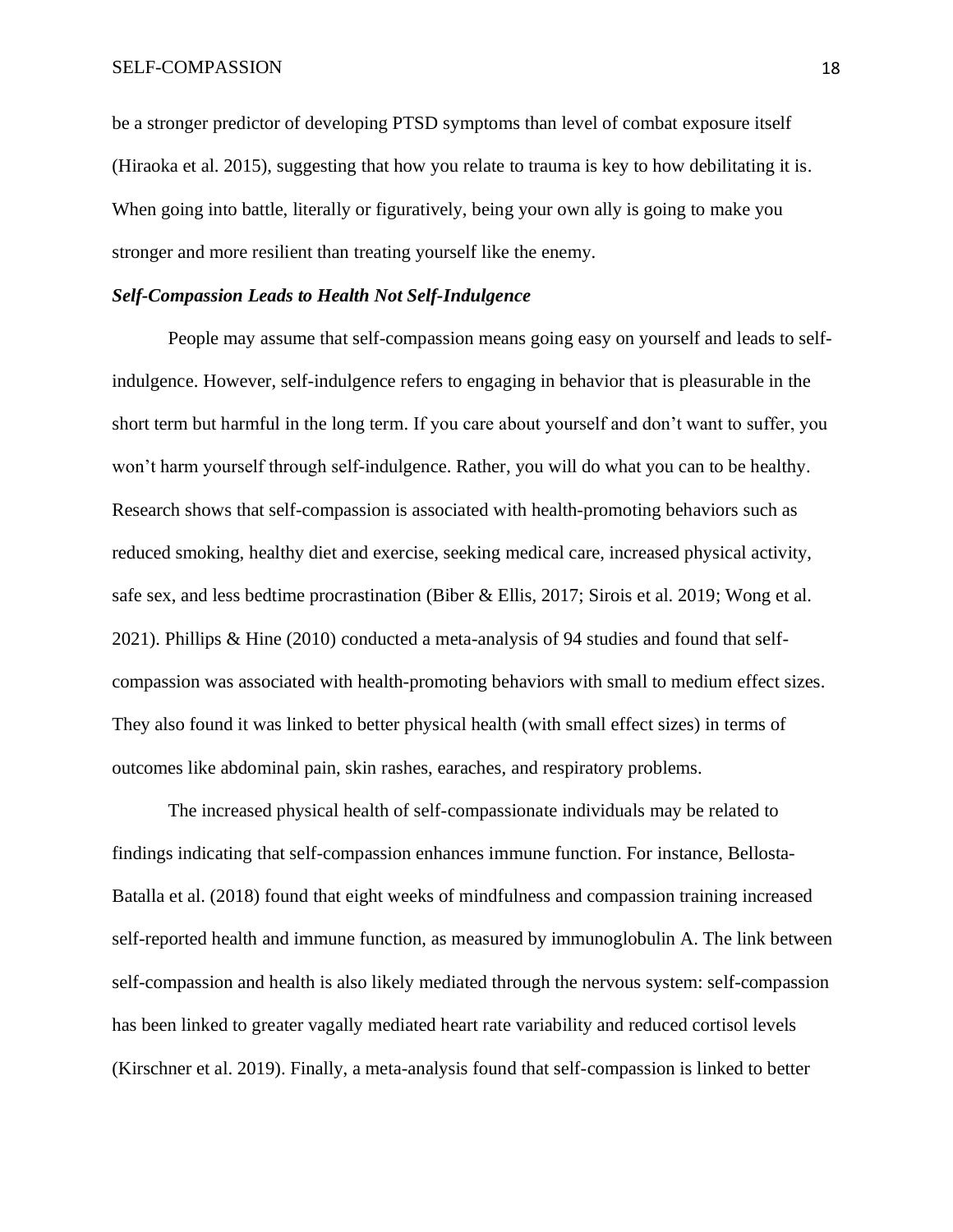be a stronger predictor of developing PTSD symptoms than level of combat exposure itself (Hiraoka et al. 2015), suggesting that how you relate to trauma is key to how debilitating it is. When going into battle, literally or figuratively, being your own ally is going to make you stronger and more resilient than treating yourself like the enemy.

### *Self-Compassion Leads to Health Not Self-Indulgence*

People may assume that self-compassion means going easy on yourself and leads to self-indulgence. However, self-indulgence refers to engaging in behavior that is pleasurable in the short term but harmful in the long term. If you care about yourself and don't want to suffer, you won't harm yourself through self-indulgence. Rather, you will do what you can to be healthy. Research shows that self-compassion is associated with health-promoting behaviors such as reduced smoking, healthy diet and exercise, seeking medical care, increased physical activity, safe sex, and less bedtime procrastination (Biber & Ellis, 2017; Sirois et al. 2019; Wong et al. 2021). Phillips & Hine (2010) conducted a meta-analysis of 94 studies and found that self-compassion was associated with health-promoting behaviors with small to medium effect sizes. They also found it was linked to better physical health (with small effect sizes) in terms of outcomes like abdominal pain, skin rashes, earaches, and respiratory problems.

The increased physical health of self-compassionate individuals may be related to findings indicating that self-compassion enhances immune function. For instance, Bellosta-Batalla et al. (2018) found that eight weeks of mindfulness and compassion training increased self-reported health and immune function, as measured by immunoglobulin A. The link between self-compassion and health is also likely mediated through the nervous system: self-compassion has been linked to greater vagally mediated heart rate variability and reduced cortisol levels (Kirschner et al. 2019). Finally, a meta-analysis found that self-compassion is linked to better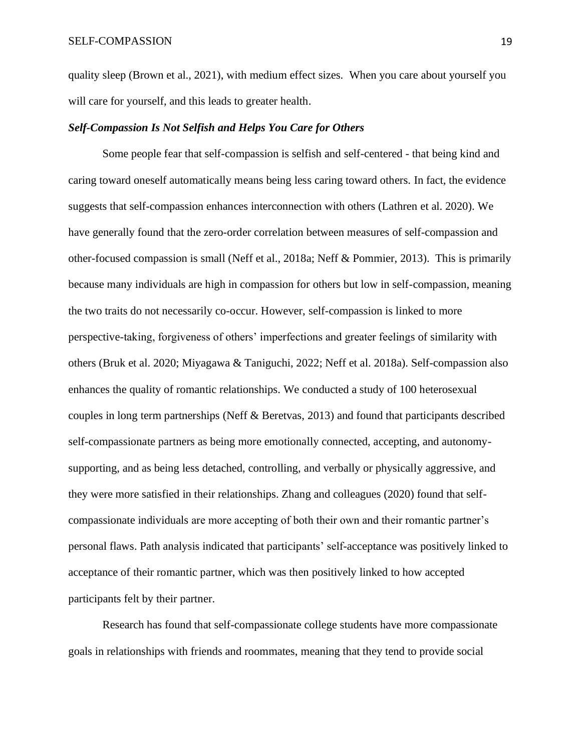quality sleep (Brown et al., 2021), with medium effect sizes.  When you care about yourself you will care for yourself, and this leads to greater health.

### *Self-Compassion Is Not Selfish and Helps You Care for Others*

Some people fear that self-compassion is selfish and self-centered - that being kind and caring toward oneself automatically means being less caring toward others. In fact, the evidence suggests that self-compassion enhances interconnection with others (Lathren et al. 2020). We have generally found that the zero-order correlation between measures of self-compassion and other-focused compassion is small (Neff et al., 2018a; Neff & Pommier, 2013).  This is primarily because many individuals are high in compassion for others but low in self-compassion, meaning the two traits do not necessarily co-occur. However, self-compassion is linked to more perspective-taking, forgiveness of others' imperfections and greater feelings of similarity with others (Bruk et al. 2020; Miyagawa & Taniguchi, 2022; Neff et al. 2018a). Self-compassion also enhances the quality of romantic relationships. We conducted a study of 100 heterosexual couples in long term partnerships (Neff & Beretvas, 2013) and found that participants described self-compassionate partners as being more emotionally connected, accepting, and autonomy-supporting, and as being less detached, controlling, and verbally or physically aggressive, and they were more satisfied in their relationships. Zhang and colleagues (2020) found that self-compassionate individuals are more accepting of both their own and their romantic partner's personal flaws. Path analysis indicated that participants' self-acceptance was positively linked to acceptance of their romantic partner, which was then positively linked to how accepted participants felt by their partner.

Research has found that self-compassionate college students have more compassionate goals in relationships with friends and roommates, meaning that they tend to provide social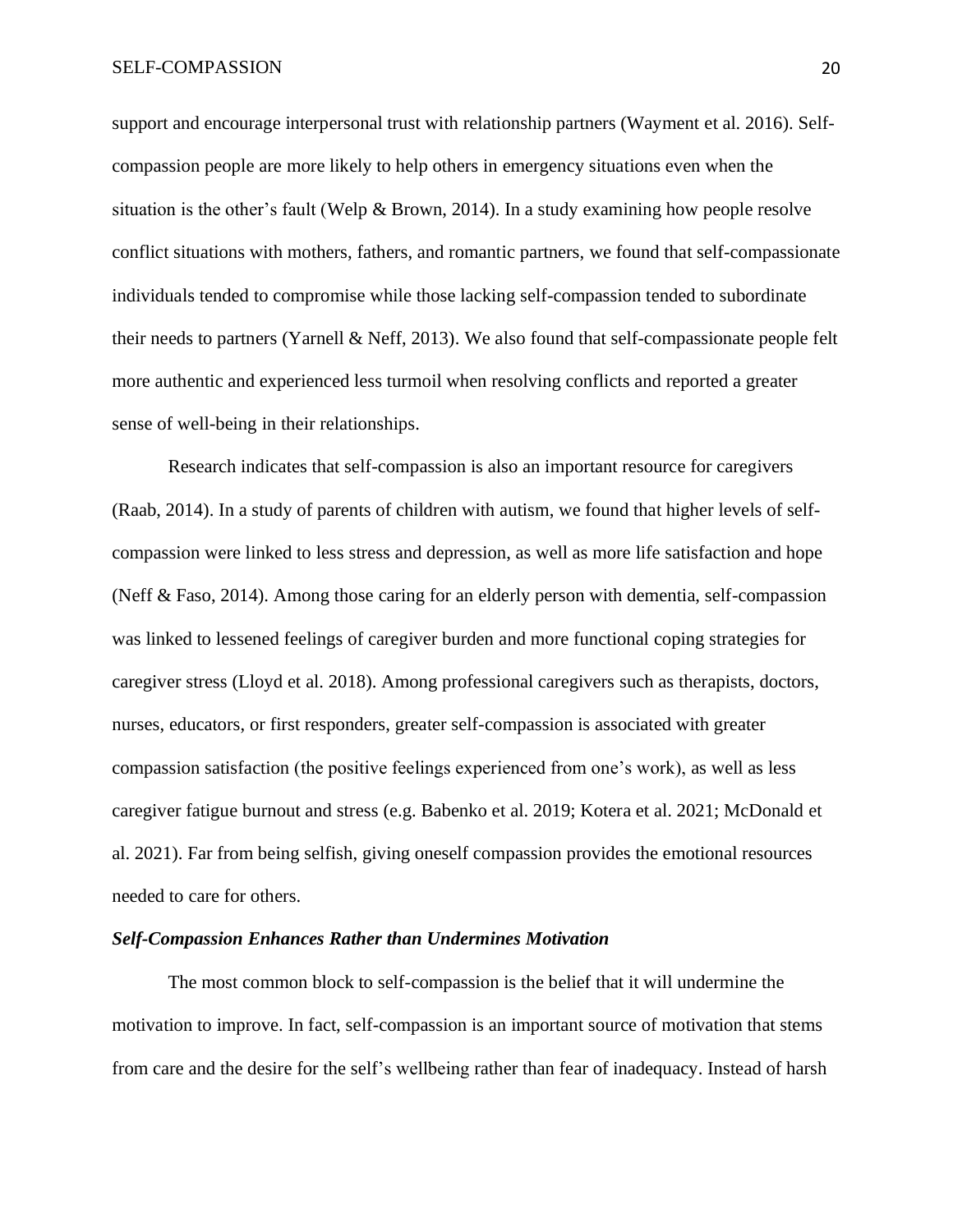support and encourage interpersonal trust with relationship partners (Wayment et al. 2016). Self-compassion people are more likely to help others in emergency situations even when the situation is the other's fault (Welp & Brown, 2014). In a study examining how people resolve conflict situations with mothers, fathers, and romantic partners, we found that self-compassionate individuals tended to compromise while those lacking self-compassion tended to subordinate their needs to partners (Yarnell & Neff, 2013). We also found that self-compassionate people felt more authentic and experienced less turmoil when resolving conflicts and reported a greater sense of well-being in their relationships.

Research indicates that self-compassion is also an important resource for caregivers (Raab, 2014). In a study of parents of children with autism, we found that higher levels of self-compassion were linked to less stress and depression, as well as more life satisfaction and hope (Neff & Faso, 2014). Among those caring for an elderly person with dementia, self-compassion was linked to lessened feelings of caregiver burden and more functional coping strategies for caregiver stress (Lloyd et al. 2018). Among professional caregivers such as therapists, doctors, nurses, educators, or first responders, greater self-compassion is associated with greater compassion satisfaction (the positive feelings experienced from one's work), as well as less caregiver fatigue burnout and stress (e.g. Babenko et al. 2019; Kotera et al. 2021; McDonald et al. 2021). Far from being selfish, giving oneself compassion provides the emotional resources needed to care for others.

### *Self-Compassion Enhances Rather than Undermines Motivation*

The most common block to self-compassion is the belief that it will undermine the motivation to improve. In fact, self-compassion is an important source of motivation that stems from care and the desire for the self's wellbeing rather than fear of inadequacy. Instead of harsh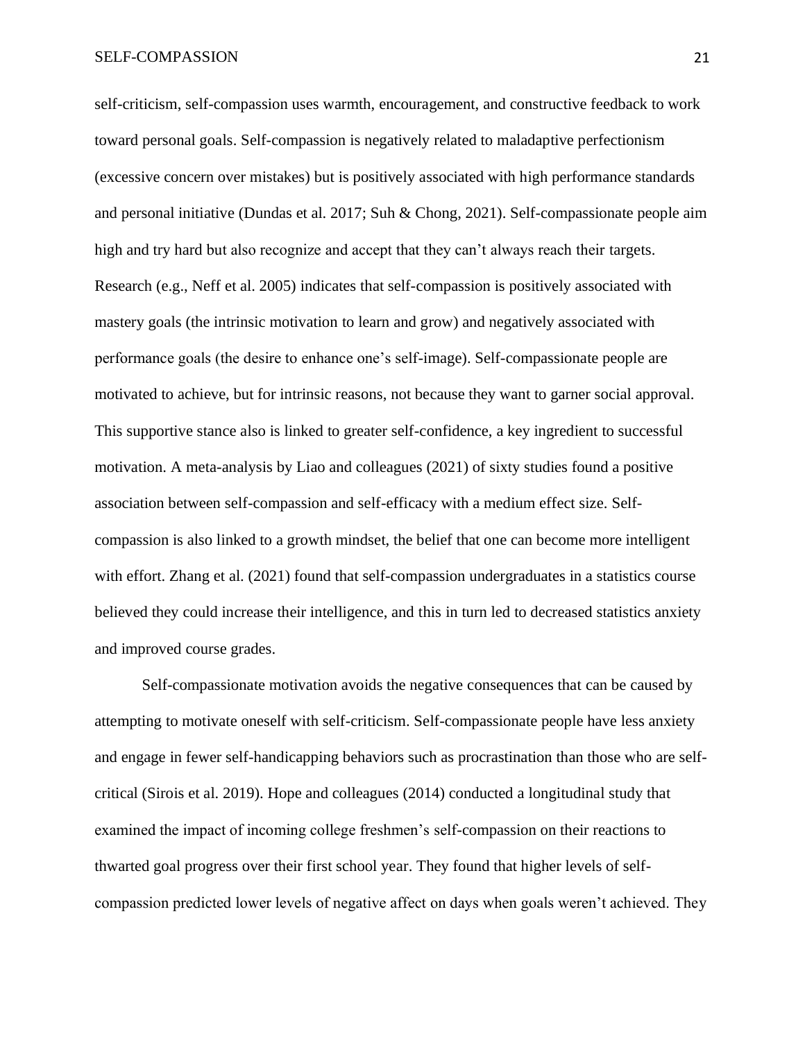self-criticism, self-compassion uses warmth, encouragement, and constructive feedback to work toward personal goals. Self-compassion is negatively related to maladaptive perfectionism (excessive concern over mistakes) but is positively associated with high performance standards and personal initiative (Dundas et al. 2017; Suh & Chong, 2021). Self-compassionate people aim high and try hard but also recognize and accept that they can't always reach their targets. Research (e.g., Neff et al. 2005) indicates that self-compassion is positively associated with mastery goals (the intrinsic motivation to learn and grow) and negatively associated with performance goals (the desire to enhance one's self-image). Self-compassionate people are motivated to achieve, but for intrinsic reasons, not because they want to garner social approval. This supportive stance also is linked to greater self-confidence, a key ingredient to successful motivation. A meta-analysis by Liao and colleagues (2021) of sixty studies found a positive association between self-compassion and self-efficacy with a medium effect size. Self-compassion is also linked to a growth mindset, the belief that one can become more intelligent with effort. Zhang et al. (2021) found that self-compassion undergraduates in a statistics course believed they could increase their intelligence, and this in turn led to decreased statistics anxiety and improved course grades.

Self-compassionate motivation avoids the negative consequences that can be caused by attempting to motivate oneself with self-criticism. Self-compassionate people have less anxiety and engage in fewer self-handicapping behaviors such as procrastination than those who are self-critical (Sirois et al. 2019). Hope and colleagues (2014) conducted a longitudinal study that examined the impact of incoming college freshmen's self-compassion on their reactions to thwarted goal progress over their first school year. They found that higher levels of self-compassion predicted lower levels of negative affect on days when goals weren't achieved. They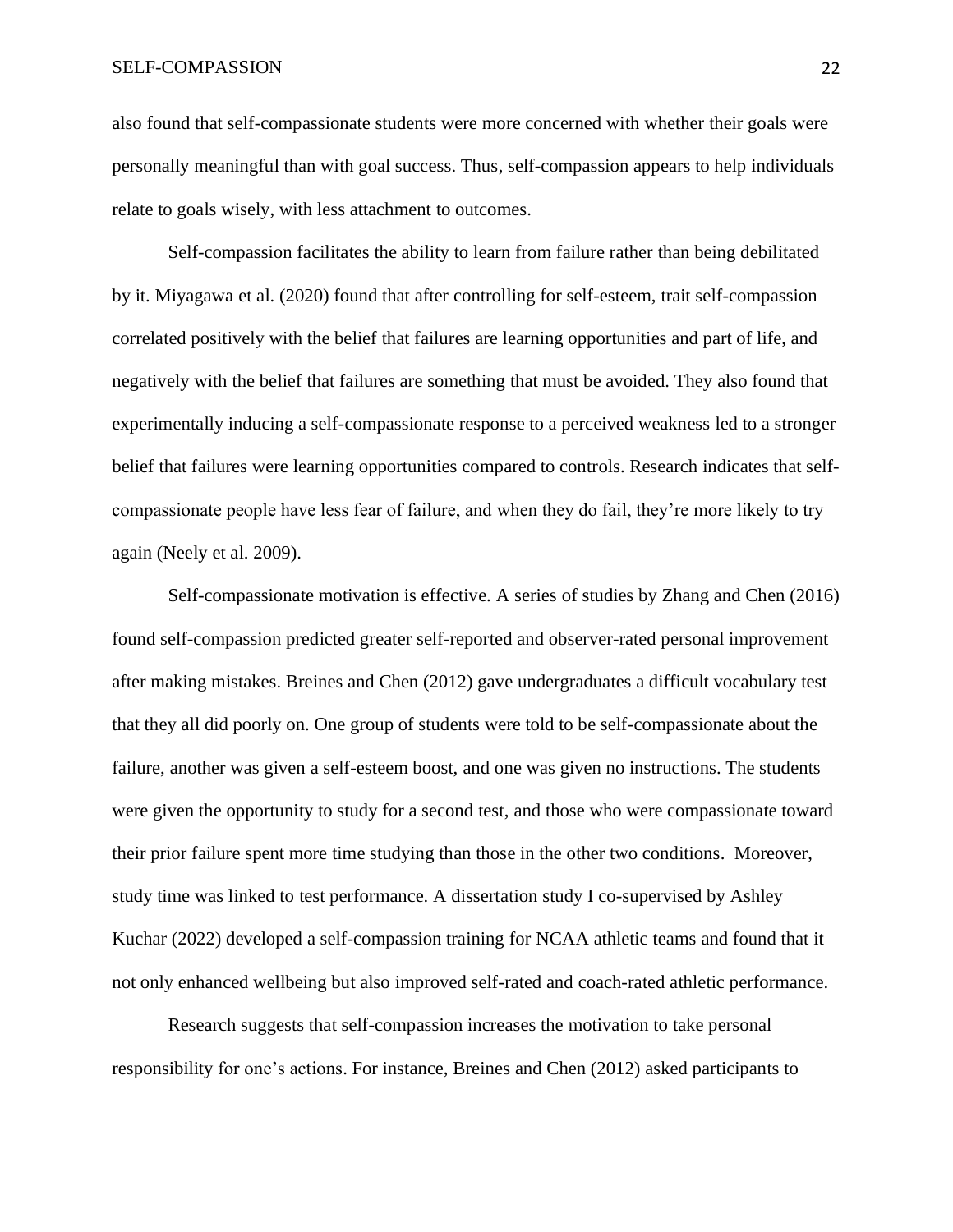also found that self-compassionate students were more concerned with whether their goals were personally meaningful than with goal success. Thus, self-compassion appears to help individuals relate to goals wisely, with less attachment to outcomes.

Self-compassion facilitates the ability to learn from failure rather than being debilitated by it. Miyagawa et al. (2020) found that after controlling for self-esteem, trait self-compassion correlated positively with the belief that failures are learning opportunities and part of life, and negatively with the belief that failures are something that must be avoided. They also found that experimentally inducing a self-compassionate response to a perceived weakness led to a stronger belief that failures were learning opportunities compared to controls. Research indicates that self-compassionate people have less fear of failure, and when they do fail, they're more likely to try again (Neely et al. 2009).

Self-compassionate motivation is effective. A series of studies by Zhang and Chen (2016) found self-compassion predicted greater self-reported and observer-rated personal improvement after making mistakes. Breines and Chen (2012) gave undergraduates a difficult vocabulary test that they all did poorly on. One group of students were told to be self-compassionate about the failure, another was given a self-esteem boost, and one was given no instructions. The students were given the opportunity to study for a second test, and those who were compassionate toward their prior failure spent more time studying than those in the other two conditions. Moreover, study time was linked to test performance. A dissertation study I co-supervised by Ashley Kuchar (2022) developed a self-compassion training for NCAA athletic teams and found that it not only enhanced wellbeing but also improved self-rated and coach-rated athletic performance.

Research suggests that self-compassion increases the motivation to take personal responsibility for one's actions. For instance, Breines and Chen (2012) asked participants to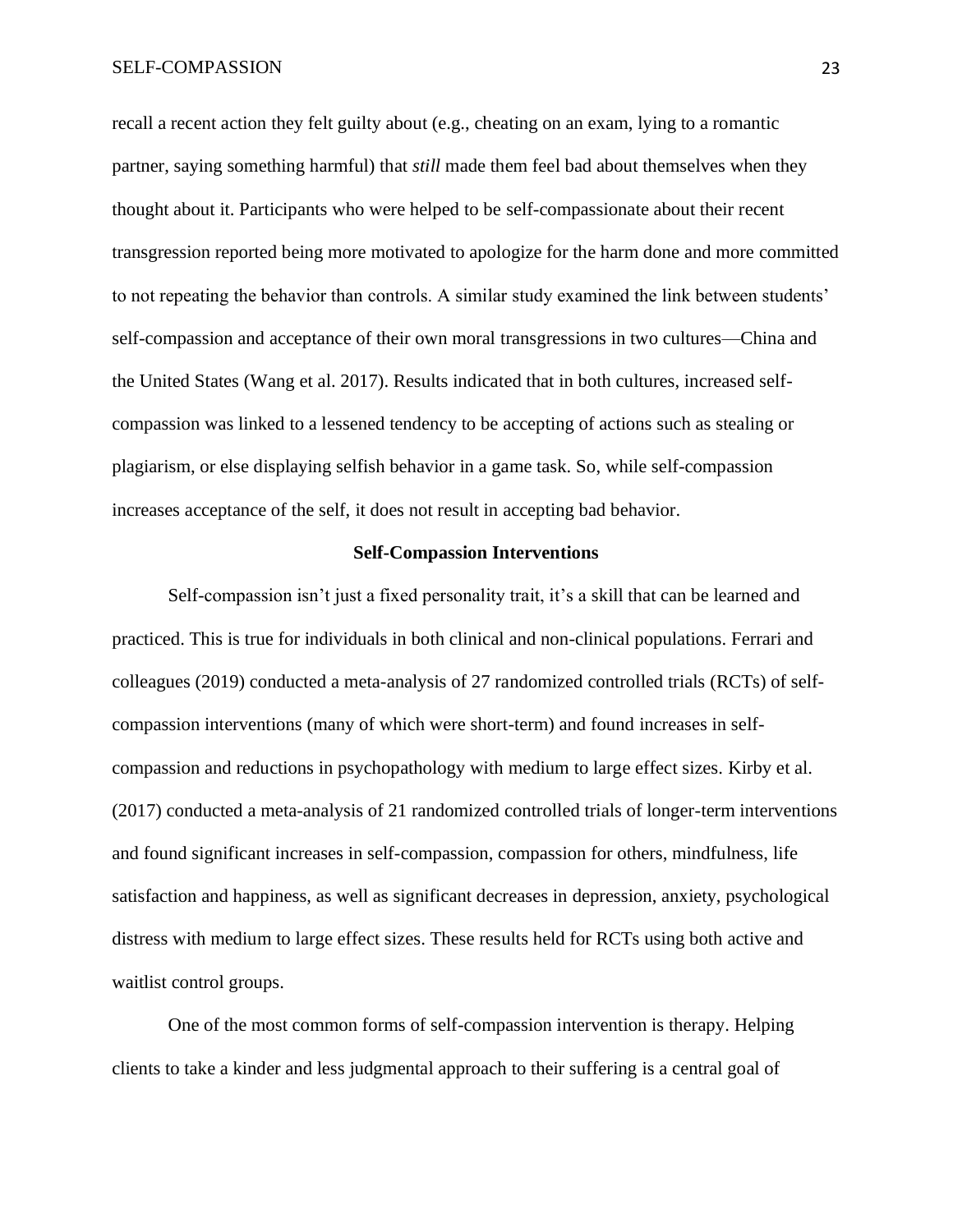recall a recent action they felt guilty about (e.g., cheating on an exam, lying to a romantic partner, saying something harmful) that *still* made them feel bad about themselves when they thought about it. Participants who were helped to be self-compassionate about their recent transgression reported being more motivated to apologize for the harm done and more committed to not repeating the behavior than controls. A similar study examined the link between students' self-compassion and acceptance of their own moral transgressions in two cultures—China and the United States (Wang et al. 2017). Results indicated that in both cultures, increased self-compassion was linked to a lessened tendency to be accepting of actions such as stealing or plagiarism, or else displaying selfish behavior in a game task. So, while self-compassion increases acceptance of the self, it does not result in accepting bad behavior.

## Self-Compassion Interventions

Self-compassion isn't just a fixed personality trait, it's a skill that can be learned and practiced. This is true for individuals in both clinical and non-clinical populations. Ferrari and colleagues (2019) conducted a meta-analysis of 27 randomized controlled trials (RCTs) of self-compassion interventions (many of which were short-term) and found increases in self-compassion and reductions in psychopathology with medium to large effect sizes. Kirby et al. (2017) conducted a meta-analysis of 21 randomized controlled trials of longer-term interventions and found significant increases in self-compassion, compassion for others, mindfulness, life satisfaction and happiness, as well as significant decreases in depression, anxiety, psychological distress with medium to large effect sizes. These results held for RCTs using both active and waitlist control groups.

One of the most common forms of self-compassion intervention is therapy. Helping clients to take a kinder and less judgmental approach to their suffering is a central goal of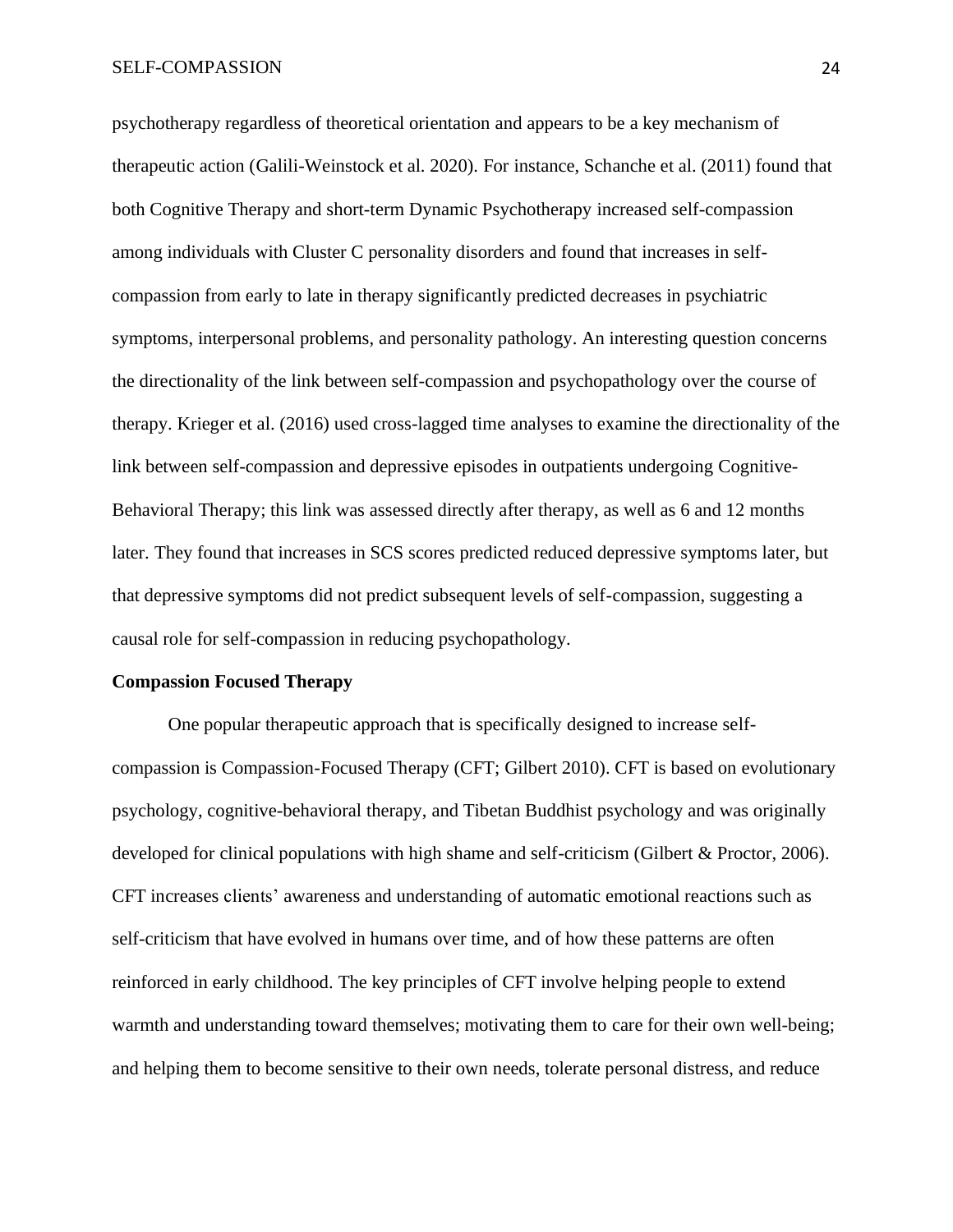psychotherapy regardless of theoretical orientation and appears to be a key mechanism of therapeutic action (Galili-Weinstock et al. 2020). For instance, Schanche et al. (2011) found that both Cognitive Therapy and short-term Dynamic Psychotherapy increased self-compassion among individuals with Cluster C personality disorders and found that increases in self-compassion from early to late in therapy significantly predicted decreases in psychiatric symptoms, interpersonal problems, and personality pathology. An interesting question concerns the directionality of the link between self-compassion and psychopathology over the course of therapy. Krieger et al. (2016) used cross-lagged time analyses to examine the directionality of the link between self-compassion and depressive episodes in outpatients undergoing Cognitive-Behavioral Therapy; this link was assessed directly after therapy, as well as 6 and 12 months later. They found that increases in SCS scores predicted reduced depressive symptoms later, but that depressive symptoms did not predict subsequent levels of self-compassion, suggesting a causal role for self-compassion in reducing psychopathology.

**Compassion Focused Therapy**

One popular therapeutic approach that is specifically designed to increase self-compassion is Compassion-Focused Therapy (CFT; Gilbert 2010). CFT is based on evolutionary psychology, cognitive-behavioral therapy, and Tibetan Buddhist psychology and was originally developed for clinical populations with high shame and self-criticism (Gilbert & Proctor, 2006). CFT increases clients' awareness and understanding of automatic emotional reactions such as self-criticism that have evolved in humans over time, and of how these patterns are often reinforced in early childhood. The key principles of CFT involve helping people to extend warmth and understanding toward themselves; motivating them to care for their own well-being; and helping them to become sensitive to their own needs, tolerate personal distress, and reduce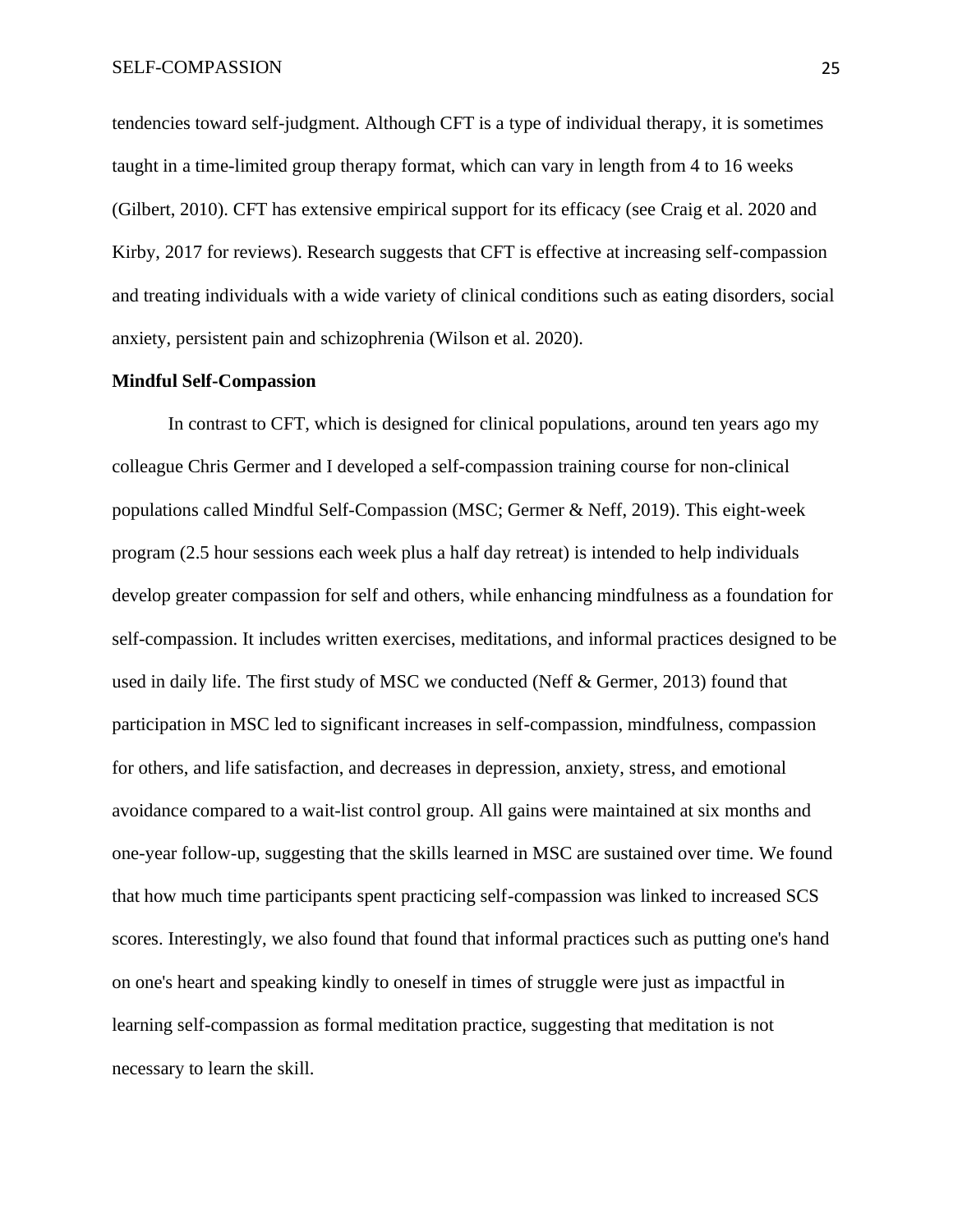tendencies toward self-judgment. Although CFT is a type of individual therapy, it is sometimes taught in a time-limited group therapy format, which can vary in length from 4 to 16 weeks (Gilbert, 2010). CFT has extensive empirical support for its efficacy (see Craig et al. 2020 and Kirby, 2017 for reviews). Research suggests that CFT is effective at increasing self-compassion and treating individuals with a wide variety of clinical conditions such as eating disorders, social anxiety, persistent pain and schizophrenia (Wilson et al. 2020).

**Mindful Self-Compassion**

In contrast to CFT, which is designed for clinical populations, around ten years ago my colleague Chris Germer and I developed a self-compassion training course for non-clinical populations called Mindful Self-Compassion (MSC; Germer & Neff, 2019). This eight-week program (2.5 hour sessions each week plus a half day retreat) is intended to help individuals develop greater compassion for self and others, while enhancing mindfulness as a foundation for self-compassion. It includes written exercises, meditations, and informal practices designed to be used in daily life. The first study of MSC we conducted (Neff & Germer, 2013) found that participation in MSC led to significant increases in self-compassion, mindfulness, compassion for others, and life satisfaction, and decreases in depression, anxiety, stress, and emotional avoidance compared to a wait-list control group. All gains were maintained at six months and one-year follow-up, suggesting that the skills learned in MSC are sustained over time. We found that how much time participants spent practicing self-compassion was linked to increased SCS scores. Interestingly, we also found that found that informal practices such as putting one's hand on one's heart and speaking kindly to oneself in times of struggle were just as impactful in learning self-compassion as formal meditation practice, suggesting that meditation is not necessary to learn the skill.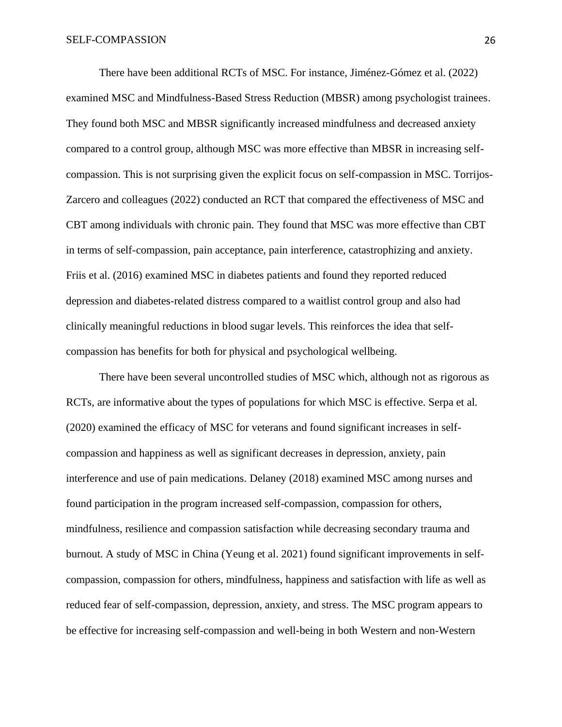There have been additional RCTs of MSC. For instance, Jiménez-Gómez et al. (2022) examined MSC and Mindfulness-Based Stress Reduction (MBSR) among psychologist trainees. They found both MSC and MBSR significantly increased mindfulness and decreased anxiety compared to a control group, although MSC was more effective than MBSR in increasing self-compassion. This is not surprising given the explicit focus on self-compassion in MSC. Torrijos-Zarcero and colleagues (2022) conducted an RCT that compared the effectiveness of MSC and CBT among individuals with chronic pain. They found that MSC was more effective than CBT in terms of self-compassion, pain acceptance, pain interference, catastrophizing and anxiety. Friis et al. (2016) examined MSC in diabetes patients and found they reported reduced depression and diabetes-related distress compared to a waitlist control group and also had clinically meaningful reductions in blood sugar levels. This reinforces the idea that self-compassion has benefits for both for physical and psychological wellbeing.

There have been several uncontrolled studies of MSC which, although not as rigorous as RCTs, are informative about the types of populations for which MSC is effective. Serpa et al. (2020) examined the efficacy of MSC for veterans and found significant increases in self-compassion and happiness as well as significant decreases in depression, anxiety, pain interference and use of pain medications. Delaney (2018) examined MSC among nurses and found participation in the program increased self-compassion, compassion for others, mindfulness, resilience and compassion satisfaction while decreasing secondary trauma and burnout. A study of MSC in China (Yeung et al. 2021) found significant improvements in self-compassion, compassion for others, mindfulness, happiness and satisfaction with life as well as reduced fear of self-compassion, depression, anxiety, and stress. The MSC program appears to be effective for increasing self-compassion and well-being in both Western and non-Western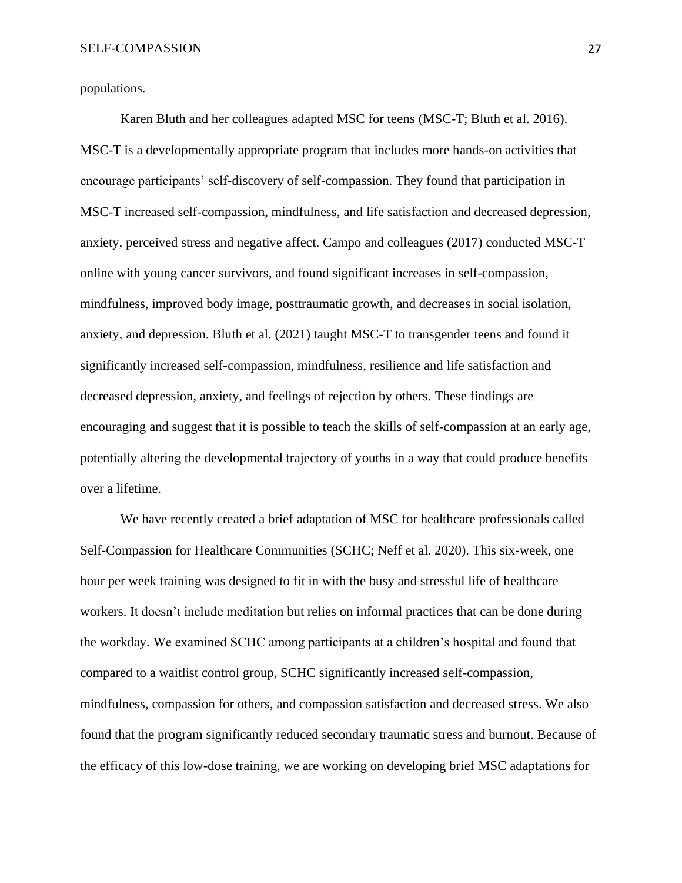populations.

Karen Bluth and her colleagues adapted MSC for teens (MSC-T; Bluth et al. 2016). MSC-T is a developmentally appropriate program that includes more hands-on activities that encourage participants' self-discovery of self-compassion. They found that participation in MSC-T increased self-compassion, mindfulness, and life satisfaction and decreased depression, anxiety, perceived stress and negative affect. Campo and colleagues (2017) conducted MSC-T online with young cancer survivors, and found significant increases in self-compassion, mindfulness, improved body image, posttraumatic growth, and decreases in social isolation, anxiety, and depression. Bluth et al. (2021) taught MSC-T to transgender teens and found it significantly increased self-compassion, mindfulness, resilience and life satisfaction and decreased depression, anxiety, and feelings of rejection by others. These findings are encouraging and suggest that it is possible to teach the skills of self-compassion at an early age, potentially altering the developmental trajectory of youths in a way that could produce benefits over a lifetime.

We have recently created a brief adaptation of MSC for healthcare professionals called Self-Compassion for Healthcare Communities (SCHC; Neff et al. 2020). This six-week, one hour per week training was designed to fit in with the busy and stressful life of healthcare workers. It doesn't include meditation but relies on informal practices that can be done during the workday. We examined SCHC among participants at a children's hospital and found that compared to a waitlist control group, SCHC significantly increased self-compassion, mindfulness, compassion for others, and compassion satisfaction and decreased stress. We also found that the program significantly reduced secondary traumatic stress and burnout. Because of the efficacy of this low-dose training, we are working on developing brief MSC adaptations for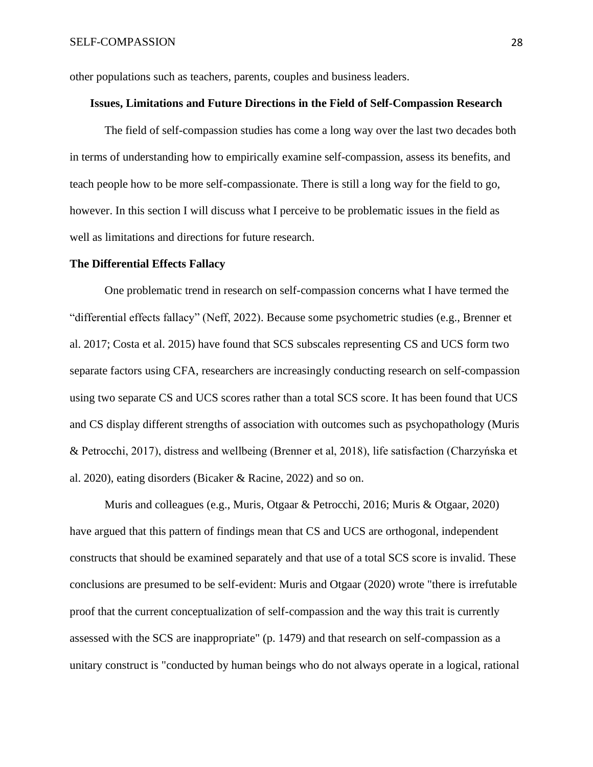other populations such as teachers, parents, couples and business leaders.

## Issues, Limitations and Future Directions in the Field of Self-Compassion Research

The field of self-compassion studies has come a long way over the last two decades both in terms of understanding how to empirically examine self-compassion, assess its benefits, and teach people how to be more self-compassionate. There is still a long way for the field to go, however. In this section I will discuss what I perceive to be problematic issues in the field as well as limitations and directions for future research.

### The Differential Effects Fallacy

One problematic trend in research on self-compassion concerns what I have termed the "differential effects fallacy" (Neff, 2022). Because some psychometric studies (e.g., Brenner et al. 2017; Costa et al. 2015) have found that SCS subscales representing CS and UCS form two separate factors using CFA, researchers are increasingly conducting research on self-compassion using two separate CS and UCS scores rather than a total SCS score. It has been found that UCS and CS display different strengths of association with outcomes such as psychopathology (Muris & Petrocchi, 2017), distress and wellbeing (Brenner et al, 2018), life satisfaction (Charzyńska et al. 2020), eating disorders (Bicaker & Racine, 2022) and so on.

Muris and colleagues (e.g., Muris, Otgaar & Petrocchi, 2016; Muris & Otgaar, 2020) have argued that this pattern of findings mean that CS and UCS are orthogonal, independent constructs that should be examined separately and that use of a total SCS score is invalid. These conclusions are presumed to be self-evident: Muris and Otgaar (2020) wrote "there is irrefutable proof that the current conceptualization of self-compassion and the way this trait is currently assessed with the SCS are inappropriate" (p. 1479) and that research on self-compassion as a unitary construct is "conducted by human beings who do not always operate in a logical, rational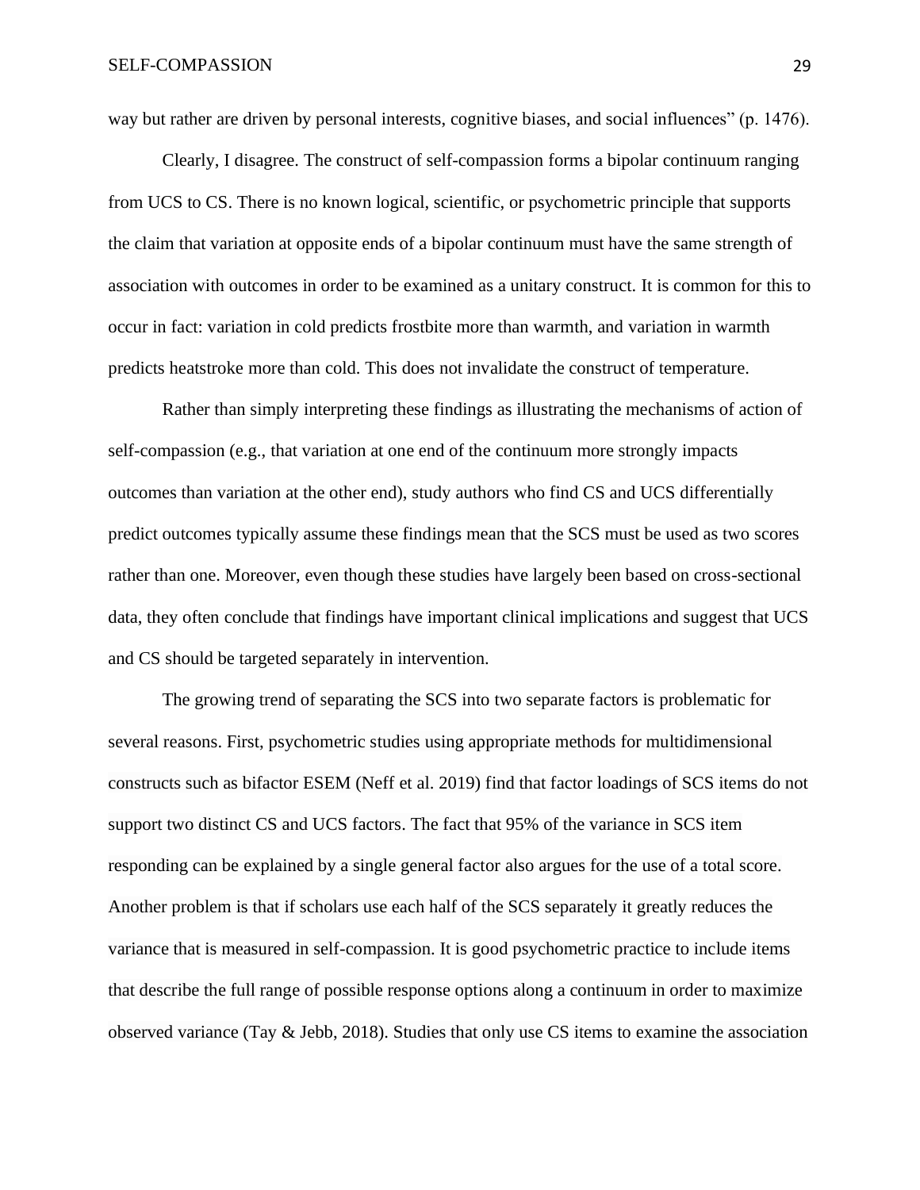way but rather are driven by personal interests, cognitive biases, and social influences" (p. 1476).

Clearly, I disagree. The construct of self-compassion forms a bipolar continuum ranging from UCS to CS. There is no known logical, scientific, or psychometric principle that supports the claim that variation at opposite ends of a bipolar continuum must have the same strength of association with outcomes in order to be examined as a unitary construct. It is common for this to occur in fact: variation in cold predicts frostbite more than warmth, and variation in warmth predicts heatstroke more than cold. This does not invalidate the construct of temperature.

Rather than simply interpreting these findings as illustrating the mechanisms of action of self-compassion (e.g., that variation at one end of the continuum more strongly impacts outcomes than variation at the other end), study authors who find CS and UCS differentially predict outcomes typically assume these findings mean that the SCS must be used as two scores rather than one. Moreover, even though these studies have largely been based on cross-sectional data, they often conclude that findings have important clinical implications and suggest that UCS and CS should be targeted separately in intervention.

The growing trend of separating the SCS into two separate factors is problematic for several reasons. First, psychometric studies using appropriate methods for multidimensional constructs such as bifactor ESEM (Neff et al. 2019) find that factor loadings of SCS items do not support two distinct CS and UCS factors. The fact that 95% of the variance in SCS item responding can be explained by a single general factor also argues for the use of a total score. Another problem is that if scholars use each half of the SCS separately it greatly reduces the variance that is measured in self-compassion. It is good psychometric practice to include items that describe the full range of possible response options along a continuum in order to maximize observed variance (Tay & Jebb, 2018). Studies that only use CS items to examine the association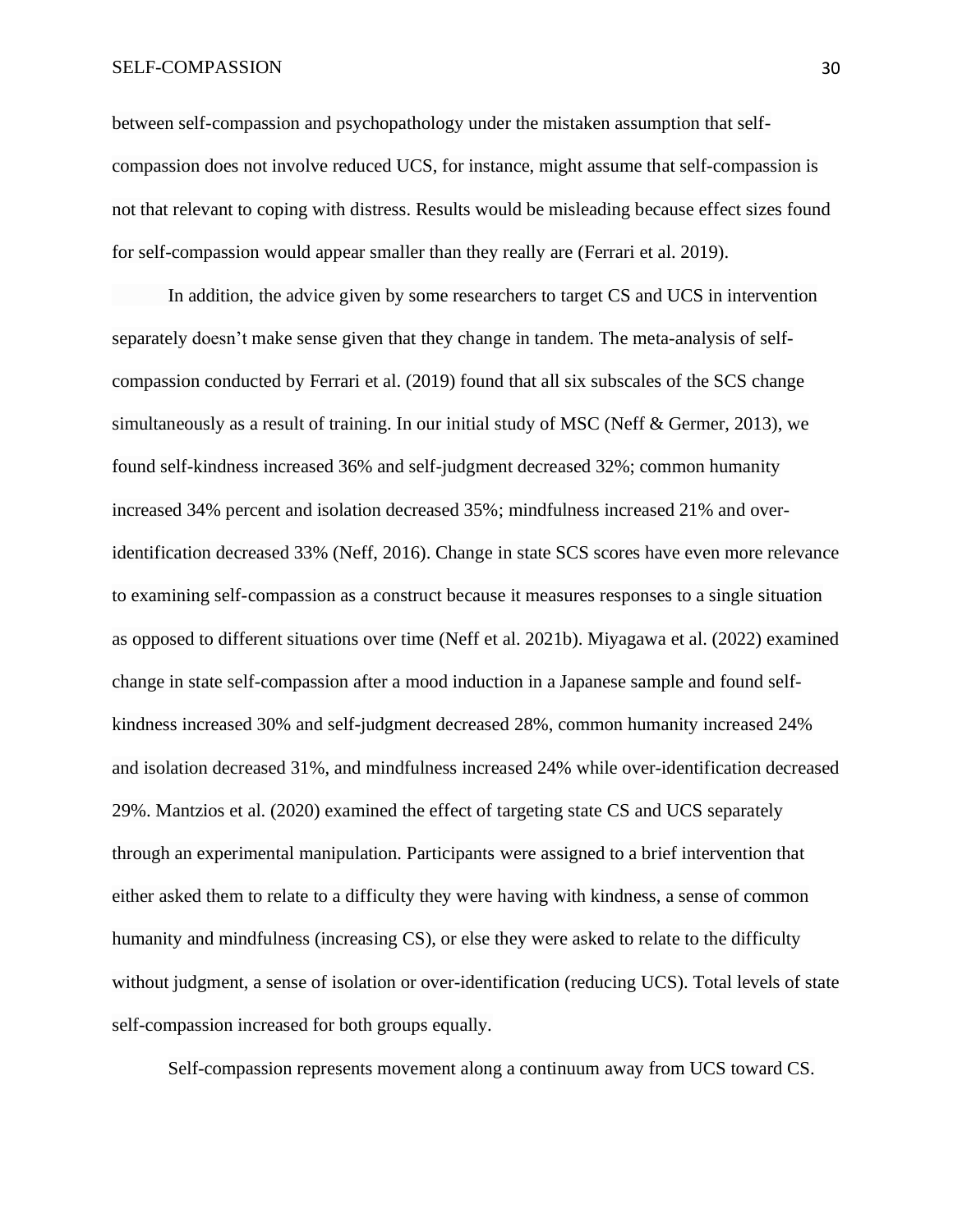between self-compassion and psychopathology under the mistaken assumption that self-compassion does not involve reduced UCS, for instance, might assume that self-compassion is not that relevant to coping with distress. Results would be misleading because effect sizes found for self-compassion would appear smaller than they really are (Ferrari et al. 2019).

In addition, the advice given by some researchers to target CS and UCS in intervention separately doesn't make sense given that they change in tandem. The meta-analysis of self-compassion conducted by Ferrari et al. (2019) found that all six subscales of the SCS change simultaneously as a result of training. In our initial study of MSC (Neff & Germer, 2013), we found self-kindness increased 36% and self-judgment decreased 32%; common humanity increased 34% percent and isolation decreased 35%; mindfulness increased 21% and over-identification decreased 33% (Neff, 2016). Change in state SCS scores have even more relevance to examining self-compassion as a construct because it measures responses to a single situation as opposed to different situations over time (Neff et al. 2021b). Miyagawa et al. (2022) examined change in state self-compassion after a mood induction in a Japanese sample and found self-kindness increased 30% and self-judgment decreased 28%, common humanity increased 24% and isolation decreased 31%, and mindfulness increased 24% while over-identification decreased 29%. Mantzios et al. (2020) examined the effect of targeting state CS and UCS separately through an experimental manipulation. Participants were assigned to a brief intervention that either asked them to relate to a difficulty they were having with kindness, a sense of common humanity and mindfulness (increasing CS), or else they were asked to relate to the difficulty without judgment, a sense of isolation or over-identification (reducing UCS). Total levels of state self-compassion increased for both groups equally.

Self-compassion represents movement along a continuum away from UCS toward CS.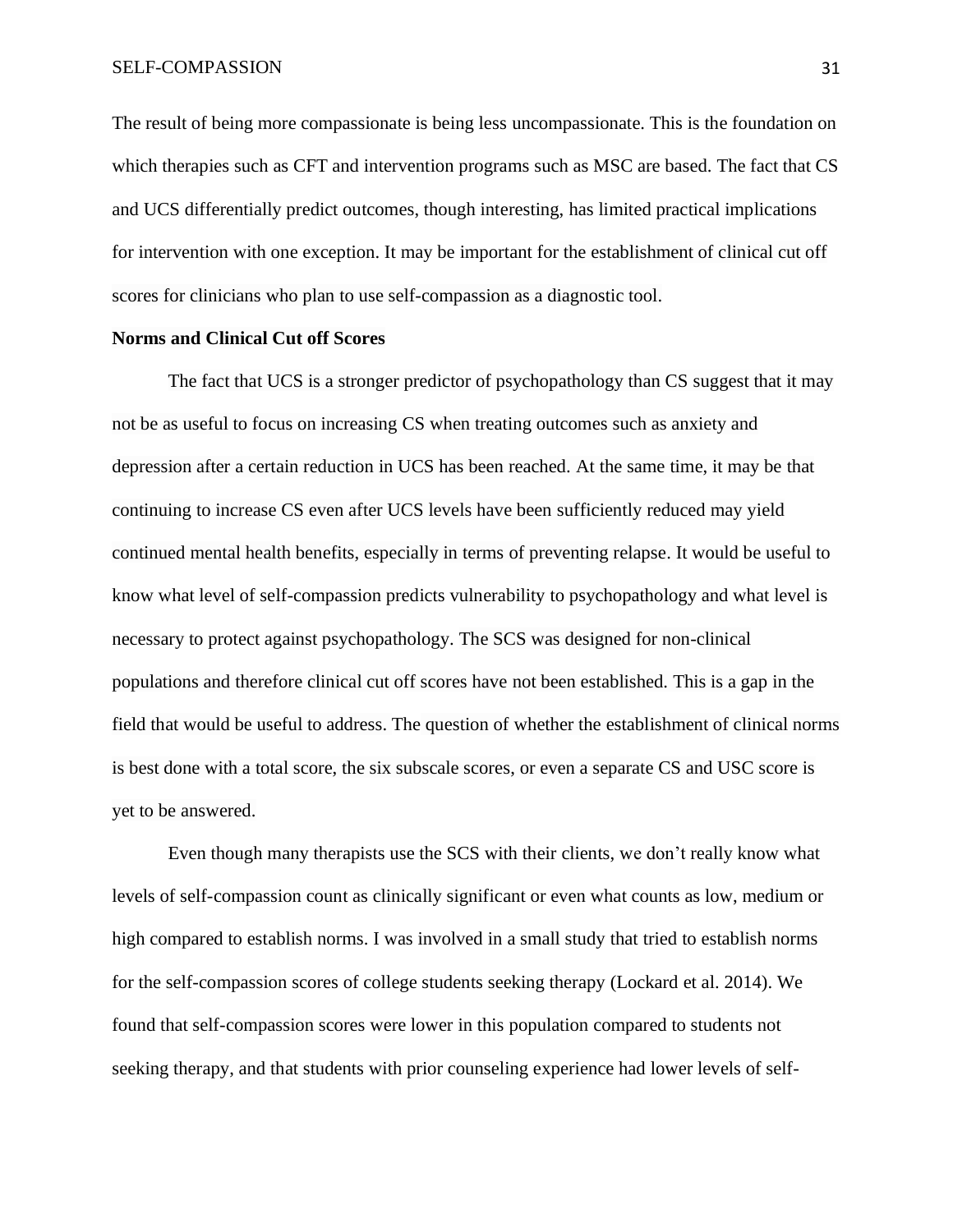The result of being more compassionate is being less uncompassionate. This is the foundation on which therapies such as CFT and intervention programs such as MSC are based. The fact that CS and UCS differentially predict outcomes, though interesting, has limited practical implications for intervention with one exception. It may be important for the establishment of clinical cut off scores for clinicians who plan to use self-compassion as a diagnostic tool.

**Norms and Clinical Cut off Scores**

The fact that UCS is a stronger predictor of psychopathology than CS suggest that it may not be as useful to focus on increasing CS when treating outcomes such as anxiety and depression after a certain reduction in UCS has been reached. At the same time, it may be that continuing to increase CS even after UCS levels have been sufficiently reduced may yield continued mental health benefits, especially in terms of preventing relapse. It would be useful to know what level of self-compassion predicts vulnerability to psychopathology and what level is necessary to protect against psychopathology. The SCS was designed for non-clinical populations and therefore clinical cut off scores have not been established. This is a gap in the field that would be useful to address. The question of whether the establishment of clinical norms is best done with a total score, the six subscale scores, or even a separate CS and USC score is yet to be answered.

Even though many therapists use the SCS with their clients, we don't really know what levels of self-compassion count as clinically significant or even what counts as low, medium or high compared to establish norms. I was involved in a small study that tried to establish norms for the self-compassion scores of college students seeking therapy (Lockard et al. 2014). We found that self-compassion scores were lower in this population compared to students not seeking therapy, and that students with prior counseling experience had lower levels of self-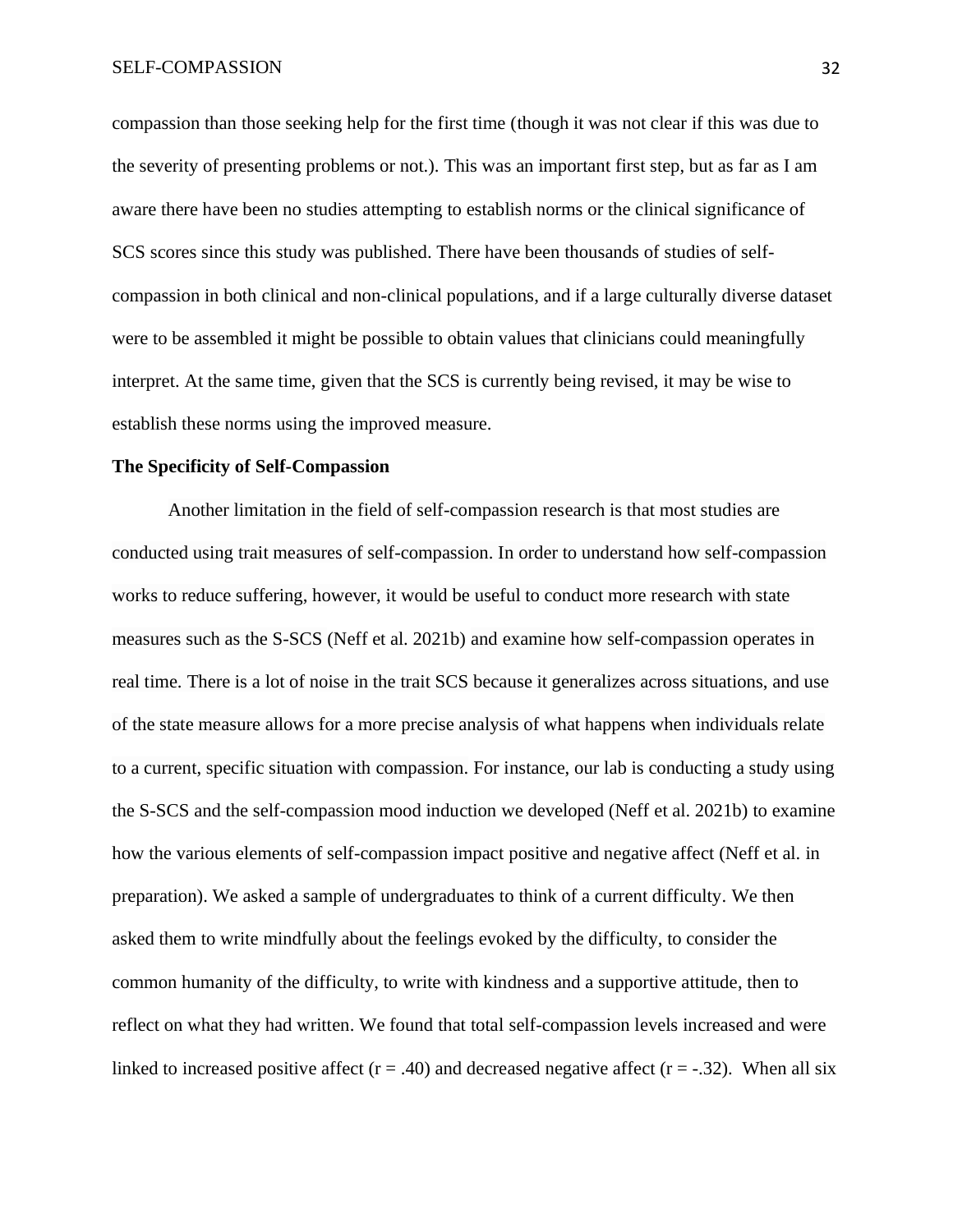compassion than those seeking help for the first time (though it was not clear if this was due to the severity of presenting problems or not.). This was an important first step, but as far as I am aware there have been no studies attempting to establish norms or the clinical significance of SCS scores since this study was published. There have been thousands of studies of self-compassion in both clinical and non-clinical populations, and if a large culturally diverse dataset were to be assembled it might be possible to obtain values that clinicians could meaningfully interpret. At the same time, given that the SCS is currently being revised, it may be wise to establish these norms using the improved measure.

**The Specificity of Self-Compassion**

Another limitation in the field of self-compassion research is that most studies are conducted using trait measures of self-compassion. In order to understand how self-compassion works to reduce suffering, however, it would be useful to conduct more research with state measures such as the S-SCS (Neff et al. 2021b) and examine how self-compassion operates in real time. There is a lot of noise in the trait SCS because it generalizes across situations, and use of the state measure allows for a more precise analysis of what happens when individuals relate to a current, specific situation with compassion. For instance, our lab is conducting a study using the S-SCS and the self-compassion mood induction we developed (Neff et al. 2021b) to examine how the various elements of self-compassion impact positive and negative affect (Neff et al. in preparation). We asked a sample of undergraduates to think of a current difficulty. We then asked them to write mindfully about the feelings evoked by the difficulty, to consider the common humanity of the difficulty, to write with kindness and a supportive attitude, then to reflect on what they had written. We found that total self-compassion levels increased and were linked to increased positive affect ($r = .40$) and decreased negative affect ($r = -.32$). When all six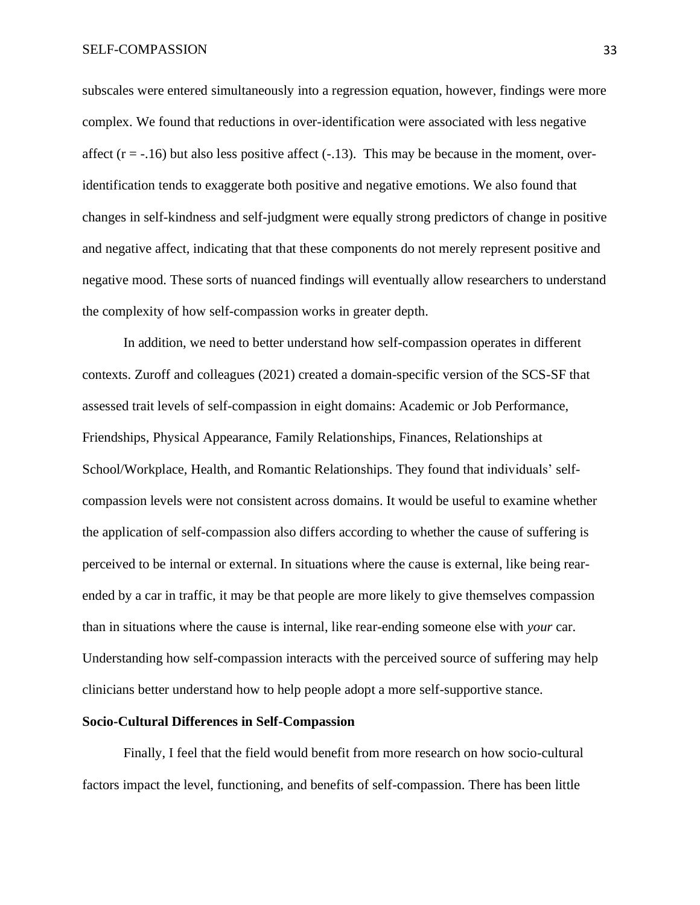subscales were entered simultaneously into a regression equation, however, findings were more complex. We found that reductions in over-identification were associated with less negative affect ($r = -.16$) but also less positive affect (-.13). This may be because in the moment, over-identification tends to exaggerate both positive and negative emotions. We also found that changes in self-kindness and self-judgment were equally strong predictors of change in positive and negative affect, indicating that that these components do not merely represent positive and negative mood. These sorts of nuanced findings will eventually allow researchers to understand the complexity of how self-compassion works in greater depth.

In addition, we need to better understand how self-compassion operates in different contexts. Zuroff and colleagues (2021) created a domain-specific version of the SCS-SF that assessed trait levels of self-compassion in eight domains: Academic or Job Performance, Friendships, Physical Appearance, Family Relationships, Finances, Relationships at School/Workplace, Health, and Romantic Relationships. They found that individuals' self-compassion levels were not consistent across domains. It would be useful to examine whether the application of self-compassion also differs according to whether the cause of suffering is perceived to be internal or external. In situations where the cause is external, like being rear-ended by a car in traffic, it may be that people are more likely to give themselves compassion than in situations where the cause is internal, like rear-ending someone else with *your* car. Understanding how self-compassion interacts with the perceived source of suffering may help clinicians better understand how to help people adopt a more self-supportive stance.

**Socio-Cultural Differences in Self-Compassion**

Finally, I feel that the field would benefit from more research on how socio-cultural factors impact the level, functioning, and benefits of self-compassion. There has been little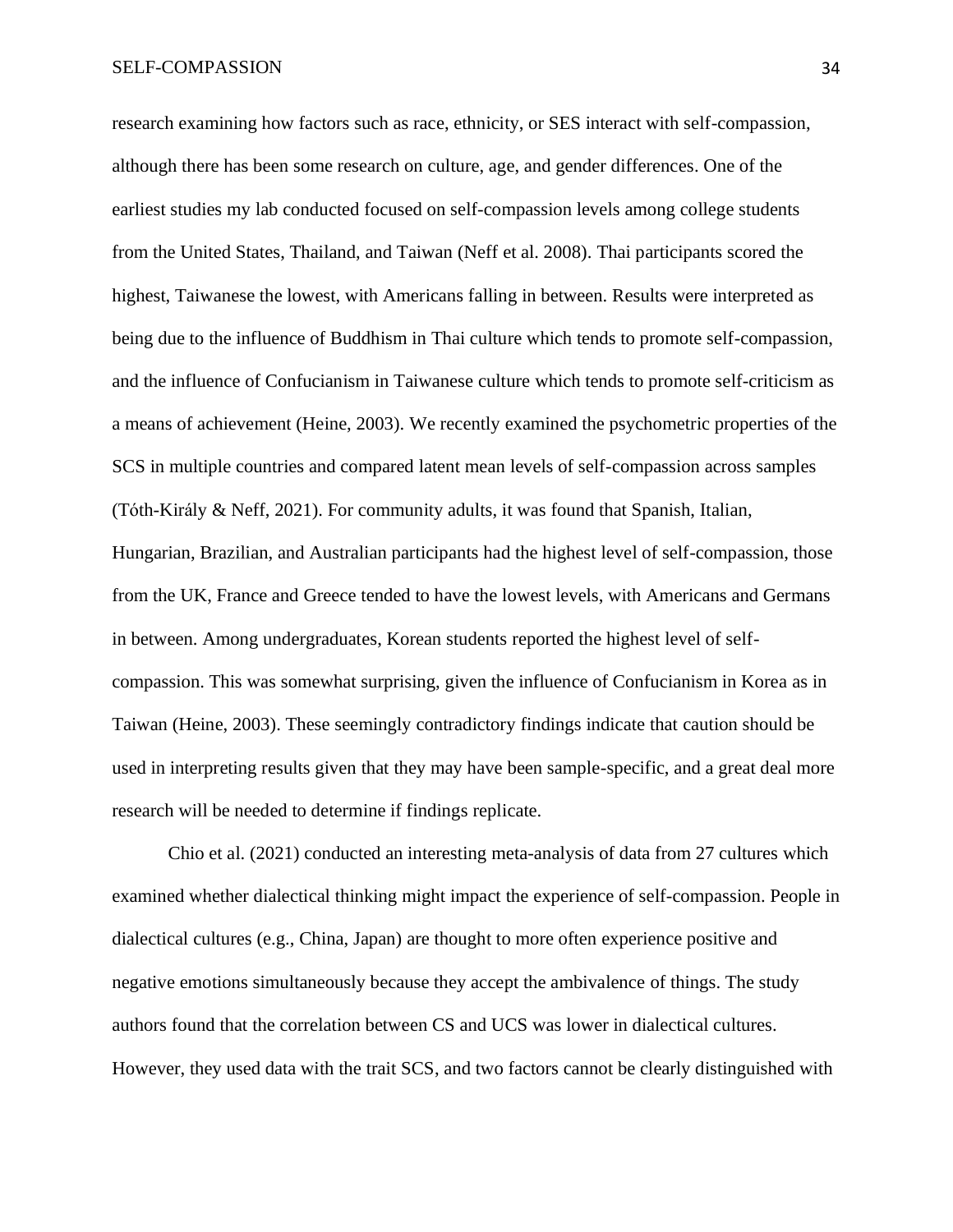research examining how factors such as race, ethnicity, or SES interact with self-compassion, although there has been some research on culture, age, and gender differences. One of the earliest studies my lab conducted focused on self-compassion levels among college students from the United States, Thailand, and Taiwan (Neff et al. 2008). Thai participants scored the highest, Taiwanese the lowest, with Americans falling in between. Results were interpreted as being due to the influence of Buddhism in Thai culture which tends to promote self-compassion, and the influence of Confucianism in Taiwanese culture which tends to promote self-criticism as a means of achievement (Heine, 2003). We recently examined the psychometric properties of the SCS in multiple countries and compared latent mean levels of self-compassion across samples (Tóth-Király & Neff, 2021). For community adults, it was found that Spanish, Italian, Hungarian, Brazilian, and Australian participants had the highest level of self-compassion, those from the UK, France and Greece tended to have the lowest levels, with Americans and Germans in between. Among undergraduates, Korean students reported the highest level of self-compassion. This was somewhat surprising, given the influence of Confucianism in Korea as in Taiwan (Heine, 2003). These seemingly contradictory findings indicate that caution should be used in interpreting results given that they may have been sample-specific, and a great deal more research will be needed to determine if findings replicate.

Chio et al. (2021) conducted an interesting meta-analysis of data from 27 cultures which examined whether dialectical thinking might impact the experience of self-compassion. People in dialectical cultures (e.g., China, Japan) are thought to more often experience positive and negative emotions simultaneously because they accept the ambivalence of things. The study authors found that the correlation between CS and UCS was lower in dialectical cultures. However, they used data with the trait SCS, and two factors cannot be clearly distinguished with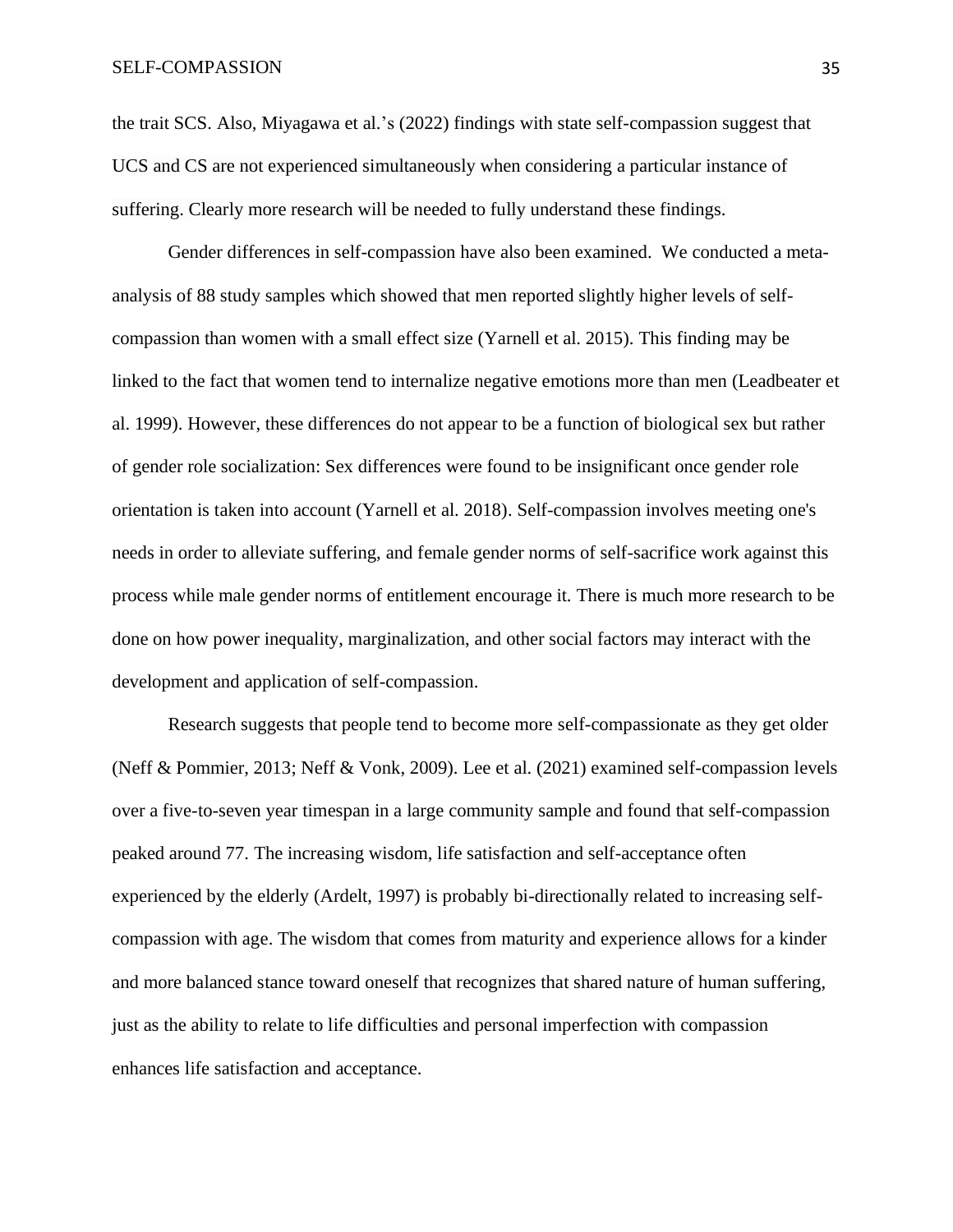the trait SCS. Also, Miyagawa et al.'s (2022) findings with state self-compassion suggest that UCS and CS are not experienced simultaneously when considering a particular instance of suffering. Clearly more research will be needed to fully understand these findings.

Gender differences in self-compassion have also been examined. We conducted a meta-analysis of 88 study samples which showed that men reported slightly higher levels of self-compassion than women with a small effect size (Yarnell et al. 2015). This finding may be linked to the fact that women tend to internalize negative emotions more than men (Leadbeater et al. 1999). However, these differences do not appear to be a function of biological sex but rather of gender role socialization: Sex differences were found to be insignificant once gender role orientation is taken into account (Yarnell et al. 2018). Self-compassion involves meeting one's needs in order to alleviate suffering, and female gender norms of self-sacrifice work against this process while male gender norms of entitlement encourage it. There is much more research to be done on how power inequality, marginalization, and other social factors may interact with the development and application of self-compassion.

Research suggests that people tend to become more self-compassionate as they get older (Neff & Pommier, 2013; Neff & Vonk, 2009). Lee et al. (2021) examined self-compassion levels over a five-to-seven year timespan in a large community sample and found that self-compassion peaked around 77. The increasing wisdom, life satisfaction and self-acceptance often experienced by the elderly (Ardelt, 1997) is probably bi-directionally related to increasing self-compassion with age. The wisdom that comes from maturity and experience allows for a kinder and more balanced stance toward oneself that recognizes that shared nature of human suffering, just as the ability to relate to life difficulties and personal imperfection with compassion enhances life satisfaction and acceptance.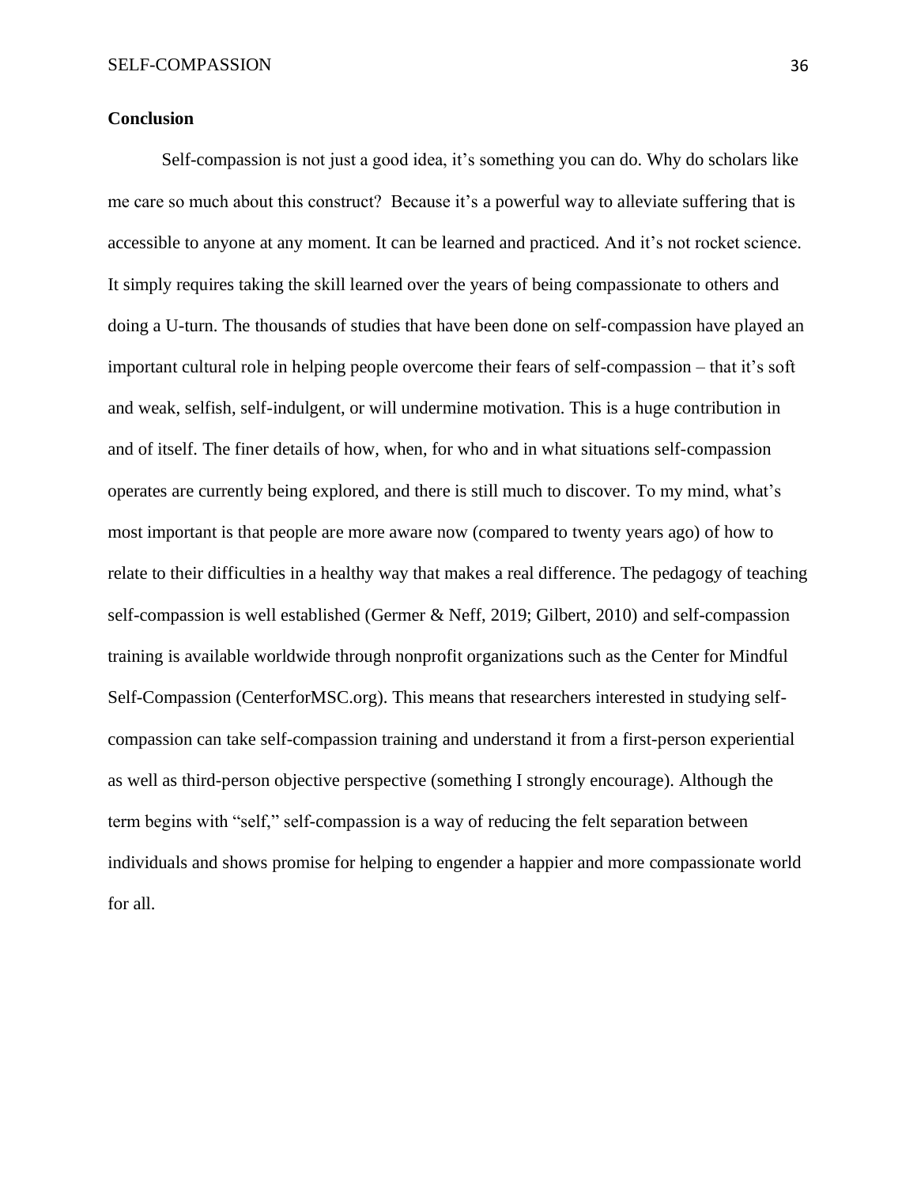## Conclusion

Self-compassion is not just a good idea, it's something you can do. Why do scholars like me care so much about this construct? Because it's a powerful way to alleviate suffering that is accessible to anyone at any moment. It can be learned and practiced. And it's not rocket science. It simply requires taking the skill learned over the years of being compassionate to others and doing a U-turn. The thousands of studies that have been done on self-compassion have played an important cultural role in helping people overcome their fears of self-compassion – that it's soft and weak, selfish, self-indulgent, or will undermine motivation. This is a huge contribution in and of itself. The finer details of how, when, for who and in what situations self-compassion operates are currently being explored, and there is still much to discover. To my mind, what's most important is that people are more aware now (compared to twenty years ago) of how to relate to their difficulties in a healthy way that makes a real difference. The pedagogy of teaching self-compassion is well established (Germer & Neff, 2019; Gilbert, 2010) and self-compassion training is available worldwide through nonprofit organizations such as the Center for Mindful Self-Compassion (CenterforMSC.org). This means that researchers interested in studying self-compassion can take self-compassion training and understand it from a first-person experiential as well as third-person objective perspective (something I strongly encourage). Although the term begins with "self," self-compassion is a way of reducing the felt separation between individuals and shows promise for helping to engender a happier and more compassionate world for all.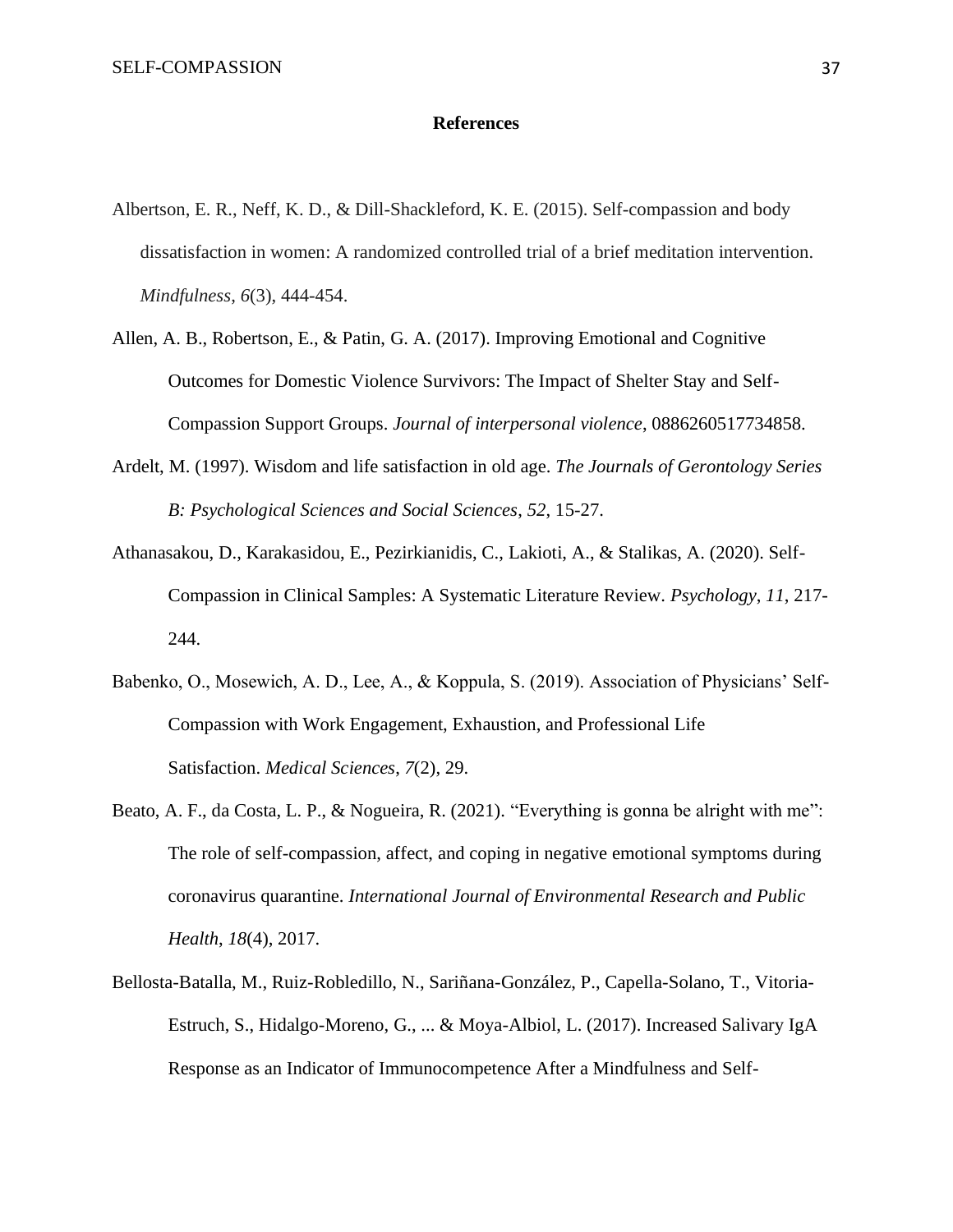# References

Albertson, E. R., Neff, K. D., & Dill-Shackleford, K. E. (2015). Self-compassion and body dissatisfaction in women: A randomized controlled trial of a brief meditation intervention. *Mindfulness*, *6*(3), 444-454.

Allen, A. B., Robertson, E., & Patin, G. A. (2017). Improving Emotional and Cognitive Outcomes for Domestic Violence Survivors: The Impact of Shelter Stay and Self-Compassion Support Groups. *Journal of interpersonal violence*, 0886260517734858.

Ardelt, M. (1997). Wisdom and life satisfaction in old age. *The Journals of Gerontology Series B: Psychological Sciences and Social Sciences*, *52*, 15-27.

Athanasakou, D., Karakasidou, E., Pezirkianidis, C., Lakioti, A., & Stalikas, A. (2020). Self-Compassion in Clinical Samples: A Systematic Literature Review. *Psychology*, *11*, 217-244.

Babenko, O., Mosewich, A. D., Lee, A., & Koppula, S. (2019). Association of Physicians' Self-Compassion with Work Engagement, Exhaustion, and Professional Life Satisfaction. *Medical Sciences*, *7*(2), 29.

Beato, A. F., da Costa, L. P., & Nogueira, R. (2021). "Everything is gonna be alright with me": The role of self-compassion, affect, and coping in negative emotional symptoms during coronavirus quarantine. *International Journal of Environmental Research and Public Health*, *18*(4), 2017.

Bellosta-Batalla, M., Ruiz-Robledillo, N., Sariñana-González, P., Capella-Solano, T., Vitoria-Estruch, S., Hidalgo-Moreno, G., ... & Moya-Albiol, L. (2017). Increased Salivary IgA Response as an Indicator of Immunocompetence After a Mindfulness and Self-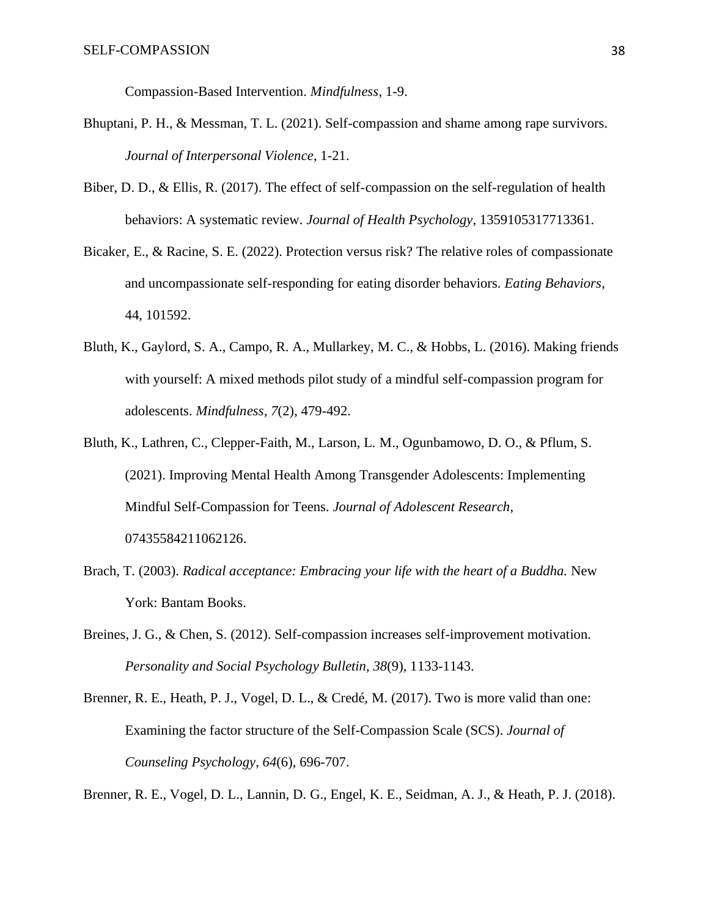Compassion-Based Intervention. *Mindfulness*, 1-9.

Bhuptani, P. H., & Messman, T. L. (2021). Self-compassion and shame among rape survivors. *Journal of Interpersonal Violence*, 1-21.

Biber, D. D., & Ellis, R. (2017). The effect of self-compassion on the self-regulation of health behaviors: A systematic review. *Journal of Health Psychology*, 1359105317713361.

Bicaker, E., & Racine, S. E. (2022). Protection versus risk? The relative roles of compassionate and uncompassionate self-responding for eating disorder behaviors. *Eating Behaviors*, 44, 101592.

Bluth, K., Gaylord, S. A., Campo, R. A., Mullarkey, M. C., & Hobbs, L. (2016). Making friends with yourself: A mixed methods pilot study of a mindful self-compassion program for adolescents. *Mindfulness*, *7*(2), 479-492.

Bluth, K., Lathren, C., Clepper-Faith, M., Larson, L. M., Ogunbamowo, D. O., & Pflum, S. (2021). Improving Mental Health Among Transgender Adolescents: Implementing Mindful Self-Compassion for Teens. *Journal of Adolescent Research*, 07435584211062126.

Brach, T. (2003). *Radical acceptance: Embracing your life with the heart of a Buddha.* New York: Bantam Books.

Breines, J. G., & Chen, S. (2012). Self-compassion increases self-improvement motivation. *Personality and Social Psychology Bulletin*, *38*(9), 1133-1143.

Brenner, R. E., Heath, P. J., Vogel, D. L., & Credé, M. (2017). Two is more valid than one: Examining the factor structure of the Self-Compassion Scale (SCS). *Journal of Counseling Psychology*, *64*(6), 696-707.

Brenner, R. E., Vogel, D. L., Lannin, D. G., Engel, K. E., Seidman, A. J., & Heath, P. J. (2018).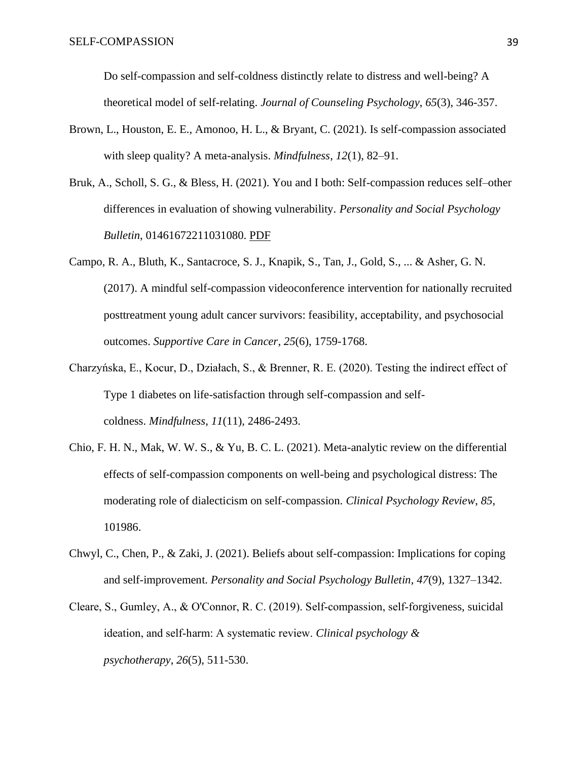Do self-compassion and self-coldness distinctly relate to distress and well-being? A theoretical model of self-relating. *Journal of Counseling Psychology*, *65*(3), 346-357.

Brown, L., Houston, E. E., Amonoo, H. L., & Bryant, C. (2021). Is self-compassion associated with sleep quality? A meta-analysis. *Mindfulness*, *12*(1), 82–91.

Bruk, A., Scholl, S. G., & Bless, H. (2021). You and I both: Self-compassion reduces self–other differences in evaluation of showing vulnerability. *Personality and Social Psychology Bulletin*, 01461672211031080. PDF

Campo, R. A., Bluth, K., Santacroce, S. J., Knapik, S., Tan, J., Gold, S., ... & Asher, G. N. (2017). A mindful self-compassion videoconference intervention for nationally recruited posttreatment young adult cancer survivors: feasibility, acceptability, and psychosocial outcomes. *Supportive Care in Cancer*, *25*(6), 1759-1768.

Charzyńska, E., Kocur, D., Działach, S., & Brenner, R. E. (2020). Testing the indirect effect of Type 1 diabetes on life-satisfaction through self-compassion and self-coldness. *Mindfulness*, *11*(11), 2486-2493.

Chio, F. H. N., Mak, W. W. S., & Yu, B. C. L. (2021). Meta-analytic review on the differential effects of self-compassion components on well-being and psychological distress: The moderating role of dialecticism on self-compassion. *Clinical Psychology Review, 85*, 101986.

Chwyl, C., Chen, P., & Zaki, J. (2021). Beliefs about self-compassion: Implications for coping and self-improvement. *Personality and Social Psychology Bulletin*, *47*(9), 1327–1342.

Cleare, S., Gumley, A., & O'Connor, R. C. (2019). Self-compassion, self-forgiveness, suicidal ideation, and self-harm: A systematic review. *Clinical psychology & psychotherapy*, *26*(5), 511-530.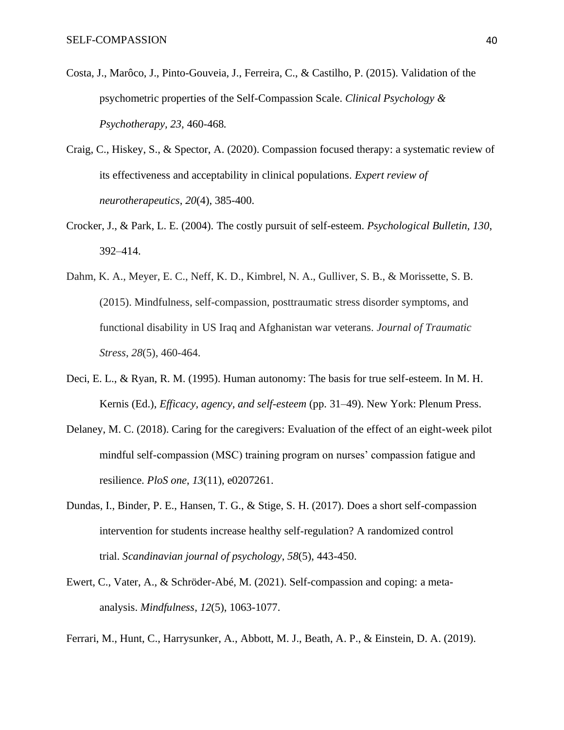Costa, J., Marôco, J., Pinto-Gouveia, J., Ferreira, C., & Castilho, P. (2015). Validation of the psychometric properties of the Self-Compassion Scale. *Clinical Psychology & Psychotherapy, 23,* 460-468.

Craig, C., Hiskey, S., & Spector, A. (2020). Compassion focused therapy: a systematic review of its effectiveness and acceptability in clinical populations. *Expert review of neurotherapeutics*, *20*(4), 385-400.

Crocker, J., & Park, L. E. (2004). The costly pursuit of self-esteem. *Psychological Bulletin, 130*, 392–414.

Dahm, K. A., Meyer, E. C., Neff, K. D., Kimbrel, N. A., Gulliver, S. B., & Morissette, S. B. (2015). Mindfulness, self-compassion, posttraumatic stress disorder symptoms, and functional disability in US Iraq and Afghanistan war veterans. *Journal of Traumatic Stress*, *28*(5), 460-464.

Deci, E. L., & Ryan, R. M. (1995). Human autonomy: The basis for true self-esteem. In M. H. Kernis (Ed.), *Efficacy, agency, and self-esteem* (pp. 31–49). New York: Plenum Press.

Delaney, M. C. (2018). Caring for the caregivers: Evaluation of the effect of an eight-week pilot mindful self-compassion (MSC) training program on nurses' compassion fatigue and resilience. *PloS one*, *13*(11), e0207261.

Dundas, I., Binder, P. E., Hansen, T. G., & Stige, S. H. (2017). Does a short self‐compassion intervention for students increase healthy self‐regulation? A randomized control trial. *Scandinavian journal of psychology*, *58*(5), 443-450.

Ewert, C., Vater, A., & Schröder-Abé, M. (2021). Self-compassion and coping: a meta-analysis. *Mindfulness*, *12*(5), 1063-1077.

Ferrari, M., Hunt, C., Harrysunker, A., Abbott, M. J., Beath, A. P., & Einstein, D. A. (2019).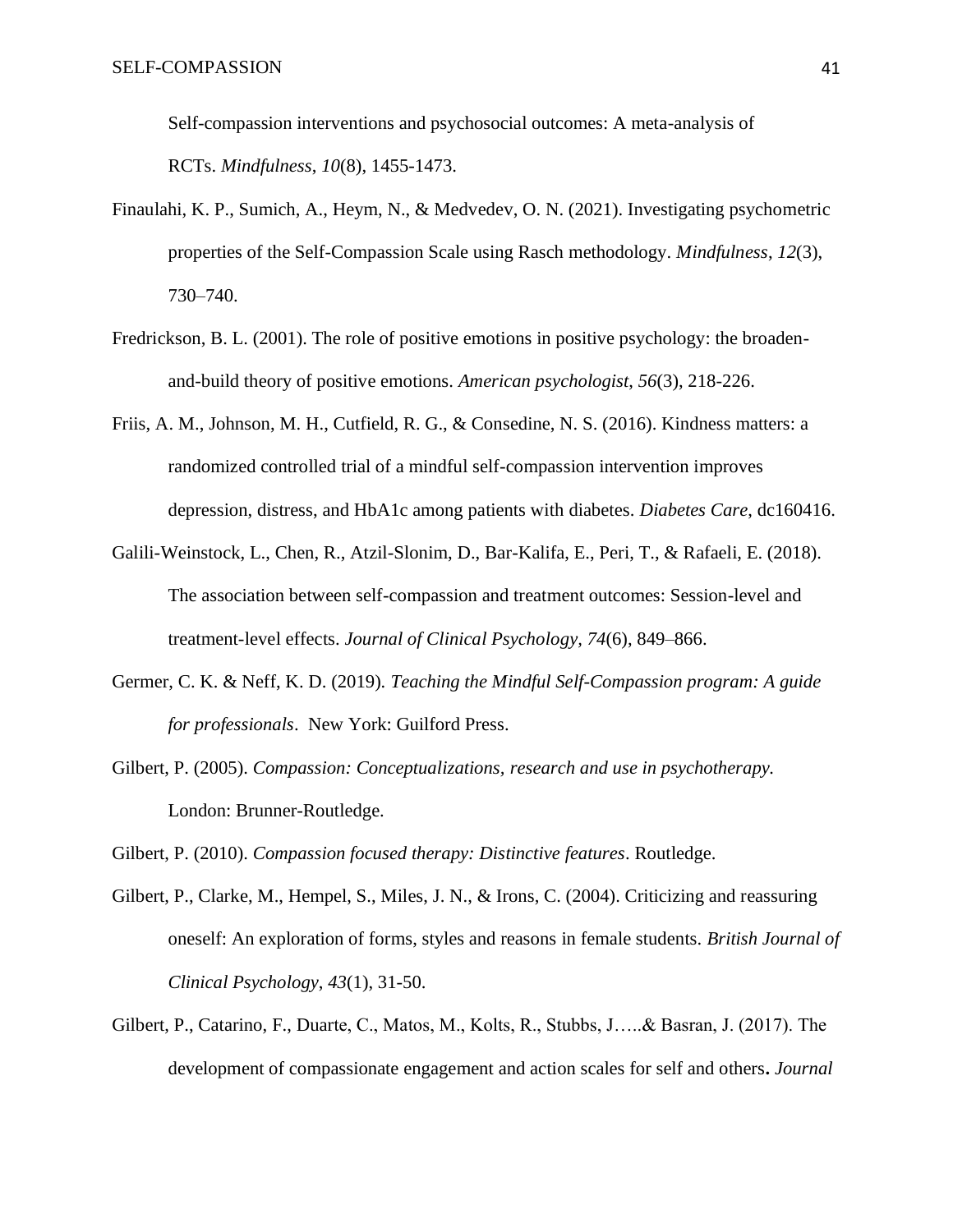Self-compassion interventions and psychosocial outcomes: A meta-analysis of RCTs. *Mindfulness*, *10*(8), 1455-1473.

Finaulahi, K. P., Sumich, A., Heym, N., & Medvedev, O. N. (2021). Investigating psychometric properties of the Self-Compassion Scale using Rasch methodology. *Mindfulness*, *12*(3), 730–740.

Fredrickson, B. L. (2001). The role of positive emotions in positive psychology: the broaden-and-build theory of positive emotions. *American psychologist*, *56*(3), 218-226.

Friis, A. M., Johnson, M. H., Cutfield, R. G., & Consedine, N. S. (2016). Kindness matters: a randomized controlled trial of a mindful self-compassion intervention improves depression, distress, and HbA1c among patients with diabetes. *Diabetes Care*, dc160416.

Galili-Weinstock, L., Chen, R., Atzil-Slonim, D., Bar-Kalifa, E., Peri, T., & Rafaeli, E. (2018). The association between self-compassion and treatment outcomes: Session-level and treatment-level effects. *Journal of Clinical Psychology, 74*(6), 849–866.

Germer, C. K. & Neff, K. D. (2019). *Teaching the Mindful Self-Compassion program: A guide for professionals*. New York: Guilford Press.

Gilbert, P. (2005). *Compassion: Conceptualizations, research and use in psychotherapy.* London: Brunner-Routledge.

Gilbert, P. (2010). *Compassion focused therapy: Distinctive features*. Routledge.

Gilbert, P., Clarke, M., Hempel, S., Miles, J. N., & Irons, C. (2004). Criticizing and reassuring oneself: An exploration of forms, styles and reasons in female students. *British Journal of Clinical Psychology*, *43*(1), 31-50.

Gilbert, P., Catarino, F., Duarte, C., Matos, M., Kolts, R., Stubbs, J…..& Basran, J. (2017). The development of compassionate engagement and action scales for self and others**.** *Journal*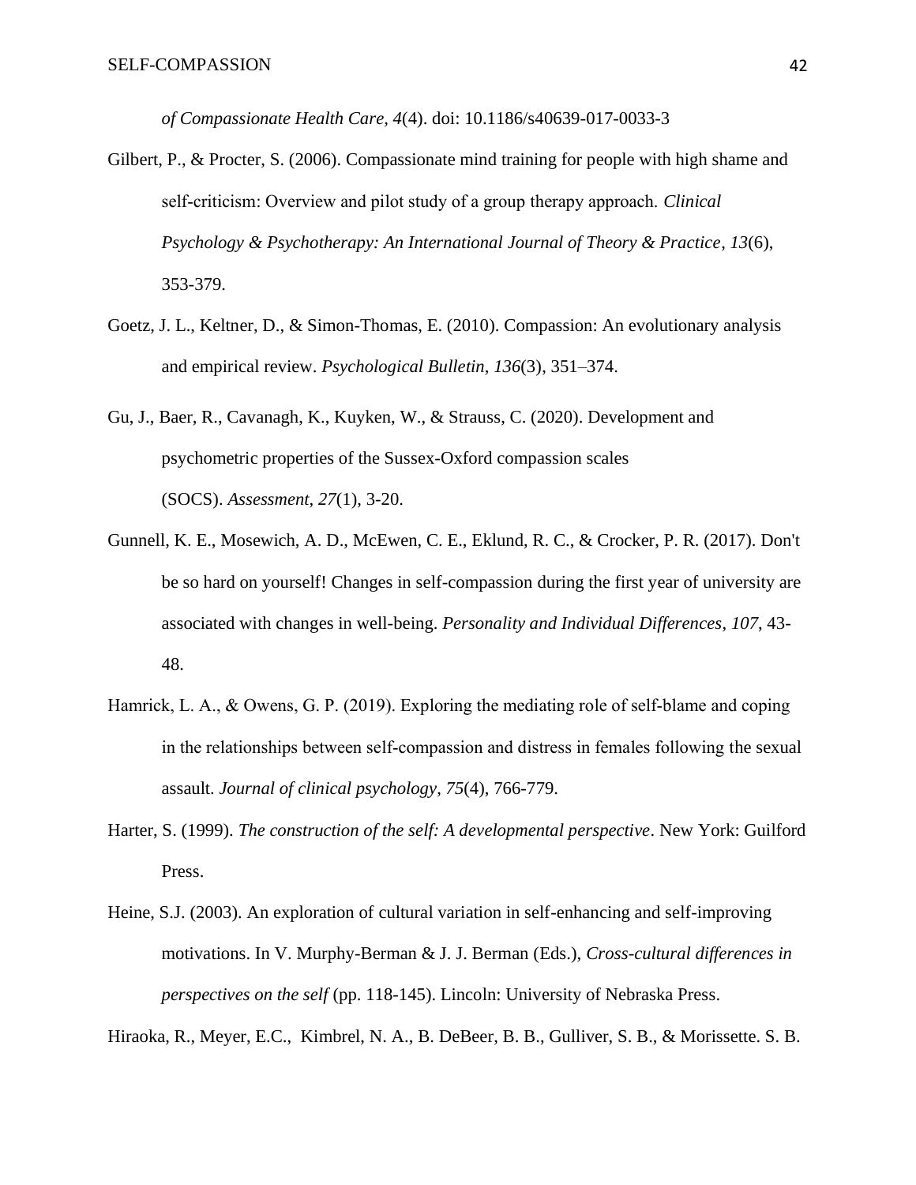*of Compassionate Health Care, 4*(4). doi: 10.1186/s40639-017-0033-3

Gilbert, P., & Procter, S. (2006). Compassionate mind training for people with high shame and self-criticism: Overview and pilot study of a group therapy approach. *Clinical Psychology & Psychotherapy: An International Journal of Theory & Practice*, *13*(6), 353-379.

Goetz, J. L., Keltner, D., & Simon-Thomas, E. (2010). Compassion: An evolutionary analysis and empirical review. *Psychological Bulletin, 136*(3), 351–374.

Gu, J., Baer, R., Cavanagh, K., Kuyken, W., & Strauss, C. (2020). Development and psychometric properties of the Sussex-Oxford compassion scales (SOCS). *Assessment*, *27*(1), 3-20.

Gunnell, K. E., Mosewich, A. D., McEwen, C. E., Eklund, R. C., & Crocker, P. R. (2017). Don't be so hard on yourself! Changes in self-compassion during the first year of university are associated with changes in well-being. *Personality and Individual Differences*, *107*, 43-48.

Hamrick, L. A., & Owens, G. P. (2019). Exploring the mediating role of self-blame and coping in the relationships between self-compassion and distress in females following the sexual assault. *Journal of clinical psychology*, *75*(4), 766-779.

Harter, S. (1999). *The construction of the self: A developmental perspective*. New York: Guilford Press.

Heine, S.J. (2003). An exploration of cultural variation in self-enhancing and self-improving motivations. In V. Murphy-Berman & J. J. Berman (Eds.), *Cross-cultural differences in perspectives on the self* (pp. 118-145). Lincoln: University of Nebraska Press.

Hiraoka, R., Meyer, E.C., Kimbrel, N. A., B. DeBeer, B. B., Gulliver, S. B., & Morissette. S. B.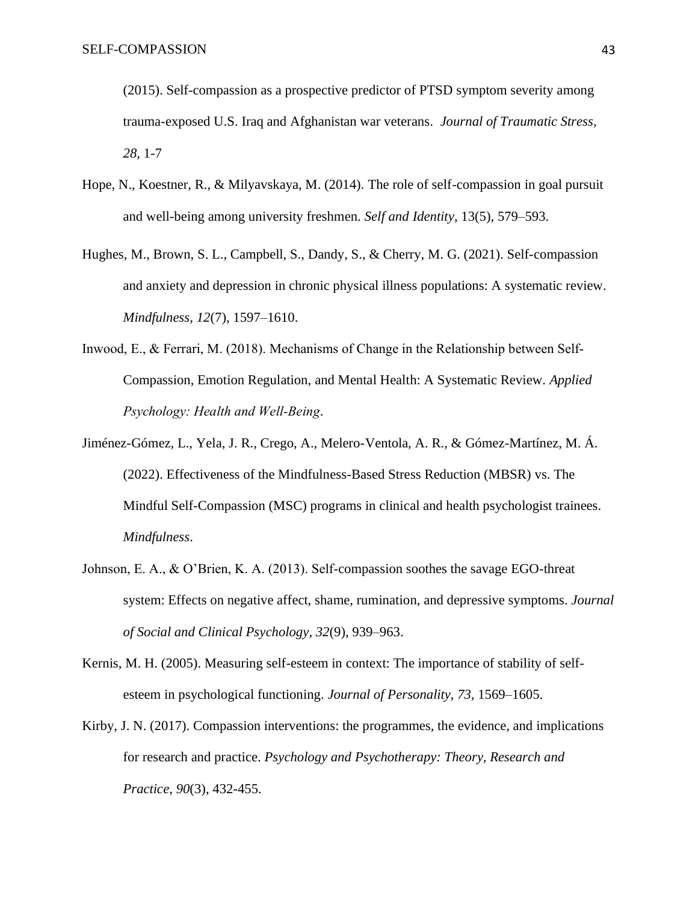(2015). Self-compassion as a prospective predictor of PTSD symptom severity among trauma-exposed U.S. Iraq and Afghanistan war veterans. *Journal of Traumatic Stress, 28*, 1-7

Hope, N., Koestner, R., & Milyavskaya, M. (2014). The role of self-compassion in goal pursuit and well-being among university freshmen. *Self and Identity*, 13(5), 579–593.

Hughes, M., Brown, S. L., Campbell, S., Dandy, S., & Cherry, M. G. (2021). Self-compassion and anxiety and depression in chronic physical illness populations: A systematic review. *Mindfulness*, *12*(7), 1597–1610.

Inwood, E., & Ferrari, M. (2018). Mechanisms of Change in the Relationship between Self-Compassion, Emotion Regulation, and Mental Health: A Systematic Review. *Applied Psychology: Health and Well-Being*.

Jiménez-Gómez, L., Yela, J. R., Crego, A., Melero-Ventola, A. R., & Gómez-Martínez, M. Á. (2022). Effectiveness of the Mindfulness-Based Stress Reduction (MBSR) vs. The Mindful Self-Compassion (MSC) programs in clinical and health psychologist trainees. *Mindfulness*.

Johnson, E. A., & O'Brien, K. A. (2013). Self-compassion soothes the savage EGO-threat system: Effects on negative affect, shame, rumination, and depressive symptoms. *Journal of Social and Clinical Psychology*, *32*(9), 939–963.

Kernis, M. H. (2005). Measuring self-esteem in context: The importance of stability of self-esteem in psychological functioning. *Journal of Personality, 73*, 1569–1605.

Kirby, J. N. (2017). Compassion interventions: the programmes, the evidence, and implications for research and practice. *Psychology and Psychotherapy: Theory, Research and Practice*, *90*(3), 432-455.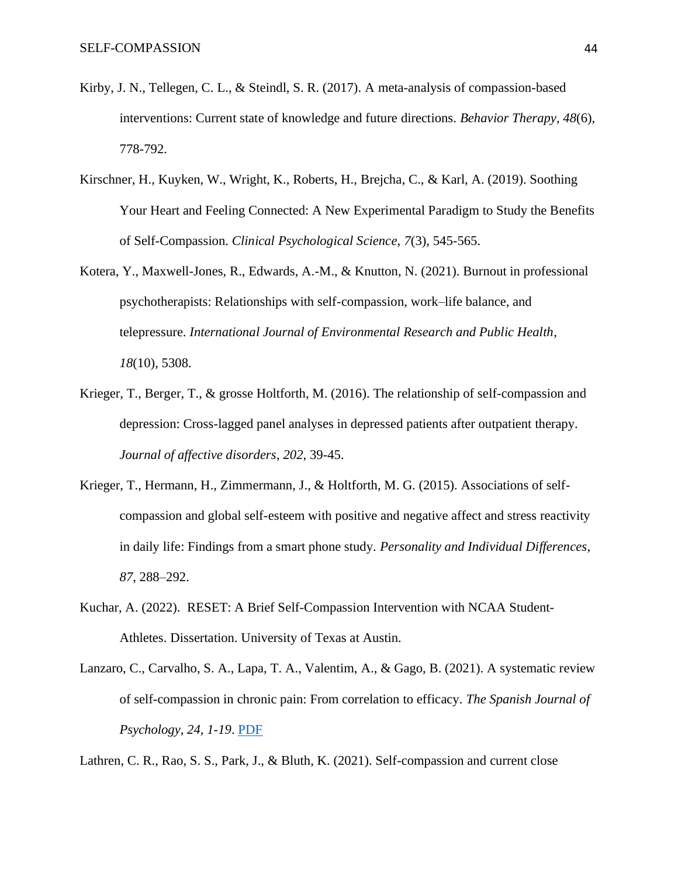Kirby, J. N., Tellegen, C. L., & Steindl, S. R. (2017). A meta-analysis of compassion-based interventions: Current state of knowledge and future directions. *Behavior Therapy*, *48*(6), 778-792.

Kirschner, H., Kuyken, W., Wright, K., Roberts, H., Brejcha, C., & Karl, A. (2019). Soothing Your Heart and Feeling Connected: A New Experimental Paradigm to Study the Benefits of Self-Compassion. *Clinical Psychological Science*, *7*(3), 545-565.

Kotera, Y., Maxwell-Jones, R., Edwards, A.-M., & Knutton, N. (2021). Burnout in professional psychotherapists: Relationships with self-compassion, work–life balance, and telepressure. *International Journal of Environmental Research and Public Health*, *18*(10), 5308.

Krieger, T., Berger, T., & grosse Holtforth, M. (2016). The relationship of self-compassion and depression: Cross-lagged panel analyses in depressed patients after outpatient therapy. *Journal of affective disorders*, *202*, 39-45.

Krieger, T., Hermann, H., Zimmermann, J., & Holtforth, M. G. (2015). Associations of self-compassion and global self-esteem with positive and negative affect and stress reactivity in daily life: Findings from a smart phone study. *Personality and Individual Differences*, *87*, 288–292.

Kuchar, A. (2022). RESET: A Brief Self-Compassion Intervention with NCAA Student-Athletes. Dissertation. University of Texas at Austin.

Lanzaro, C., Carvalho, S. A., Lapa, T. A., Valentim, A., & Gago, B. (2021). A systematic review of self-compassion in chronic pain: From correlation to efficacy. *The Spanish Journal of Psychology*, *24*, *1-19*. PDF

Lathren, C. R., Rao, S. S., Park, J., & Bluth, K. (2021). Self-compassion and current close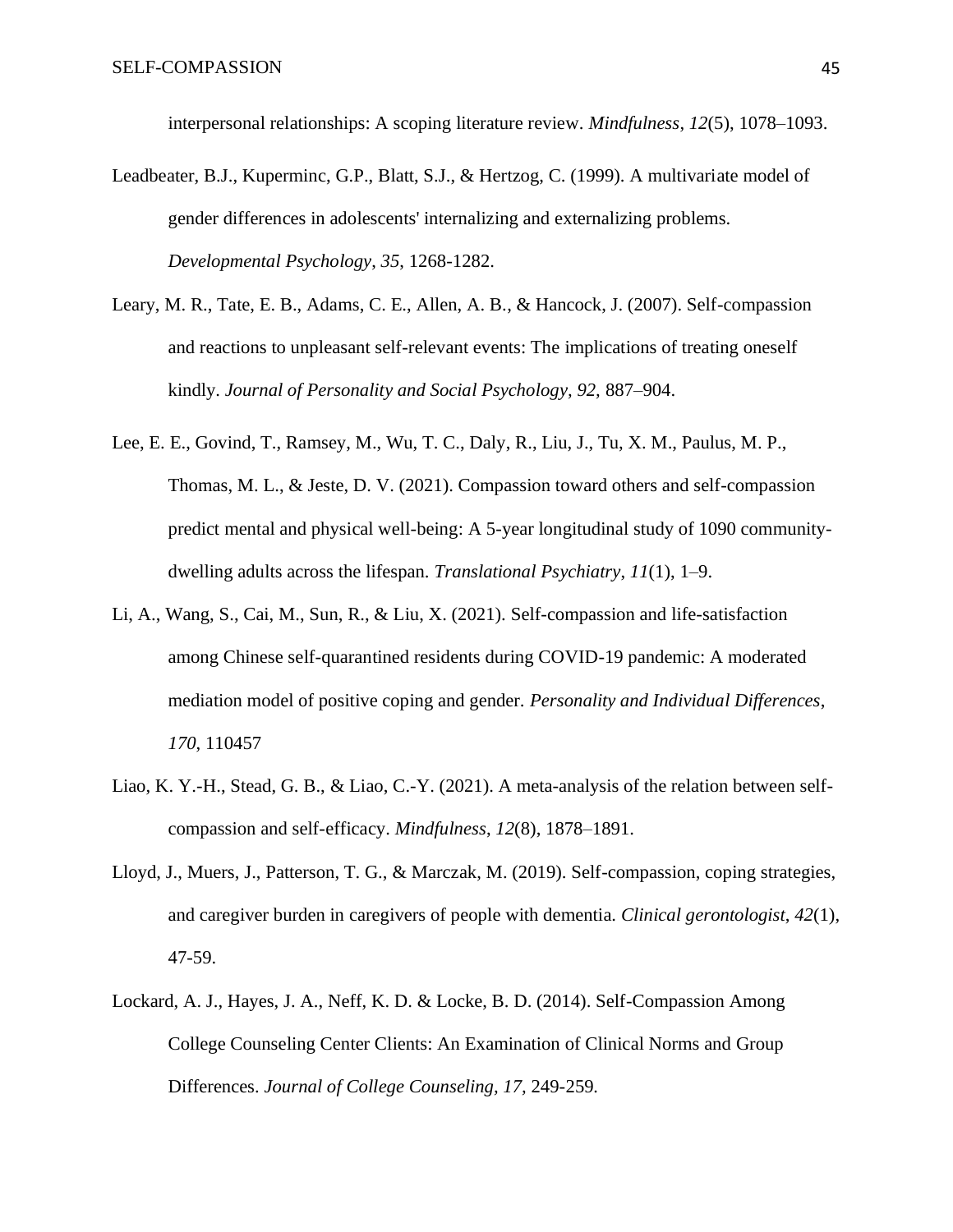interpersonal relationships: A scoping literature review. *Mindfulness*, *12*(5), 1078–1093.

Leadbeater, B.J., Kuperminc, G.P., Blatt, S.J., & Hertzog, C. (1999). A multivariate model of gender differences in adolescents' internalizing and externalizing problems. *Developmental Psychology*, *35*, 1268-1282.

Leary, M. R., Tate, E. B., Adams, C. E., Allen, A. B., & Hancock, J. (2007). Self-compassion and reactions to unpleasant self-relevant events: The implications of treating oneself kindly. *Journal of Personality and Social Psychology, 92,* 887–904.

Lee, E. E., Govind, T., Ramsey, M., Wu, T. C., Daly, R., Liu, J., Tu, X. M., Paulus, M. P., Thomas, M. L., & Jeste, D. V. (2021). Compassion toward others and self-compassion predict mental and physical well-being: A 5-year longitudinal study of 1090 community-dwelling adults across the lifespan. *Translational Psychiatry*, *11*(1), 1–9.

Li, A., Wang, S., Cai, M., Sun, R., & Liu, X. (2021). Self-compassion and life-satisfaction among Chinese self-quarantined residents during COVID-19 pandemic: A moderated mediation model of positive coping and gender. *Personality and Individual Differences*, *170*, 110457

Liao, K. Y.-H., Stead, G. B., & Liao, C.-Y. (2021). A meta-analysis of the relation between self-compassion and self-efficacy. *Mindfulness*, *12*(8), 1878–1891.

Lloyd, J., Muers, J., Patterson, T. G., & Marczak, M. (2019). Self-compassion, coping strategies, and caregiver burden in caregivers of people with dementia. *Clinical gerontologist*, *42*(1), 47-59.

Lockard, A. J., Hayes, J. A., Neff, K. D. & Locke, B. D. (2014). Self-Compassion Among College Counseling Center Clients: An Examination of Clinical Norms and Group Differences. *Journal of College Counseling, 17,* 249-259.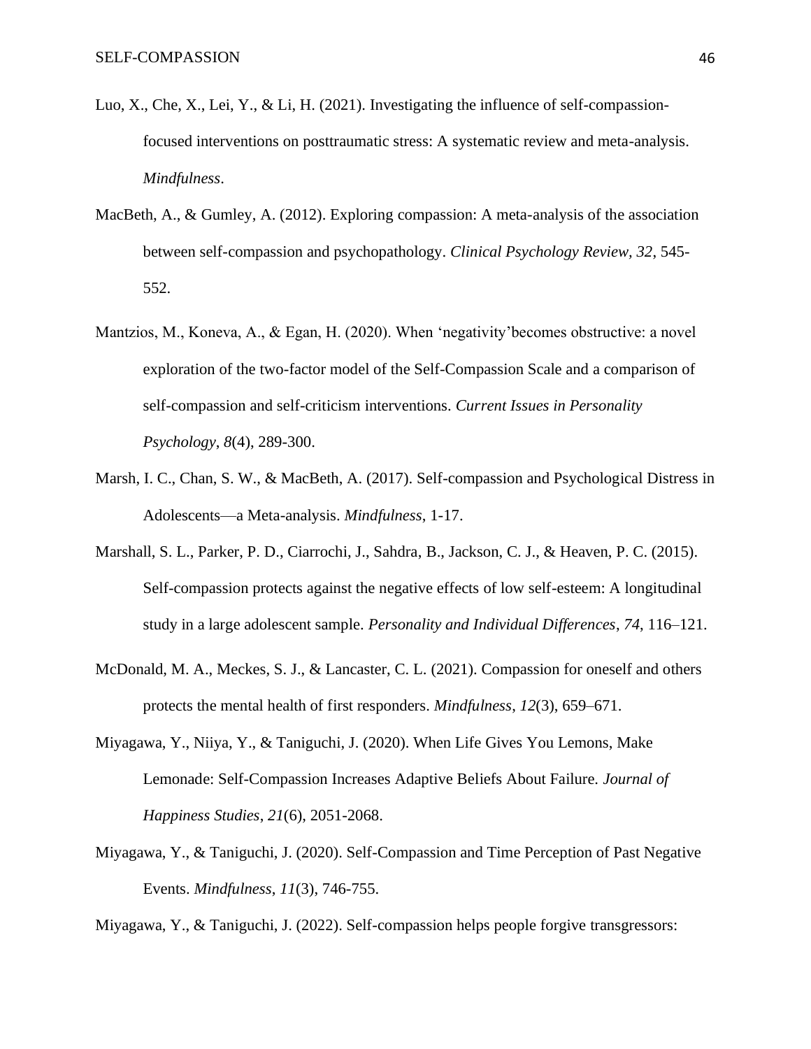Luo, X., Che, X., Lei, Y., & Li, H. (2021). Investigating the influence of self-compassion-focused interventions on posttraumatic stress: A systematic review and meta-analysis. *Mindfulness*.

MacBeth, A., & Gumley, A. (2012). Exploring compassion: A meta-analysis of the association between self-compassion and psychopathology. *Clinical Psychology Review, 32*, 545-552.

Mantzios, M., Koneva, A., & Egan, H. (2020). When 'negativity'becomes obstructive: a novel exploration of the two-factor model of the Self-Compassion Scale and a comparison of self-compassion and self-criticism interventions. *Current Issues in Personality Psychology*, *8*(4), 289-300.

Marsh, I. C., Chan, S. W., & MacBeth, A. (2017). Self-compassion and Psychological Distress in Adolescents—a Meta-analysis. *Mindfulness*, 1-17.

Marshall, S. L., Parker, P. D., Ciarrochi, J., Sahdra, B., Jackson, C. J., & Heaven, P. C. (2015). Self-compassion protects against the negative effects of low self-esteem: A longitudinal study in a large adolescent sample. *Personality and Individual Differences*, *74*, 116–121.

McDonald, M. A., Meckes, S. J., & Lancaster, C. L. (2021). Compassion for oneself and others protects the mental health of first responders. *Mindfulness*, *12*(3), 659–671.

Miyagawa, Y., Niiya, Y., & Taniguchi, J. (2020). When Life Gives You Lemons, Make Lemonade: Self-Compassion Increases Adaptive Beliefs About Failure. *Journal of Happiness Studies*, *21*(6), 2051-2068.

Miyagawa, Y., & Taniguchi, J. (2020). Self-Compassion and Time Perception of Past Negative Events. *Mindfulness*, *11*(3), 746-755.

Miyagawa, Y., & Taniguchi, J. (2022). Self-compassion helps people forgive transgressors: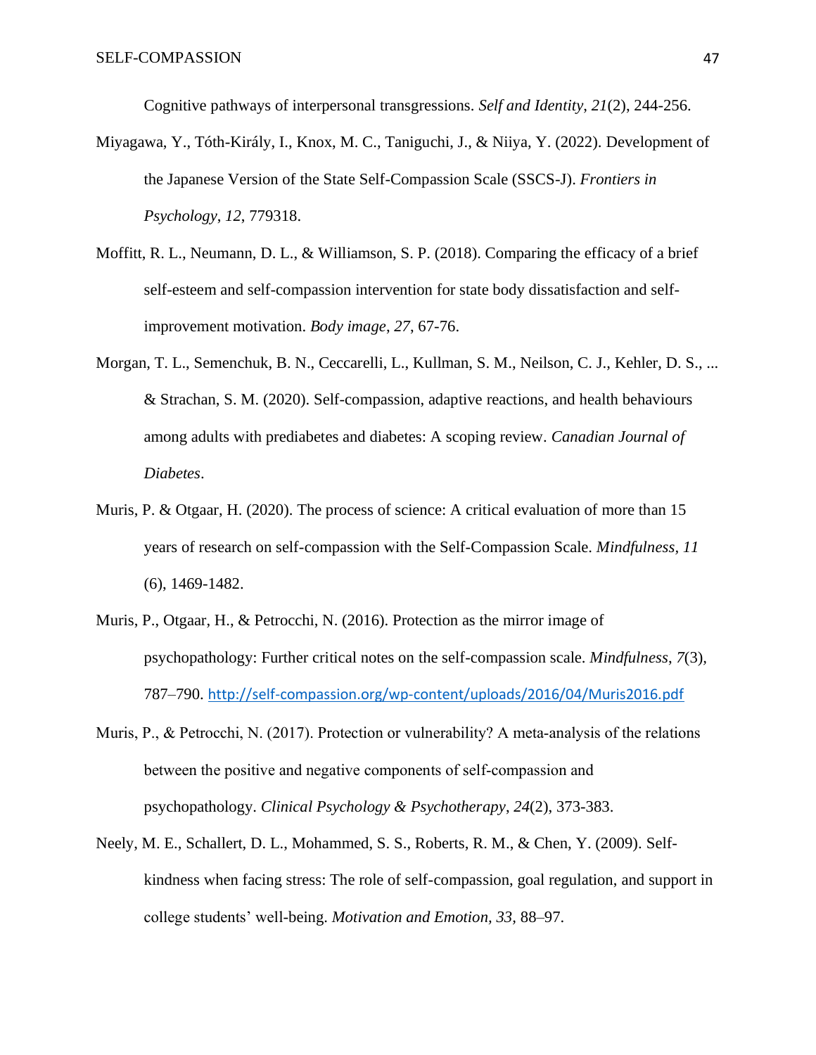Cognitive pathways of interpersonal transgressions. *Self and Identity*, *21*(2), 244-256.

Miyagawa, Y., Tóth-Király, I., Knox, M. C., Taniguchi, J., & Niiya, Y. (2022). Development of the Japanese Version of the State Self-Compassion Scale (SSCS-J). *Frontiers in Psychology*, *12*, 779318.

Moffitt, R. L., Neumann, D. L., & Williamson, S. P. (2018). Comparing the efficacy of a brief self-esteem and self-compassion intervention for state body dissatisfaction and self-improvement motivation. *Body image*, *27*, 67-76.

Morgan, T. L., Semenchuk, B. N., Ceccarelli, L., Kullman, S. M., Neilson, C. J., Kehler, D. S., ... & Strachan, S. M. (2020). Self-compassion, adaptive reactions, and health behaviours among adults with prediabetes and diabetes: A scoping review. *Canadian Journal of Diabetes*.

Muris, P. & Otgaar, H. (2020). The process of science: A critical evaluation of more than 15 years of research on self-compassion with the Self-Compassion Scale. *Mindfulness*, *11* (6), 1469-1482.

Muris, P., Otgaar, H., & Petrocchi, N. (2016). Protection as the mirror image of psychopathology: Further critical notes on the self-compassion scale. *Mindfulness*, *7*(3), 787–790. http://self-compassion.org/wp-content/uploads/2016/04/Muris2016.pdf

Muris, P., & Petrocchi, N. (2017). Protection or vulnerability? A meta-analysis of the relations between the positive and negative components of self-compassion and psychopathology. *Clinical Psychology & Psychotherapy*, *24*(2), 373-383.

Neely, M. E., Schallert, D. L., Mohammed, S. S., Roberts, R. M., & Chen, Y. (2009). Self-kindness when facing stress: The role of self-compassion, goal regulation, and support in college students' well-being. *Motivation and Emotion, 33*, 88–97.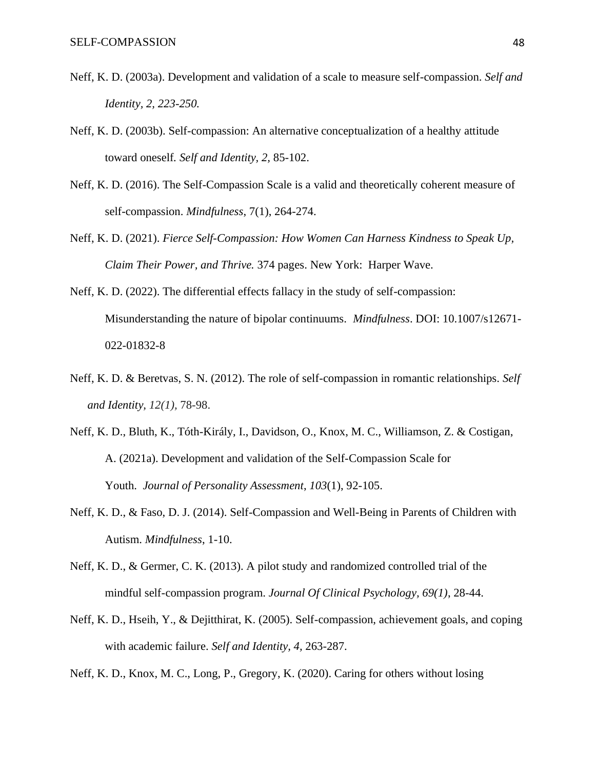Neff, K. D. (2003a). Development and validation of a scale to measure self-compassion. *Self and Identity, 2, 223-250.*

Neff, K. D. (2003b). Self-compassion: An alternative conceptualization of a healthy attitude toward oneself. *Self and Identity, 2,* 85-102.

Neff, K. D. (2016). The Self-Compassion Scale is a valid and theoretically coherent measure of self-compassion. *Mindfulness*, 7(1), 264-274.

Neff, K. D. (2021). *Fierce Self-Compassion: How Women Can Harness Kindness to Speak Up, Claim Their Power, and Thrive.* 374 pages. New York: Harper Wave.

Neff, K. D. (2022). The differential effects fallacy in the study of self-compassion: Misunderstanding the nature of bipolar continuums. *Mindfulness*. DOI: 10.1007/s12671-022-01832-8

Neff, K. D. & Beretvas, S. N. (2012). The role of self-compassion in romantic relationships. *Self and Identity, 12(1),* 78-98.

Neff, K. D., Bluth, K., Tóth-Király, I., Davidson, O., Knox, M. C., Williamson, Z. & Costigan, A. (2021a). Development and validation of the Self-Compassion Scale for Youth. *Journal of Personality Assessment*, *103*(1), 92-105.

Neff, K. D., & Faso, D. J. (2014). Self-Compassion and Well-Being in Parents of Children with Autism. *Mindfulness*, 1-10.

Neff, K. D., & Germer, C. K. (2013). A pilot study and randomized controlled trial of the mindful self-compassion program. *Journal Of Clinical Psychology, 69(1),* 28-44.

Neff, K. D., Hseih, Y., & Dejitthirat, K. (2005). Self-compassion, achievement goals, and coping with academic failure. *Self and Identity, 4,* 263-287.

Neff, K. D., Knox, M. C., Long, P., Gregory, K. (2020). Caring for others without losing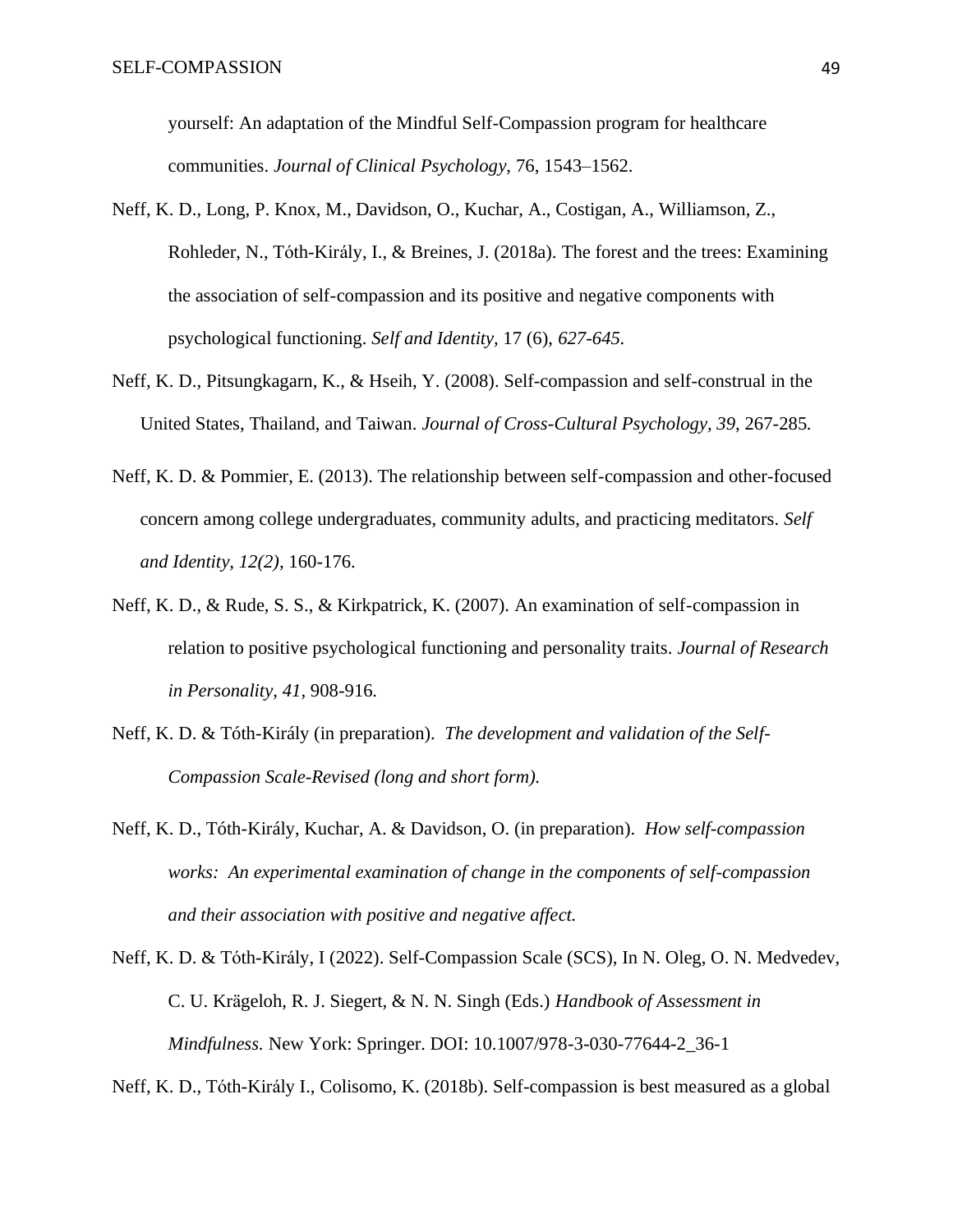yourself: An adaptation of the Mindful Self-Compassion program for healthcare communities. *Journal of Clinical Psychology*, 76, 1543–1562.

Neff, K. D., Long, P. Knox, M., Davidson, O., Kuchar, A., Costigan, A., Williamson, Z., Rohleder, N., Tóth-Király, I., & Breines, J. (2018a). The forest and the trees: Examining the association of self-compassion and its positive and negative components with psychological functioning. *Self and Identity*, 17 (6), *627-645.*

Neff, K. D., Pitsungkagarn, K., & Hseih, Y. (2008). Self-compassion and self-construal in the United States, Thailand, and Taiwan. *Journal of Cross-Cultural Psychology, 39,* 267-285*.*

Neff, K. D. & Pommier, E. (2013). The relationship between self-compassion and other-focused concern among college undergraduates, community adults, and practicing meditators. *Self and Identity, 12(2),* 160-176.

Neff, K. D., & Rude, S. S., & Kirkpatrick, K. (2007). An examination of self-compassion in relation to positive psychological functioning and personality traits. *Journal of Research in Personality, 41,* 908-916*.*

Neff, K. D. & Tóth-Király (in preparation). *The development and validation of the Self-Compassion Scale-Revised (long and short form).*

Neff, K. D., Tóth-Király, Kuchar, A. & Davidson, O. (in preparation). *How self-compassion works: An experimental examination of change in the components of self-compassion and their association with positive and negative affect.*

Neff, K. D. & Tóth-Király, I (2022). Self-Compassion Scale (SCS), In N. Oleg, O. N. Medvedev, C. U. Krägeloh, R. J. Siegert, & N. N. Singh (Eds.) *Handbook of Assessment in Mindfulness.* New York: Springer. DOI: 10.1007/978-3-030-77644-2_36-1

Neff, K. D., Tóth-Király I., Colisomo, K. (2018b). Self-compassion is best measured as a global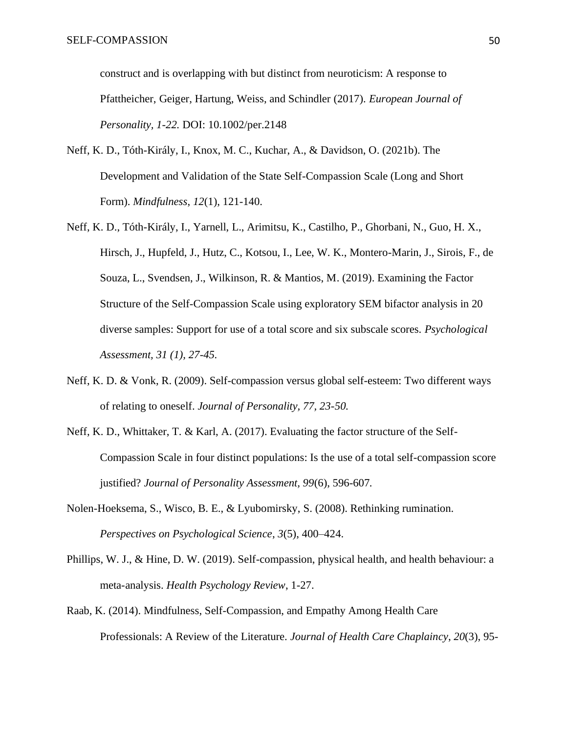construct and is overlapping with but distinct from neuroticism: A response to Pfattheicher, Geiger, Hartung, Weiss, and Schindler (2017). *European Journal of Personality, 1-22.* DOI: 10.1002/per.2148

Neff, K. D., Tóth-Király, I., Knox, M. C., Kuchar, A., & Davidson, O. (2021b). The Development and Validation of the State Self-Compassion Scale (Long and Short Form). *Mindfulness*, *12*(1), 121-140.

Neff, K. D., Tóth-Király, I., Yarnell, L., Arimitsu, K., Castilho, P., Ghorbani, N., Guo, H. X., Hirsch, J., Hupfeld, J., Hutz, C., Kotsou, I., Lee, W. K., Montero-Marin, J., Sirois, F., de Souza, L., Svendsen, J., Wilkinson, R. & Mantios, M. (2019). Examining the Factor Structure of the Self-Compassion Scale using exploratory SEM bifactor analysis in 20 diverse samples: Support for use of a total score and six subscale scores. *Psychological Assessment, 31 (1), 27-45.*

Neff, K. D. & Vonk, R. (2009). Self-compassion versus global self-esteem: Two different ways of relating to oneself. *Journal of Personality, 77, 23-50.*

Neff, K. D., Whittaker, T. & Karl, A. (2017). Evaluating the factor structure of the Self-Compassion Scale in four distinct populations: Is the use of a total self-compassion score justified? *Journal of Personality Assessment, 99*(6), 596-607.

Nolen-Hoeksema, S., Wisco, B. E., & Lyubomirsky, S. (2008). Rethinking rumination. *Perspectives on Psychological Science*, *3*(5), 400–424.

Phillips, W. J., & Hine, D. W. (2019). Self-compassion, physical health, and health behaviour: a meta-analysis. *Health Psychology Review*, 1-27.

Raab, K. (2014). Mindfulness, Self-Compassion, and Empathy Among Health Care Professionals: A Review of the Literature. *Journal of Health Care Chaplaincy*, *20*(3), 95-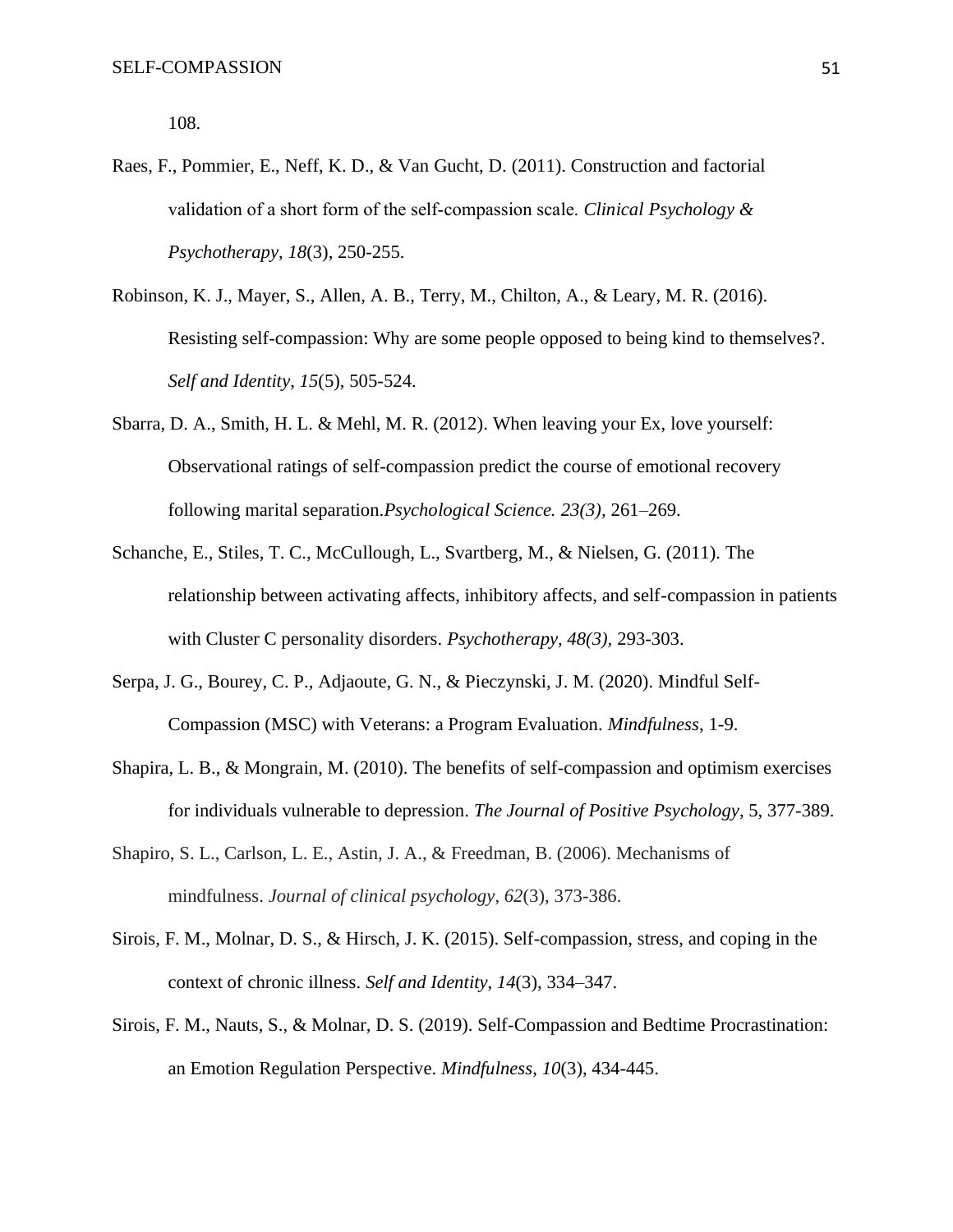108.

Raes, F., Pommier, E., Neff, K. D., & Van Gucht, D. (2011). Construction and factorial validation of a short form of the self-compassion scale. *Clinical Psychology & Psychotherapy*, *18*(3), 250-255.

Robinson, K. J., Mayer, S., Allen, A. B., Terry, M., Chilton, A., & Leary, M. R. (2016). Resisting self-compassion: Why are some people opposed to being kind to themselves?. *Self and Identity*, *15*(5), 505-524.

Sbarra, D. A., Smith, H. L. & Mehl, M. R. (2012). When leaving your Ex, love yourself: Observational ratings of self-compassion predict the course of emotional recovery following marital separation.*Psychological Science. 23(3),* 261–269.

Schanche, E., Stiles, T. C., McCullough, L., Svartberg, M., & Nielsen, G. (2011). The relationship between activating affects, inhibitory affects, and self-compassion in patients with Cluster C personality disorders. *Psychotherapy, 48(3),* 293-303.

Serpa, J. G., Bourey, C. P., Adjaoute, G. N., & Pieczynski, J. M. (2020). Mindful Self-Compassion (MSC) with Veterans: a Program Evaluation. *Mindfulness*, 1-9.

Shapira, L. B., & Mongrain, M. (2010). The benefits of self-compassion and optimism exercises for individuals vulnerable to depression. *The Journal of Positive Psychology*, 5, 377-389.

Shapiro, S. L., Carlson, L. E., Astin, J. A., & Freedman, B. (2006). Mechanisms of mindfulness. *Journal of clinical psychology*, *62*(3), 373-386.

Sirois, F. M., Molnar, D. S., & Hirsch, J. K. (2015). Self-compassion, stress, and coping in the context of chronic illness. *Self and Identity*, *14*(3), 334–347.

Sirois, F. M., Nauts, S., & Molnar, D. S. (2019). Self-Compassion and Bedtime Procrastination: an Emotion Regulation Perspective. *Mindfulness*, *10*(3), 434-445.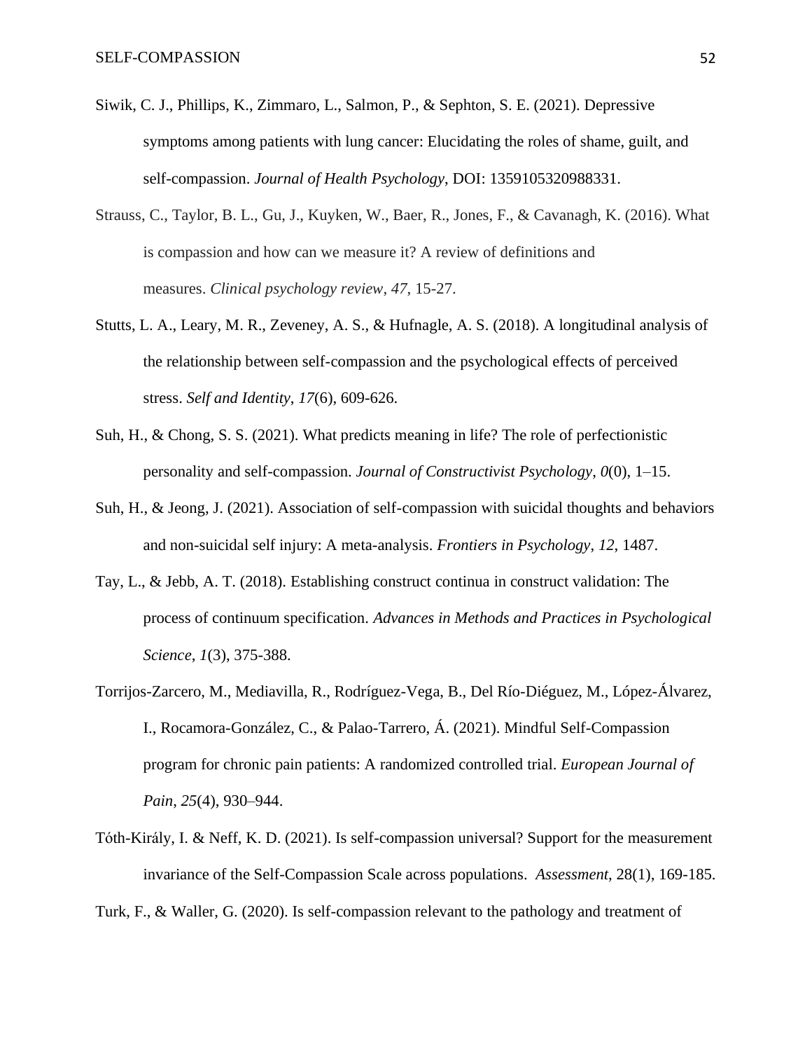Siwik, C. J., Phillips, K., Zimmaro, L., Salmon, P., & Sephton, S. E. (2021). Depressive symptoms among patients with lung cancer: Elucidating the roles of shame, guilt, and self-compassion. *Journal of Health Psychology*, DOI: 1359105320988331.

Strauss, C., Taylor, B. L., Gu, J., Kuyken, W., Baer, R., Jones, F., & Cavanagh, K. (2016). What is compassion and how can we measure it? A review of definitions and measures. *Clinical psychology review*, *47*, 15-27.

Stutts, L. A., Leary, M. R., Zeveney, A. S., & Hufnagle, A. S. (2018). A longitudinal analysis of the relationship between self-compassion and the psychological effects of perceived stress. *Self and Identity*, *17*(6), 609-626.

Suh, H., & Chong, S. S. (2021). What predicts meaning in life? The role of perfectionistic personality and self-compassion. *Journal of Constructivist Psychology*, *0*(0), 1–15.

Suh, H., & Jeong, J. (2021). Association of self-compassion with suicidal thoughts and behaviors and non-suicidal self injury: A meta-analysis. *Frontiers in Psychology*, *12*, 1487.

Tay, L., & Jebb, A. T. (2018). Establishing construct continua in construct validation: The process of continuum specification. *Advances in Methods and Practices in Psychological Science*, *1*(3), 375-388.

Torrijos-Zarcero, M., Mediavilla, R., Rodríguez-Vega, B., Del Río-Diéguez, M., López-Álvarez, I., Rocamora-González, C., & Palao-Tarrero, Á. (2021). Mindful Self-Compassion program for chronic pain patients: A randomized controlled trial. *European Journal of Pain*, *25*(4), 930–944.

Tóth-Király, I. & Neff, K. D. (2021). Is self-compassion universal? Support for the measurement invariance of the Self-Compassion Scale across populations. *Assessment*, 28(1), 169-185.

Turk, F., & Waller, G. (2020). Is self-compassion relevant to the pathology and treatment of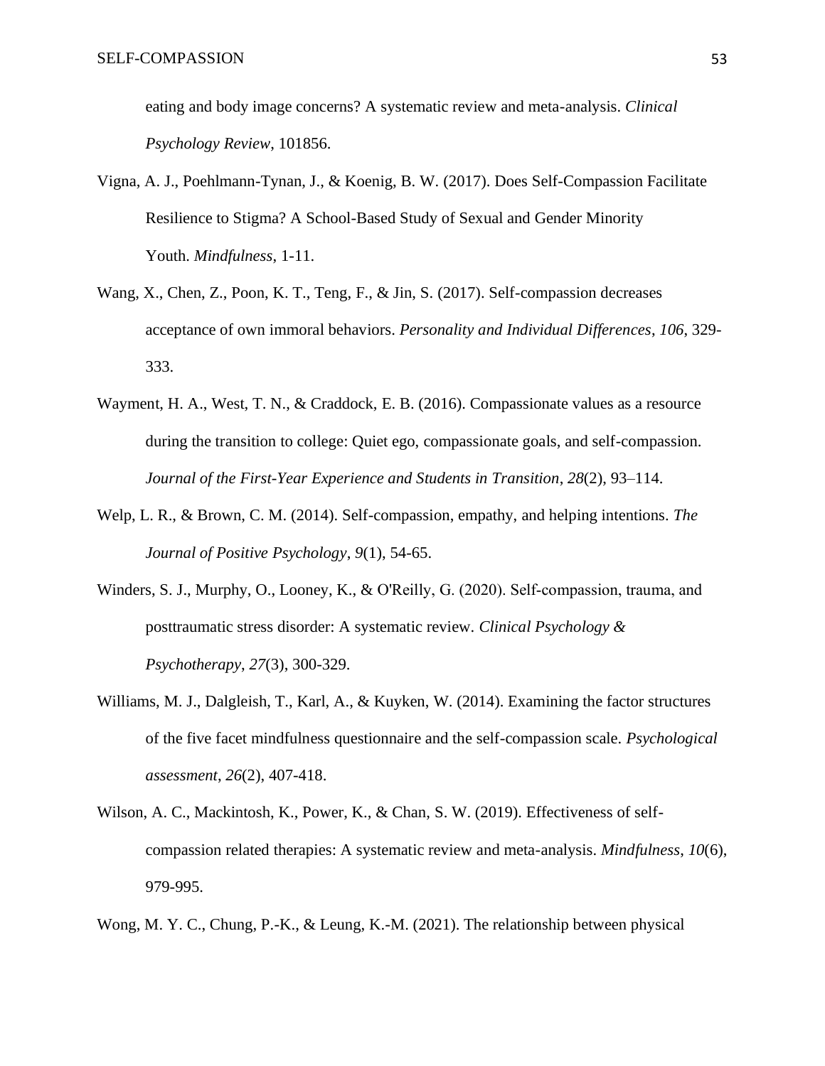eating and body image concerns? A systematic review and meta-analysis. *Clinical Psychology Review*, 101856.

Vigna, A. J., Poehlmann-Tynan, J., & Koenig, B. W. (2017). Does Self-Compassion Facilitate Resilience to Stigma? A School-Based Study of Sexual and Gender Minority Youth. *Mindfulness*, 1-11.

Wang, X., Chen, Z., Poon, K. T., Teng, F., & Jin, S. (2017). Self-compassion decreases acceptance of own immoral behaviors. *Personality and Individual Differences*, *106*, 329-333.

Wayment, H. A., West, T. N., & Craddock, E. B. (2016). Compassionate values as a resource during the transition to college: Quiet ego, compassionate goals, and self-compassion. *Journal of the First-Year Experience and Students in Transition*, *28*(2), 93–114.

Welp, L. R., & Brown, C. M. (2014). Self-compassion, empathy, and helping intentions. *The Journal of Positive Psychology*, *9*(1), 54-65.

Winders, S. J., Murphy, O., Looney, K., & O'Reilly, G. (2020). Self-compassion, trauma, and posttraumatic stress disorder: A systematic review. *Clinical Psychology & Psychotherapy*, *27*(3), 300-329.

Williams, M. J., Dalgleish, T., Karl, A., & Kuyken, W. (2014). Examining the factor structures of the five facet mindfulness questionnaire and the self-compassion scale. *Psychological assessment*, *26*(2), 407-418.

Wilson, A. C., Mackintosh, K., Power, K., & Chan, S. W. (2019). Effectiveness of self-compassion related therapies: A systematic review and meta-analysis. *Mindfulness*, *10*(6), 979-995.

Wong, M. Y. C., Chung, P.-K., & Leung, K.-M. (2021). The relationship between physical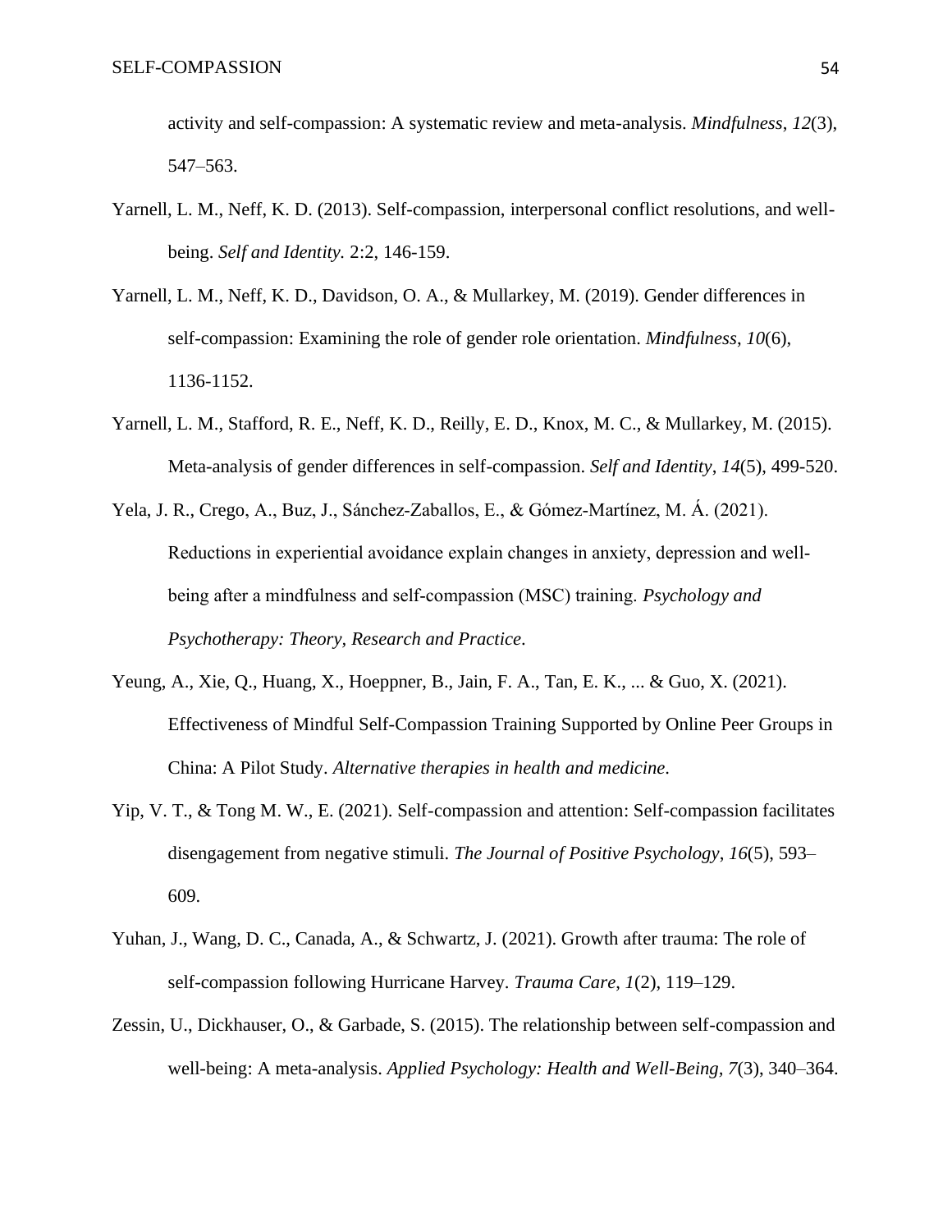activity and self-compassion: A systematic review and meta-analysis. *Mindfulness*, *12*(3), 547–563.

Yarnell, L. M., Neff, K. D. (2013). Self-compassion, interpersonal conflict resolutions, and well-being. *Self and Identity.* 2:2, 146-159.

Yarnell, L. M., Neff, K. D., Davidson, O. A., & Mullarkey, M. (2019). Gender differences in self-compassion: Examining the role of gender role orientation. *Mindfulness*, *10*(6), 1136-1152.

Yarnell, L. M., Stafford, R. E., Neff, K. D., Reilly, E. D., Knox, M. C., & Mullarkey, M. (2015). Meta-analysis of gender differences in self-compassion. *Self and Identity*, *14*(5), 499-520.

Yela, J. R., Crego, A., Buz, J., Sánchez-Zaballos, E., & Gómez-Martínez, M. Á. (2021). Reductions in experiential avoidance explain changes in anxiety, depression and well-being after a mindfulness and self-compassion (MSC) training. *Psychology and Psychotherapy: Theory, Research and Practice*.

Yeung, A., Xie, Q., Huang, X., Hoeppner, B., Jain, F. A., Tan, E. K., ... & Guo, X. (2021). Effectiveness of Mindful Self-Compassion Training Supported by Online Peer Groups in China: A Pilot Study. *Alternative therapies in health and medicine*.

Yip, V. T., & Tong M. W., E. (2021). Self-compassion and attention: Self-compassion facilitates disengagement from negative stimuli. *The Journal of Positive Psychology*, *16*(5), 593–609.

Yuhan, J., Wang, D. C., Canada, A., & Schwartz, J. (2021). Growth after trauma: The role of self-compassion following Hurricane Harvey. *Trauma Care*, *1*(2), 119–129.

Zessin, U., Dickhauser, O., & Garbade, S. (2015). The relationship between self-compassion and well-being: A meta-analysis. *Applied Psychology: Health and Well-Being*, *7*(3), 340–364.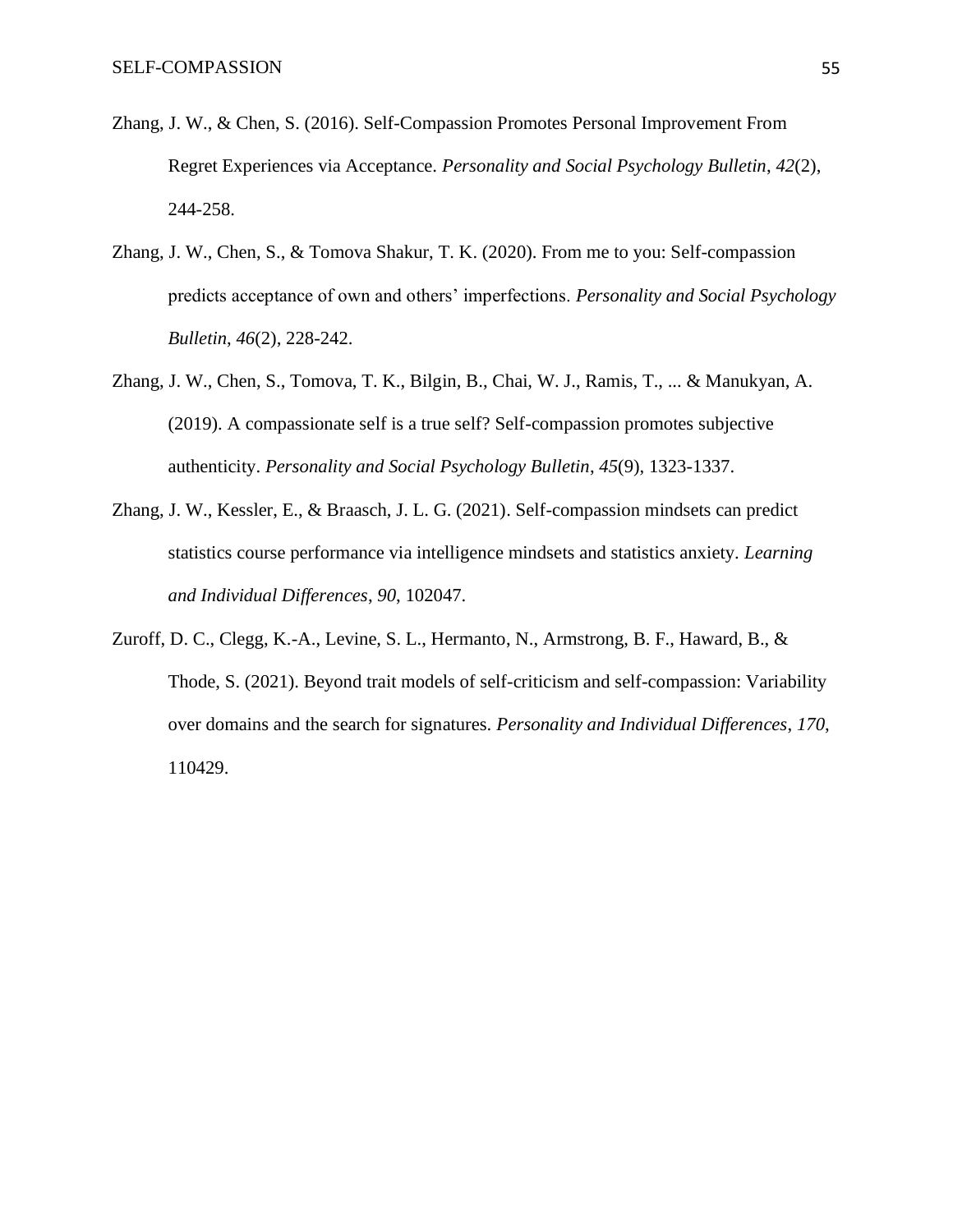Zhang, J. W., & Chen, S. (2016). Self-Compassion Promotes Personal Improvement From Regret Experiences via Acceptance. *Personality and Social Psychology Bulletin*, *42*(2), 244-258.

Zhang, J. W., Chen, S., & Tomova Shakur, T. K. (2020). From me to you: Self-compassion predicts acceptance of own and others' imperfections. *Personality and Social Psychology Bulletin*, *46*(2), 228-242.

Zhang, J. W., Chen, S., Tomova, T. K., Bilgin, B., Chai, W. J., Ramis, T., ... & Manukyan, A. (2019). A compassionate self is a true self? Self-compassion promotes subjective authenticity. *Personality and Social Psychology Bulletin*, *45*(9), 1323-1337.

Zhang, J. W., Kessler, E., & Braasch, J. L. G. (2021). Self-compassion mindsets can predict statistics course performance via intelligence mindsets and statistics anxiety. *Learning and Individual Differences*, *90*, 102047.

Zuroff, D. C., Clegg, K.-A., Levine, S. L., Hermanto, N., Armstrong, B. F., Haward, B., & Thode, S. (2021). Beyond trait models of self-criticism and self-compassion: Variability over domains and the search for signatures. *Personality and Individual Differences*, *170*, 110429.